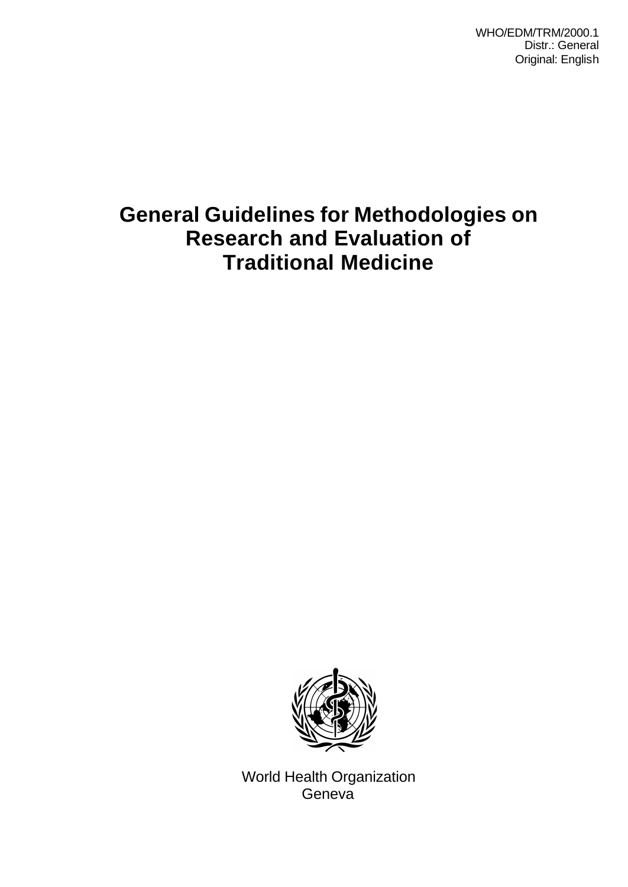WHO/EDM/TRM/2000.1
Distr.: General
Original: English

# General Guidelines for Methodologies on Research and Evaluation of Traditional Medicine

World Health Organization
Geneva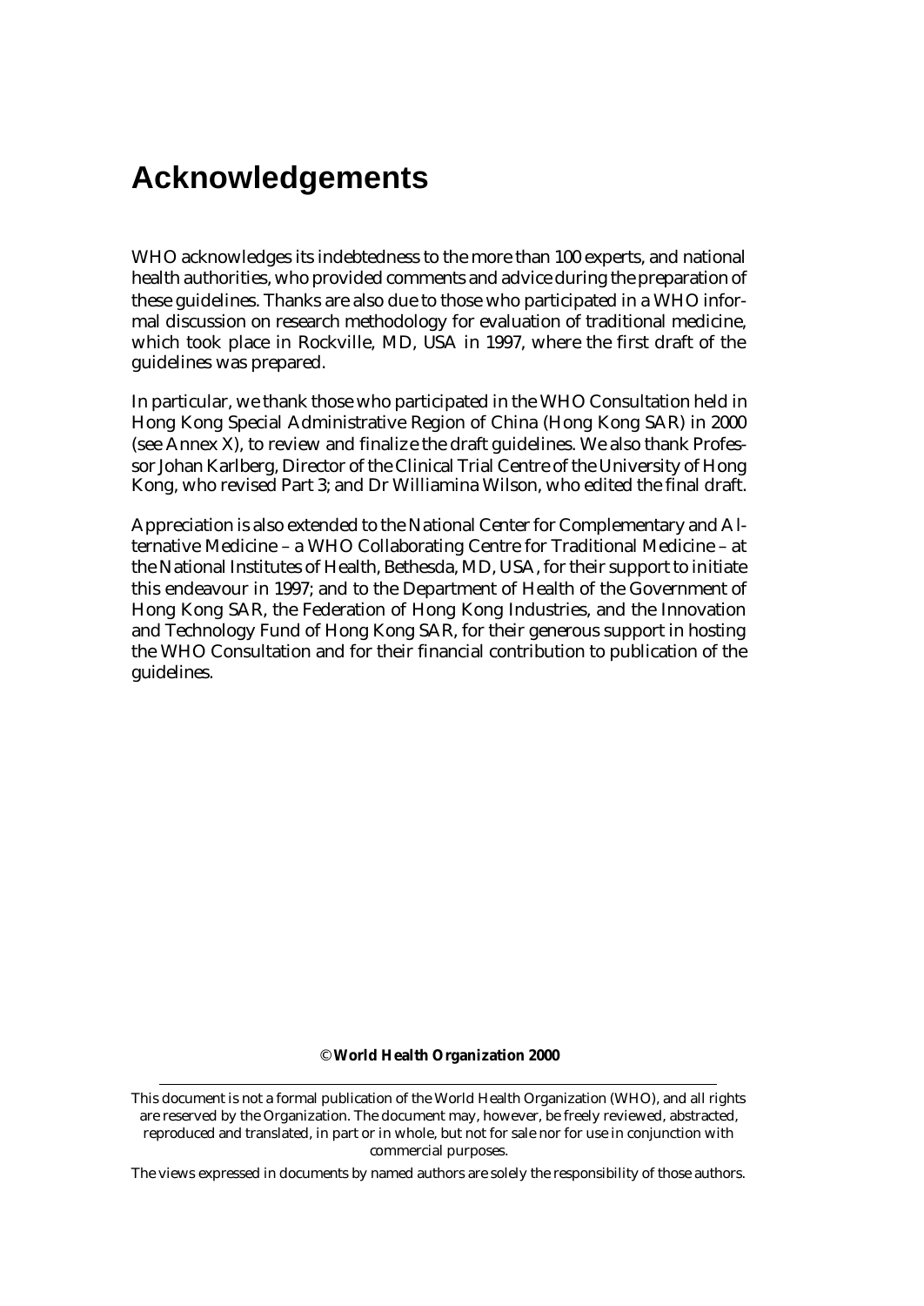# Acknowledgements

WHO acknowledges its indebtedness to the more than 100 experts, and national health authorities, who provided comments and advice during the preparation of these guidelines. Thanks are also due to those who participated in a WHO informal discussion on research methodology for evaluation of traditional medicine, which took place in Rockville, MD, USA in 1997, where the first draft of the guidelines was prepared.

In particular, we thank those who participated in the WHO Consultation held in Hong Kong Special Administrative Region of China (Hong Kong SAR) in 2000 (see Annex X), to review and finalize the draft guidelines. We also thank Professor Johan Karlberg, Director of the Clinical Trial Centre of the University of Hong Kong, who revised Part 3; and Dr Williamina Wilson, who edited the final draft.

Appreciation is also extended to the National Center for Complementary and Alternative Medicine – a WHO Collaborating Centre for Traditional Medicine – at the National Institutes of Health, Bethesda, MD, USA, for their support to initiate this endeavour in 1997; and to the Department of Health of the Government of Hong Kong SAR, the Federation of Hong Kong Industries, and the Innovation and Technology Fund of Hong Kong SAR, for their generous support in hosting the WHO Consultation and for their financial contribution to publication of the guidelines.

© **World Health Organization 2000**

This document is not a formal publication of the World Health Organization (WHO), and all rights are reserved by the Organization. The document may, however, be freely reviewed, abstracted, reproduced and translated, in part or in whole, but not for sale nor for use in conjunction with commercial purposes.

The views expressed in documents by named authors are solely the responsibility of those authors.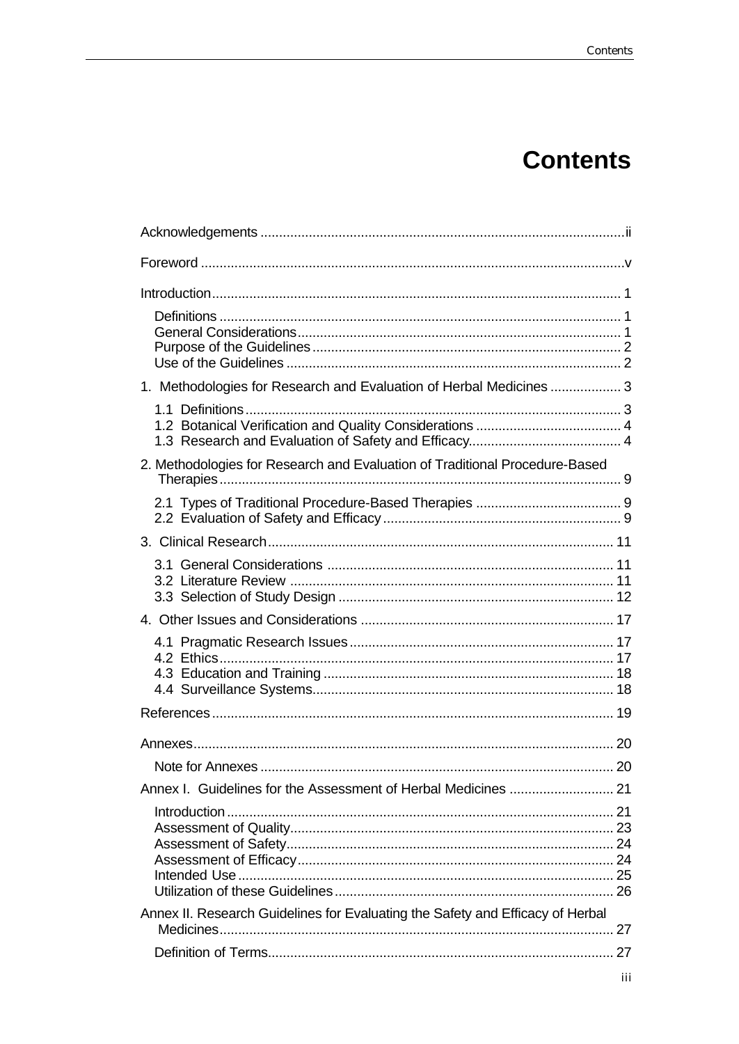# Contents

- Acknowledgements ii
- Foreword v
- Introduction 1
  - Definitions 1
  - General Considerations 1
  - Purpose of the Guidelines 2
  - Use of the Guidelines 2
- 1. Methodologies for Research and Evaluation of Herbal Medicines 3
  - 1.1 Definitions 3
  - 1.2 Botanical Verification and Quality Considerations 4
  - 1.3 Research and Evaluation of Safety and Efficacy 4
- 2. Methodologies for Research and Evaluation of Traditional Procedure-Based Therapies 9
  - 2.1 Types of Traditional Procedure-Based Therapies 9
  - 2.2 Evaluation of Safety and Efficacy 9
- 3. Clinical Research 11
  - 3.1 General Considerations 11
  - 3.2 Literature Review 11
  - 3.3 Selection of Study Design 12
- 4. Other Issues and Considerations 17
  - 4.1 Pragmatic Research Issues 17
  - 4.2 Ethics 17
  - 4.3 Education and Training 18
  - 4.4 Surveillance Systems 18
- References 19
- Annexes 20
  - Note for Annexes 20
- Annex I. Guidelines for the Assessment of Herbal Medicines 21
  - Introduction 21
  - Assessment of Quality 23
  - Assessment of Safety 24
  - Assessment of Efficacy 24
  - Intended Use 25
  - Utilization of these Guidelines 26
- Annex II. Research Guidelines for Evaluating the Safety and Efficacy of Herbal Medicines 27
  - Definition of Terms 27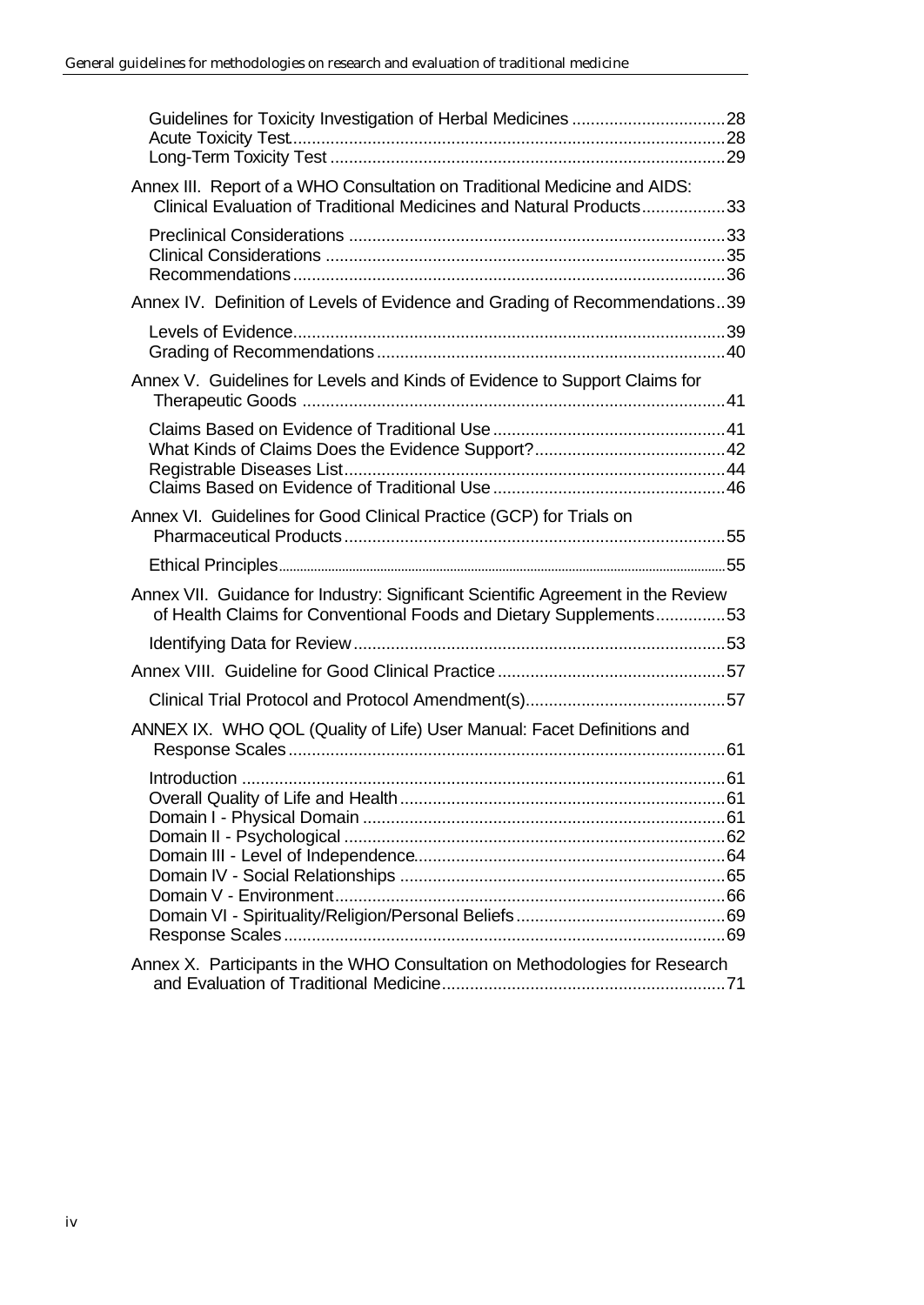- Guidelines for Toxicity Investigation of Herbal Medicines ... 28
- Acute Toxicity Test ... 28
- Long-Term Toxicity Test ... 29

Annex III. Report of a WHO Consultation on Traditional Medicine and AIDS: Clinical Evaluation of Traditional Medicines and Natural Products ... 33

- Preclinical Considerations ... 33
- Clinical Considerations ... 35
- Recommendations ... 36

Annex IV. Definition of Levels of Evidence and Grading of Recommendations ... 39

- Levels of Evidence ... 39
- Grading of Recommendations ... 40

Annex V. Guidelines for Levels and Kinds of Evidence to Support Claims for Therapeutic Goods ... 41

- Claims Based on Evidence of Traditional Use ... 41
- What Kinds of Claims Does the Evidence Support? ... 42
- Registrable Diseases List ... 44
- Claims Based on Evidence of Traditional Use ... 46

Annex VI. Guidelines for Good Clinical Practice (GCP) for Trials on Pharmaceutical Products ... 55

- Ethical Principles ... 55

Annex VII. Guidance for Industry: Significant Scientific Agreement in the Review of Health Claims for Conventional Foods and Dietary Supplements ... 53

- Identifying Data for Review ... 53

Annex VIII. Guideline for Good Clinical Practice ... 57

- Clinical Trial Protocol and Protocol Amendment(s) ... 57

ANNEX IX. WHO QOL (Quality of Life) User Manual: Facet Definitions and Response Scales ... 61

- Introduction ... 61
- Overall Quality of Life and Health ... 61
- Domain I - Physical Domain ... 61
- Domain II - Psychological ... 62
- Domain III - Level of Independence ... 64
- Domain IV - Social Relationships ... 65
- Domain V - Environment ... 66
- Domain VI - Spirituality/Religion/Personal Beliefs ... 69
- Response Scales ... 69

Annex X. Participants in the WHO Consultation on Methodologies for Research and Evaluation of Traditional Medicine ... 71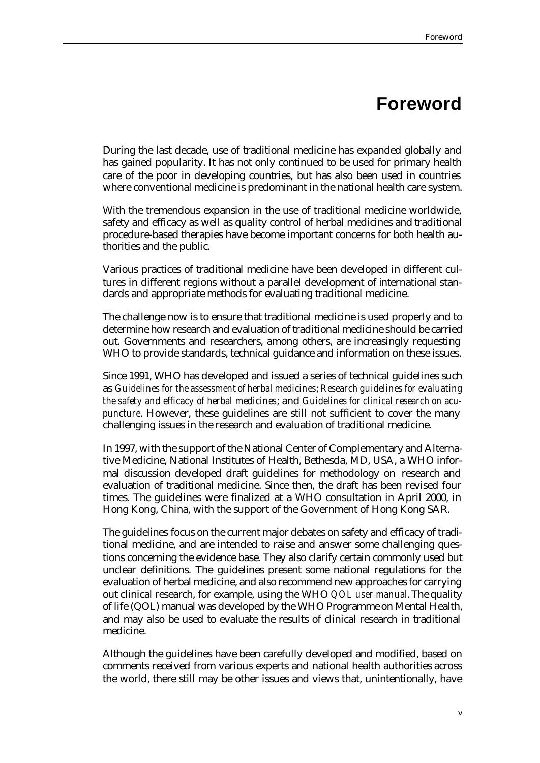# Foreword

During the last decade, use of traditional medicine has expanded globally and has gained popularity. It has not only continued to be used for primary health care of the poor in developing countries, but has also been used in countries where conventional medicine is predominant in the national health care system.

With the tremendous expansion in the use of traditional medicine worldwide, safety and efficacy as well as quality control of herbal medicines and traditional procedure-based therapies have become important concerns for both health authorities and the public.

Various practices of traditional medicine have been developed in different cultures in different regions without a parallel development of international standards and appropriate methods for evaluating traditional medicine.

The challenge now is to ensure that traditional medicine is used properly and to determine how research and evaluation of traditional medicine should be carried out. Governments and researchers, among others, are increasingly requesting WHO to provide standards, technical guidance and information on these issues.

Since 1991, WHO has developed and issued a series of technical guidelines such as *Guidelines for the assessment of herbal medicines*; *Research guidelines for evaluating the safety and efficacy of herbal medicines*; and *Guidelines for clinical research on acupuncture*. However, these guidelines are still not sufficient to cover the many challenging issues in the research and evaluation of traditional medicine.

In 1997, with the support of the National Center of Complementary and Alternative Medicine, National Institutes of Health, Bethesda, MD, USA, a WHO informal discussion developed draft guidelines for methodology on research and evaluation of traditional medicine. Since then, the draft has been revised four times. The guidelines were finalized at a WHO consultation in April 2000, in Hong Kong, China, with the support of the Government of Hong Kong SAR.

The guidelines focus on the current major debates on safety and efficacy of traditional medicine, and are intended to raise and answer some challenging questions concerning the evidence base. They also clarify certain commonly used but unclear definitions. The guidelines present some national regulations for the evaluation of herbal medicine, and also recommend new approaches for carrying out clinical research, for example, using the WHO *QOL user manual*. The quality of life (QOL) manual was developed by the WHO Programme on Mental Health, and may also be used to evaluate the results of clinical research in traditional medicine.

Although the guidelines have been carefully developed and modified, based on comments received from various experts and national health authorities across the world, there still may be other issues and views that, unintentionally, have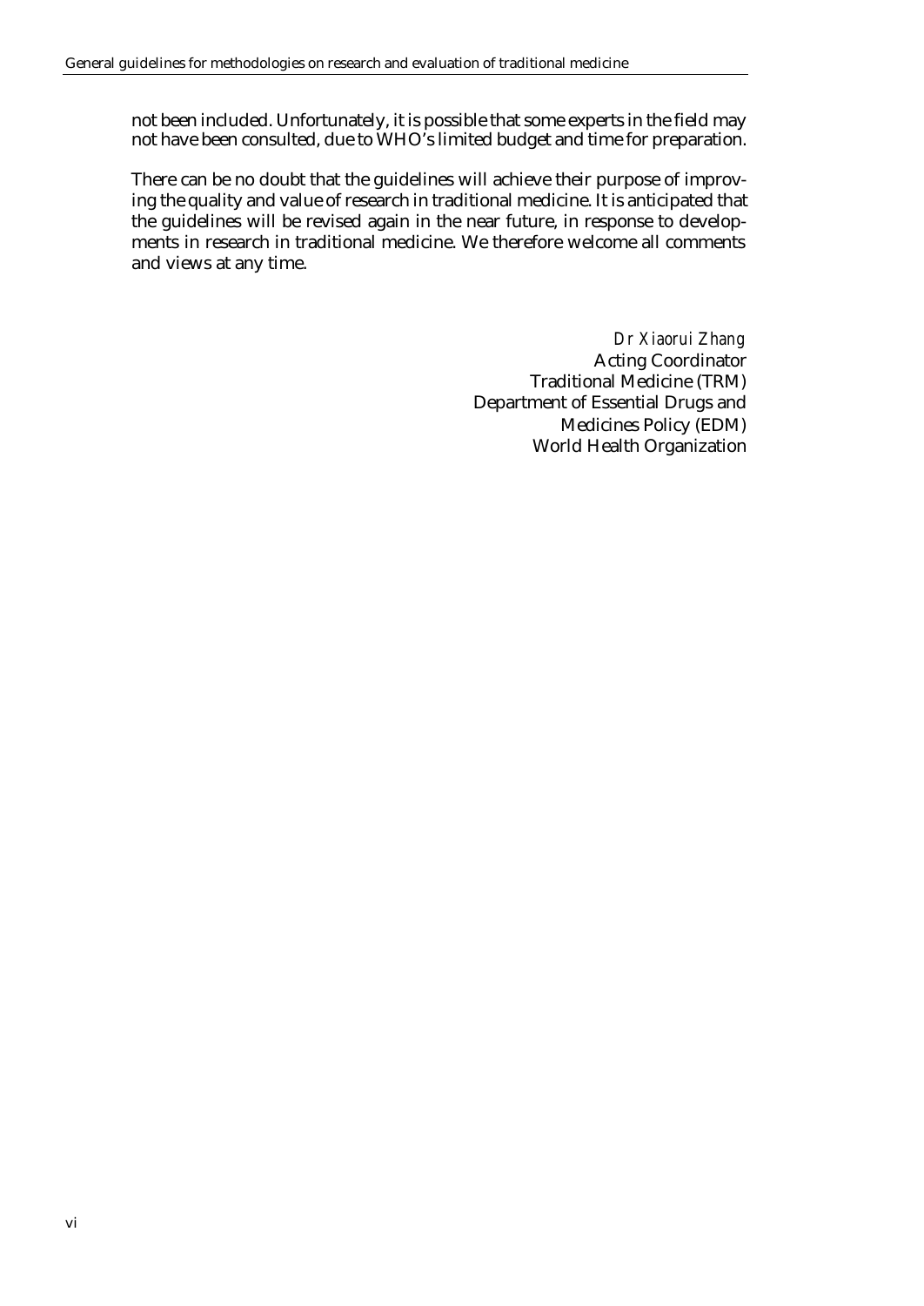not been included. Unfortunately, it is possible that some experts in the field may not have been consulted, due to WHO's limited budget and time for preparation.

There can be no doubt that the guidelines will achieve their purpose of improving the quality and value of research in traditional medicine. It is anticipated that the guidelines will be revised again in the near future, in response to developments in research in traditional medicine. We therefore welcome all comments and views at any time.

*Dr Xiaorui Zhang*
Acting Coordinator
Traditional Medicine (TRM)
Department of Essential Drugs and
Medicines Policy (EDM)
World Health Organization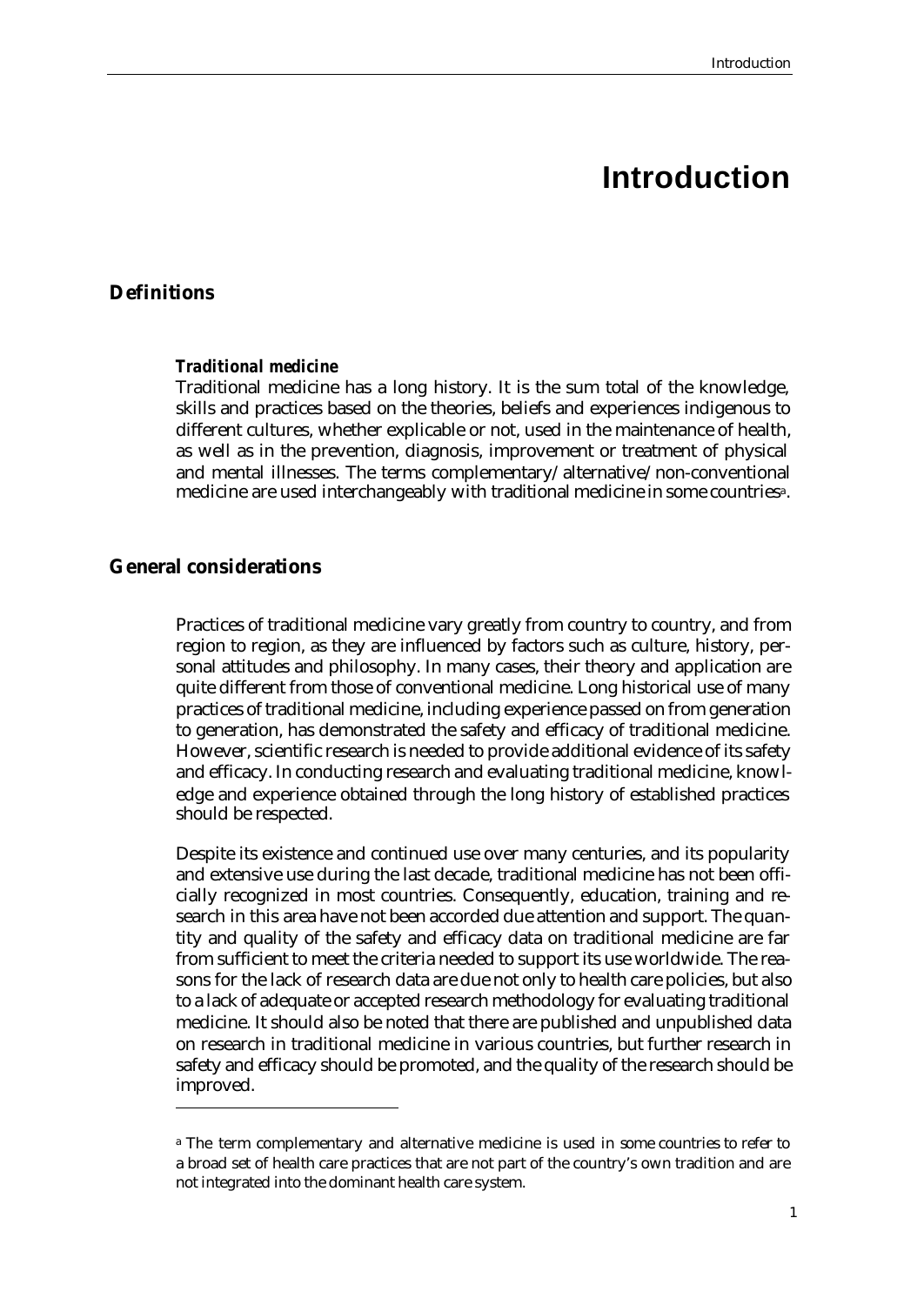# Introduction

## Definitions

### *Traditional medicine*

Traditional medicine has a long history. It is the sum total of the knowledge, skills and practices based on the theories, beliefs and experiences indigenous to different cultures, whether explicable or not, used in the maintenance of health, as well as in the prevention, diagnosis, improvement or treatment of physical and mental illnesses. The terms complementary/alternative/non-conventional medicine are used interchangeably with traditional medicine in some countries[a].

## General considerations

Practices of traditional medicine vary greatly from country to country, and from region to region, as they are influenced by factors such as culture, history, personal attitudes and philosophy. In many cases, their theory and application are quite different from those of conventional medicine. Long historical use of many practices of traditional medicine, including experience passed on from generation to generation, has demonstrated the safety and efficacy of traditional medicine. However, scientific research is needed to provide additional evidence of its safety and efficacy. In conducting research and evaluating traditional medicine, knowledge and experience obtained through the long history of established practices should be respected.

Despite its existence and continued use over many centuries, and its popularity and extensive use during the last decade, traditional medicine has not been officially recognized in most countries. Consequently, education, training and research in this area have not been accorded due attention and support. The quantity and quality of the safety and efficacy data on traditional medicine are far from sufficient to meet the criteria needed to support its use worldwide. The reasons for the lack of research data are due not only to health care policies, but also to a lack of adequate or accepted research methodology for evaluating traditional medicine. It should also be noted that there are published and unpublished data on research in traditional medicine in various countries, but further research in safety and efficacy should be promoted, and the quality of the research should be improved.

---

[a] The term complementary and alternative medicine is used in some countries to refer to a broad set of health care practices that are not part of the country's own tradition and are not integrated into the dominant health care system.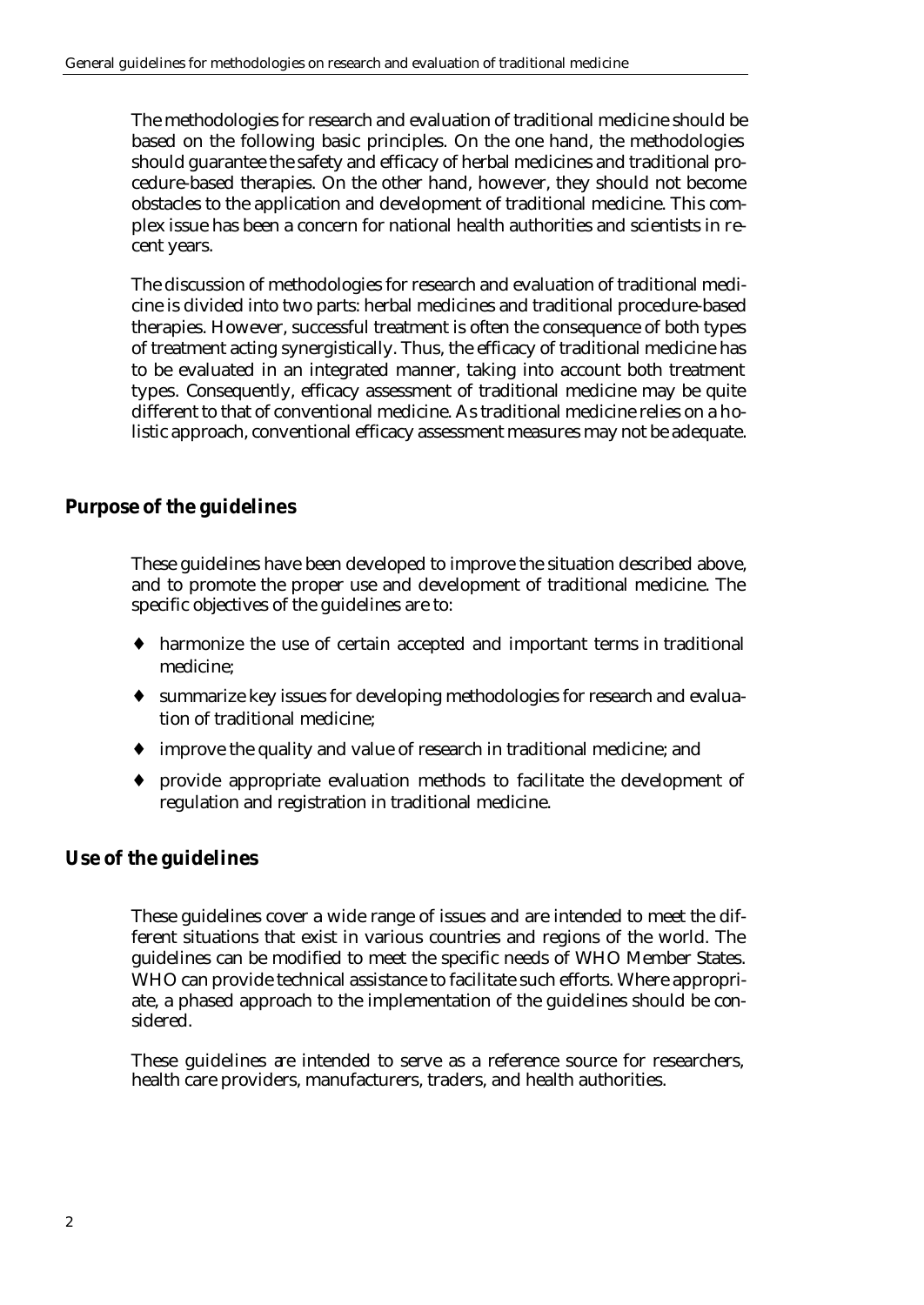The methodologies for research and evaluation of traditional medicine should be based on the following basic principles. On the one hand, the methodologies should guarantee the safety and efficacy of herbal medicines and traditional procedure-based therapies. On the other hand, however, they should not become obstacles to the application and development of traditional medicine. This complex issue has been a concern for national health authorities and scientists in recent years.

The discussion of methodologies for research and evaluation of traditional medicine is divided into two parts: herbal medicines and traditional procedure-based therapies. However, successful treatment is often the consequence of both types of treatment acting synergistically. Thus, the efficacy of traditional medicine has to be evaluated in an integrated manner, taking into account both treatment types. Consequently, efficacy assessment of traditional medicine may be quite different to that of conventional medicine. As traditional medicine relies on a holistic approach, conventional efficacy assessment measures may not be adequate.

## Purpose of the guidelines

These guidelines have been developed to improve the situation described above, and to promote the proper use and development of traditional medicine. The specific objectives of the guidelines are to:

- harmonize the use of certain accepted and important terms in traditional medicine;
- summarize key issues for developing methodologies for research and evaluation of traditional medicine;
- improve the quality and value of research in traditional medicine; and
- provide appropriate evaluation methods to facilitate the development of regulation and registration in traditional medicine.

## Use of the guidelines

These guidelines cover a wide range of issues and are intended to meet the different situations that exist in various countries and regions of the world. The guidelines can be modified to meet the specific needs of WHO Member States. WHO can provide technical assistance to facilitate such efforts. Where appropriate, a phased approach to the implementation of the guidelines should be considered.

These guidelines are intended to serve as a reference source for researchers, health care providers, manufacturers, traders, and health authorities.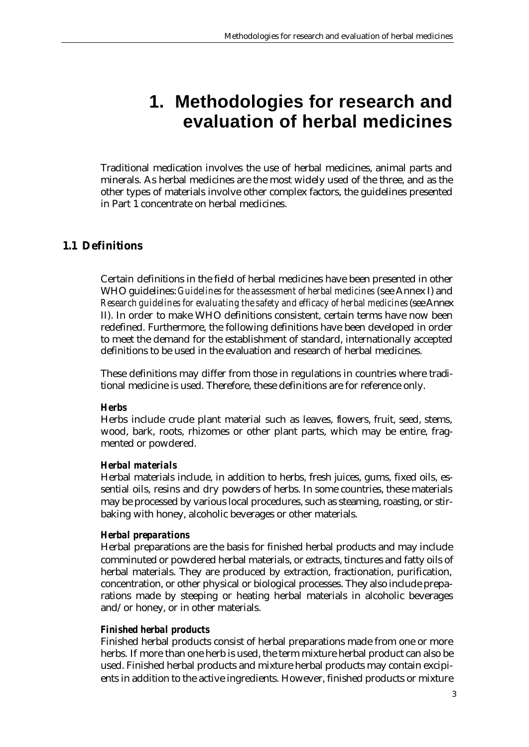# 1. Methodologies for research and evaluation of herbal medicines

Traditional medication involves the use of herbal medicines, animal parts and minerals. As herbal medicines are the most widely used of the three, and as the other types of materials involve other complex factors, the guidelines presented in Part 1 concentrate on herbal medicines.

## 1.1 Definitions

Certain definitions in the field of herbal medicines have been presented in other WHO guidelines: *Guidelines for the assessment of herbal medicines* (see Annex I) and *Research guidelines for evaluating the safety and efficacy of herbal medicines* (see Annex II). In order to make WHO definitions consistent, certain terms have now been redefined. Furthermore, the following definitions have been developed in order to meet the demand for the establishment of standard, internationally accepted definitions to be used in the evaluation and research of herbal medicines.

These definitions may differ from those in regulations in countries where traditional medicine is used. Therefore, these definitions are for reference only.

***Herbs***
Herbs include crude plant material such as leaves, flowers, fruit, seed, stems, wood, bark, roots, rhizomes or other plant parts, which may be entire, fragmented or powdered.

***Herbal materials***
Herbal materials include, in addition to herbs, fresh juices, gums, fixed oils, essential oils, resins and dry powders of herbs. In some countries, these materials may be processed by various local procedures, such as steaming, roasting, or stir-baking with honey, alcoholic beverages or other materials.

***Herbal preparations***
Herbal preparations are the basis for finished herbal products and may include comminuted or powdered herbal materials, or extracts, tinctures and fatty oils of herbal materials. They are produced by extraction, fractionation, purification, concentration, or other physical or biological processes. They also include preparations made by steeping or heating herbal materials in alcoholic beverages and/or honey, or in other materials.

***Finished herbal products***
Finished herbal products consist of herbal preparations made from one or more herbs. If more than one herb is used, the term mixture herbal product can also be used. Finished herbal products and mixture herbal products may contain excipients in addition to the active ingredients. However, finished products or mixture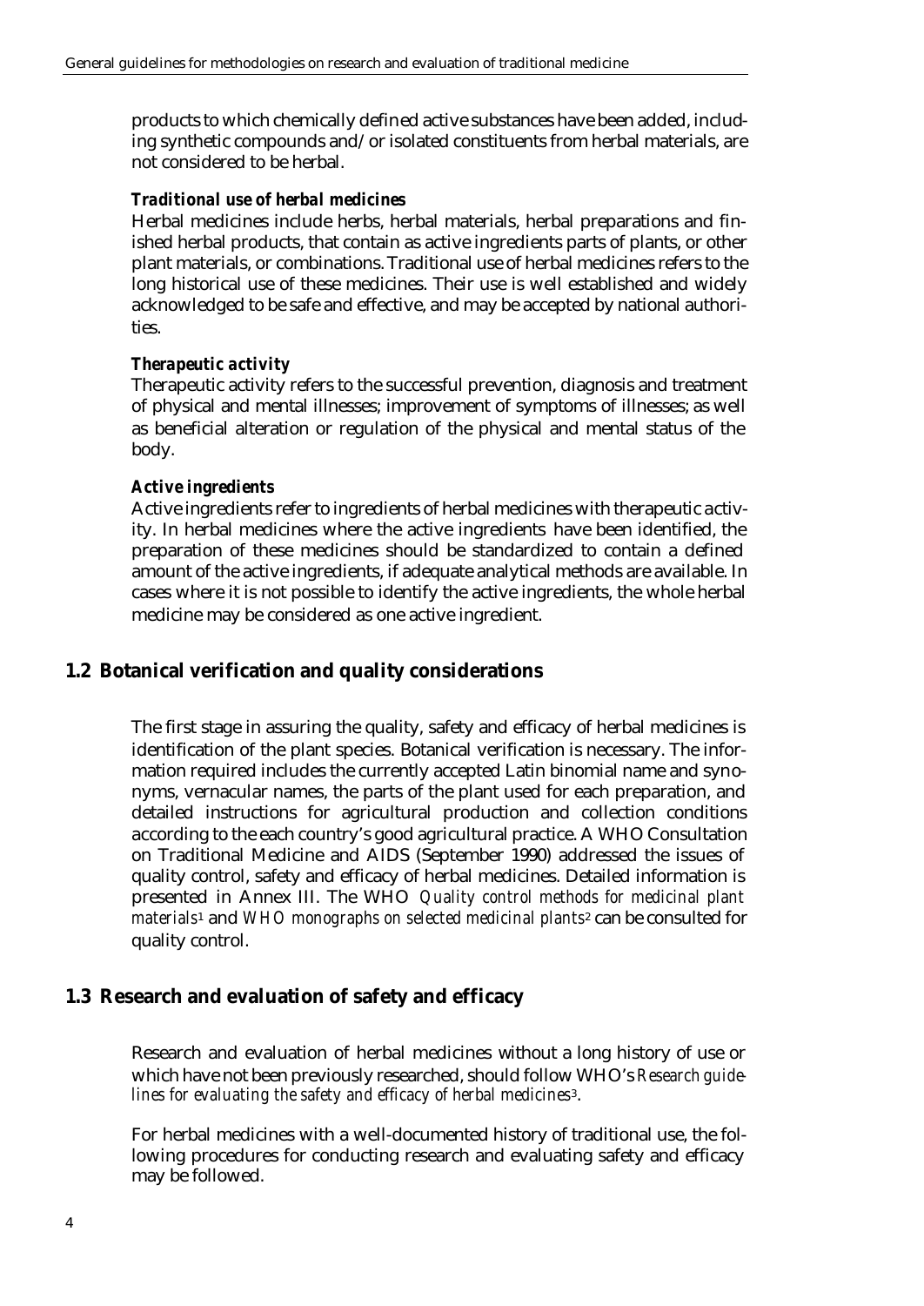products to which chemically defined active substances have been added, including synthetic compounds and/or isolated constituents from herbal materials, are not considered to be herbal.

***Traditional use of herbal medicines***

Herbal medicines include herbs, herbal materials, herbal preparations and finished herbal products, that contain as active ingredients parts of plants, or other plant materials, or combinations. Traditional use of herbal medicines refers to the long historical use of these medicines. Their use is well established and widely acknowledged to be safe and effective, and may be accepted by national authorities.

***Therapeutic activity***

Therapeutic activity refers to the successful prevention, diagnosis and treatment of physical and mental illnesses; improvement of symptoms of illnesses; as well as beneficial alteration or regulation of the physical and mental status of the body.

***Active ingredients***

Active ingredients refer to ingredients of herbal medicines with therapeutic activity. In herbal medicines where the active ingredients have been identified, the preparation of these medicines should be standardized to contain a defined amount of the active ingredients, if adequate analytical methods are available. In cases where it is not possible to identify the active ingredients, the whole herbal medicine may be considered as one active ingredient.

## 1.2 Botanical verification and quality considerations

The first stage in assuring the quality, safety and efficacy of herbal medicines is identification of the plant species. Botanical verification is necessary. The information required includes the currently accepted Latin binomial name and synonyms, vernacular names, the parts of the plant used for each preparation, and detailed instructions for agricultural production and collection conditions according to the each country's good agricultural practice. A WHO Consultation on Traditional Medicine and AIDS (September 1990) addressed the issues of quality control, safety and efficacy of herbal medicines. Detailed information is presented in Annex III. The WHO *Quality control methods for medicinal plant materials*[1] and *WHO monographs on selected medicinal plants*[2] can be consulted for quality control.

## 1.3 Research and evaluation of safety and efficacy

Research and evaluation of herbal medicines without a long history of use or which have not been previously researched, should follow WHO's *Research guidelines for evaluating the safety and efficacy of herbal medicines*[3].

For herbal medicines with a well-documented history of traditional use, the following procedures for conducting research and evaluating safety and efficacy may be followed.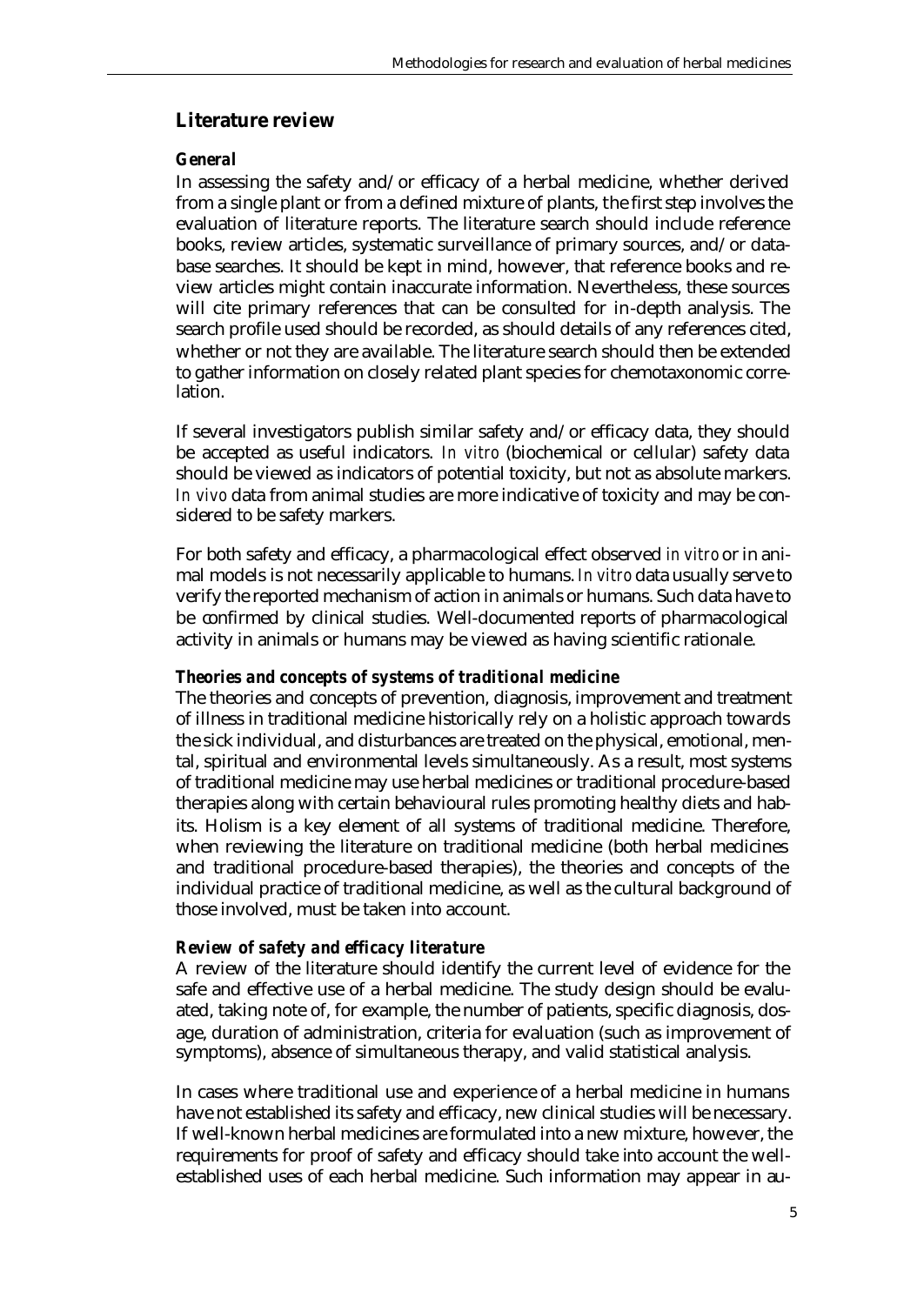## Literature review

### General

In assessing the safety and/or efficacy of a herbal medicine, whether derived from a single plant or from a defined mixture of plants, the first step involves the evaluation of literature reports. The literature search should include reference books, review articles, systematic surveillance of primary sources, and/or database searches. It should be kept in mind, however, that reference books and review articles might contain inaccurate information. Nevertheless, these sources will cite primary references that can be consulted for in-depth analysis. The search profile used should be recorded, as should details of any references cited, whether or not they are available. The literature search should then be extended to gather information on closely related plant species for chemotaxonomic correlation.

If several investigators publish similar safety and/or efficacy data, they should be accepted as useful indicators. *In vitro* (biochemical or cellular) safety data should be viewed as indicators of potential toxicity, but not as absolute markers. *In vivo* data from animal studies are more indicative of toxicity and may be considered to be safety markers.

For both safety and efficacy, a pharmacological effect observed *in vitro* or in animal models is not necessarily applicable to humans. *In vitro* data usually serve to verify the reported mechanism of action in animals or humans. Such data have to be confirmed by clinical studies. Well-documented reports of pharmacological activity in animals or humans may be viewed as having scientific rationale.

### Theories and concepts of systems of traditional medicine

The theories and concepts of prevention, diagnosis, improvement and treatment of illness in traditional medicine historically rely on a holistic approach towards the sick individual, and disturbances are treated on the physical, emotional, mental, spiritual and environmental levels simultaneously. As a result, most systems of traditional medicine may use herbal medicines or traditional procedure-based therapies along with certain behavioural rules promoting healthy diets and habits. Holism is a key element of all systems of traditional medicine. Therefore, when reviewing the literature on traditional medicine (both herbal medicines and traditional procedure-based therapies), the theories and concepts of the individual practice of traditional medicine, as well as the cultural background of those involved, must be taken into account.

### Review of safety and efficacy literature

A review of the literature should identify the current level of evidence for the safe and effective use of a herbal medicine. The study design should be evaluated, taking note of, for example, the number of patients, specific diagnosis, dosage, duration of administration, criteria for evaluation (such as improvement of symptoms), absence of simultaneous therapy, and valid statistical analysis.

In cases where traditional use and experience of a herbal medicine in humans have not established its safety and efficacy, new clinical studies will be necessary. If well-known herbal medicines are formulated into a new mixture, however, the requirements for proof of safety and efficacy should take into account the well-established uses of each herbal medicine. Such information may appear in au-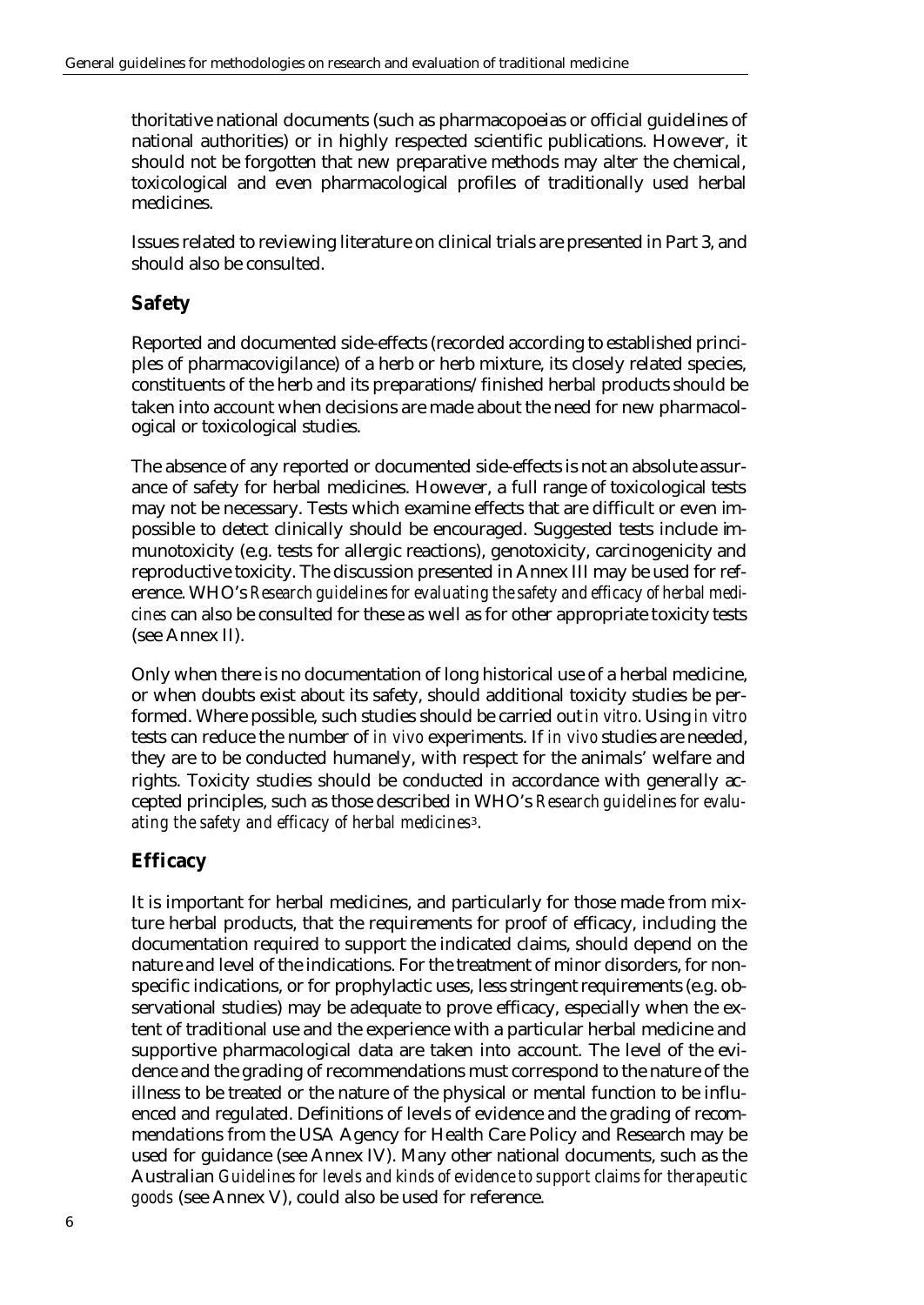thoritative national documents (such as pharmacopoeias or official guidelines of national authorities) or in highly respected scientific publications. However, it should not be forgotten that new preparative methods may alter the chemical, toxicological and even pharmacological profiles of traditionally used herbal medicines.

Issues related to reviewing literature on clinical trials are presented in Part 3, and should also be consulted.

## Safety

Reported and documented side-effects (recorded according to established principles of pharmacovigilance) of a herb or herb mixture, its closely related species, constituents of the herb and its preparations/finished herbal products should be taken into account when decisions are made about the need for new pharmacological or toxicological studies.

The absence of any reported or documented side-effects is not an absolute assurance of safety for herbal medicines. However, a full range of toxicological tests may not be necessary. Tests which examine effects that are difficult or even impossible to detect clinically should be encouraged. Suggested tests include immunotoxicity (e.g. tests for allergic reactions), genotoxicity, carcinogenicity and reproductive toxicity. The discussion presented in Annex III may be used for reference. WHO's *Research guidelines for evaluating the safety and efficacy of herbal medicines* can also be consulted for these as well as for other appropriate toxicity tests (see Annex II).

Only when there is no documentation of long historical use of a herbal medicine, or when doubts exist about its safety, should additional toxicity studies be performed. Where possible, such studies should be carried out *in vitro*. Using *in vitro* tests can reduce the number of *in vivo* experiments. If *in vivo* studies are needed, they are to be conducted humanely, with respect for the animals' welfare and rights. Toxicity studies should be conducted in accordance with generally accepted principles, such as those described in WHO's *Research guidelines for evaluating the safety and efficacy of herbal medicines*[3].

## Efficacy

It is important for herbal medicines, and particularly for those made from mixture herbal products, that the requirements for proof of efficacy, including the documentation required to support the indicated claims, should depend on the nature and level of the indications. For the treatment of minor disorders, for non-specific indications, or for prophylactic uses, less stringent requirements (e.g. observational studies) may be adequate to prove efficacy, especially when the extent of traditional use and the experience with a particular herbal medicine and supportive pharmacological data are taken into account. The level of the evidence and the grading of recommendations must correspond to the nature of the illness to be treated or the nature of the physical or mental function to be influenced and regulated. Definitions of levels of evidence and the grading of recommendations from the USA Agency for Health Care Policy and Research may be used for guidance (see Annex IV). Many other national documents, such as the Australian *Guidelines for levels and kinds of evidence to support claims for therapeutic goods* (see Annex V), could also be used for reference.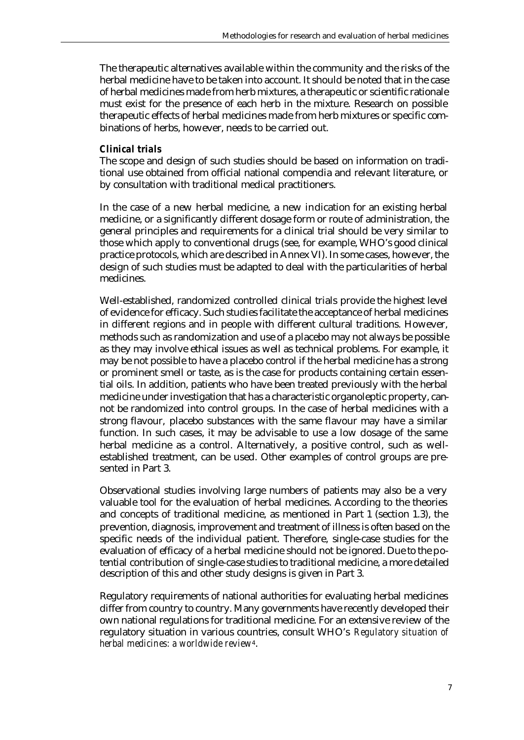The therapeutic alternatives available within the community and the risks of the herbal medicine have to be taken into account. It should be noted that in the case of herbal medicines made from herb mixtures, a therapeutic or scientific rationale must exist for the presence of each herb in the mixture. Research on possible therapeutic effects of herbal medicines made from herb mixtures or specific combinations of herbs, however, needs to be carried out.

#### Clinical trials

The scope and design of such studies should be based on information on traditional use obtained from official national compendia and relevant literature, or by consultation with traditional medical practitioners.

In the case of a new herbal medicine, a new indication for an existing herbal medicine, or a significantly different dosage form or route of administration, the general principles and requirements for a clinical trial should be very similar to those which apply to conventional drugs (see, for example, WHO's good clinical practice protocols, which are described in Annex VI). In some cases, however, the design of such studies must be adapted to deal with the particularities of herbal medicines.

Well-established, randomized controlled clinical trials provide the highest level of evidence for efficacy. Such studies facilitate the acceptance of herbal medicines in different regions and in people with different cultural traditions. However, methods such as randomization and use of a placebo may not always be possible as they may involve ethical issues as well as technical problems. For example, it may be not possible to have a placebo control if the herbal medicine has a strong or prominent smell or taste, as is the case for products containing certain essential oils. In addition, patients who have been treated previously with the herbal medicine under investigation that has a characteristic organoleptic property, cannot be randomized into control groups. In the case of herbal medicines with a strong flavour, placebo substances with the same flavour may have a similar function. In such cases, it may be advisable to use a low dosage of the same herbal medicine as a control. Alternatively, a positive control, such as well-established treatment, can be used. Other examples of control groups are presented in Part 3.

Observational studies involving large numbers of patients may also be a very valuable tool for the evaluation of herbal medicines. According to the theories and concepts of traditional medicine, as mentioned in Part 1 (section 1.3), the prevention, diagnosis, improvement and treatment of illness is often based on the specific needs of the individual patient. Therefore, single-case studies for the evaluation of efficacy of a herbal medicine should not be ignored. Due to the potential contribution of single-case studies to traditional medicine, a more detailed description of this and other study designs is given in Part 3.

Regulatory requirements of national authorities for evaluating herbal medicines differ from country to country. Many governments have recently developed their own national regulations for traditional medicine. For an extensive review of the regulatory situation in various countries, consult WHO's *Regulatory situation of herbal medicines: a worldwide review*[4].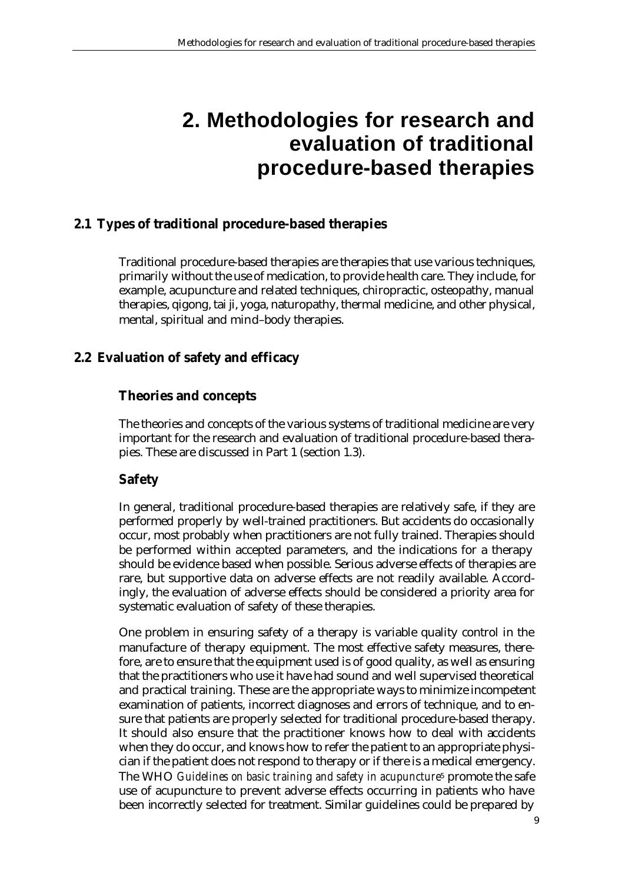# 2. Methodologies for research and evaluation of traditional procedure-based therapies

## 2.1 Types of traditional procedure-based therapies

Traditional procedure-based therapies are therapies that use various techniques, primarily without the use of medication, to provide health care. They include, for example, acupuncture and related techniques, chiropractic, osteopathy, manual therapies, qigong, tai ji, yoga, naturopathy, thermal medicine, and other physical, mental, spiritual and mind–body therapies.

## 2.2 Evaluation of safety and efficacy

### Theories and concepts

The theories and concepts of the various systems of traditional medicine are very important for the research and evaluation of traditional procedure-based therapies. These are discussed in Part 1 (section 1.3).

### Safety

In general, traditional procedure-based therapies are relatively safe, if they are performed properly by well-trained practitioners. But accidents do occasionally occur, most probably when practitioners are not fully trained. Therapies should be performed within accepted parameters, and the indications for a therapy should be evidence based when possible. Serious adverse effects of therapies are rare, but supportive data on adverse effects are not readily available. Accordingly, the evaluation of adverse effects should be considered a priority area for systematic evaluation of safety of these therapies.

One problem in ensuring safety of a therapy is variable quality control in the manufacture of therapy equipment. The most effective safety measures, therefore, are to ensure that the equipment used is of good quality, as well as ensuring that the practitioners who use it have had sound and well supervised theoretical and practical training. These are the appropriate ways to minimize incompetent examination of patients, incorrect diagnoses and errors of technique, and to ensure that patients are properly selected for traditional procedure-based therapy. It should also ensure that the practitioner knows how to deal with accidents when they do occur, and knows how to refer the patient to an appropriate physician if the patient does not respond to therapy or if there is a medical emergency. The WHO *Guidelines on basic training and safety in acupuncture*[5] promote the safe use of acupuncture to prevent adverse effects occurring in patients who have been incorrectly selected for treatment. Similar guidelines could be prepared by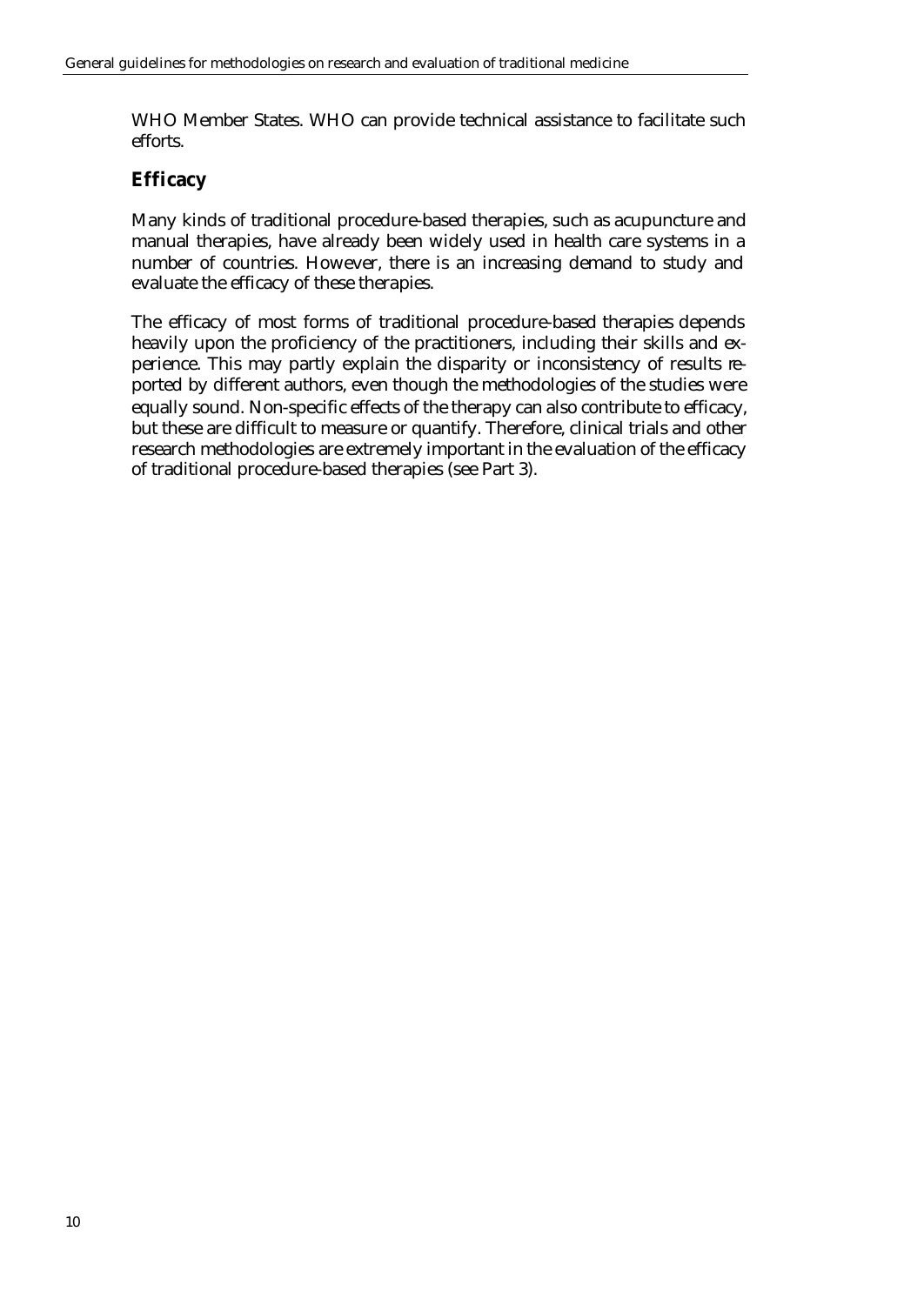WHO Member States. WHO can provide technical assistance to facilitate such efforts.

## Efficacy

Many kinds of traditional procedure-based therapies, such as acupuncture and manual therapies, have already been widely used in health care systems in a number of countries. However, there is an increasing demand to study and evaluate the efficacy of these therapies.

The efficacy of most forms of traditional procedure-based therapies depends heavily upon the proficiency of the practitioners, including their skills and experience. This may partly explain the disparity or inconsistency of results reported by different authors, even though the methodologies of the studies were equally sound. Non-specific effects of the therapy can also contribute to efficacy, but these are difficult to measure or quantify. Therefore, clinical trials and other research methodologies are extremely important in the evaluation of the efficacy of traditional procedure-based therapies (see Part 3).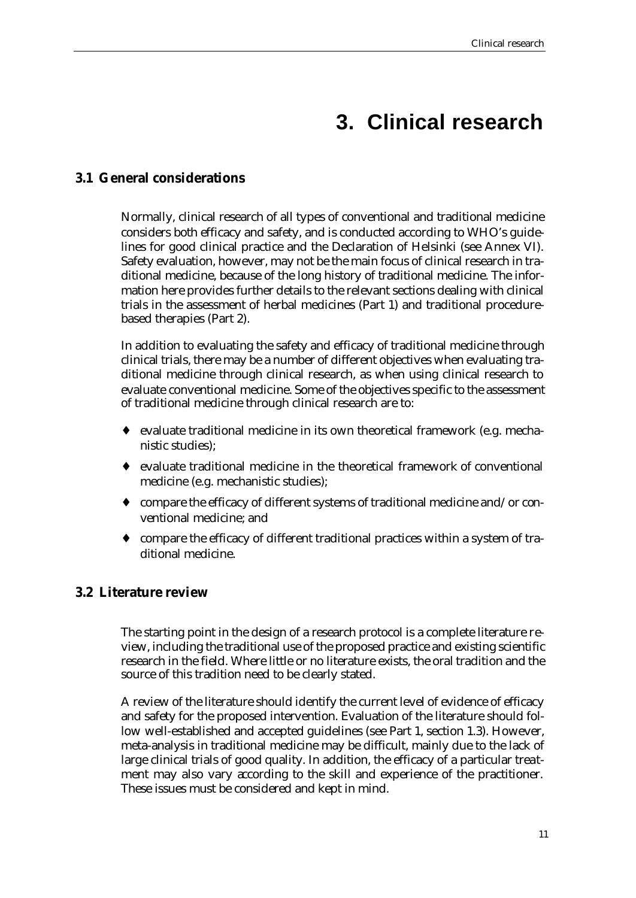# 3. Clinical research

## 3.1 General considerations

Normally, clinical research of all types of conventional and traditional medicine considers both efficacy and safety, and is conducted according to WHO's guidelines for good clinical practice and the Declaration of Helsinki (see Annex VI). Safety evaluation, however, may not be the main focus of clinical research in traditional medicine, because of the long history of traditional medicine. The information here provides further details to the relevant sections dealing with clinical trials in the assessment of herbal medicines (Part 1) and traditional procedure-based therapies (Part 2).

In addition to evaluating the safety and efficacy of traditional medicine through clinical trials, there may be a number of different objectives when evaluating traditional medicine through clinical research, as when using clinical research to evaluate conventional medicine. Some of the objectives specific to the assessment of traditional medicine through clinical research are to:

- evaluate traditional medicine in its own theoretical framework (e.g. mechanistic studies);
- evaluate traditional medicine in the theoretical framework of conventional medicine (e.g. mechanistic studies);
- compare the efficacy of different systems of traditional medicine and/or conventional medicine; and
- compare the efficacy of different traditional practices within a system of traditional medicine.

## 3.2 Literature review

The starting point in the design of a research protocol is a complete literature review, including the traditional use of the proposed practice and existing scientific research in the field. Where little or no literature exists, the oral tradition and the source of this tradition need to be clearly stated.

A review of the literature should identify the current level of evidence of efficacy and safety for the proposed intervention. Evaluation of the literature should follow well-established and accepted guidelines (see Part 1, section 1.3). However, meta-analysis in traditional medicine may be difficult, mainly due to the lack of large clinical trials of good quality. In addition, the efficacy of a particular treatment may also vary according to the skill and experience of the practitioner. These issues must be considered and kept in mind.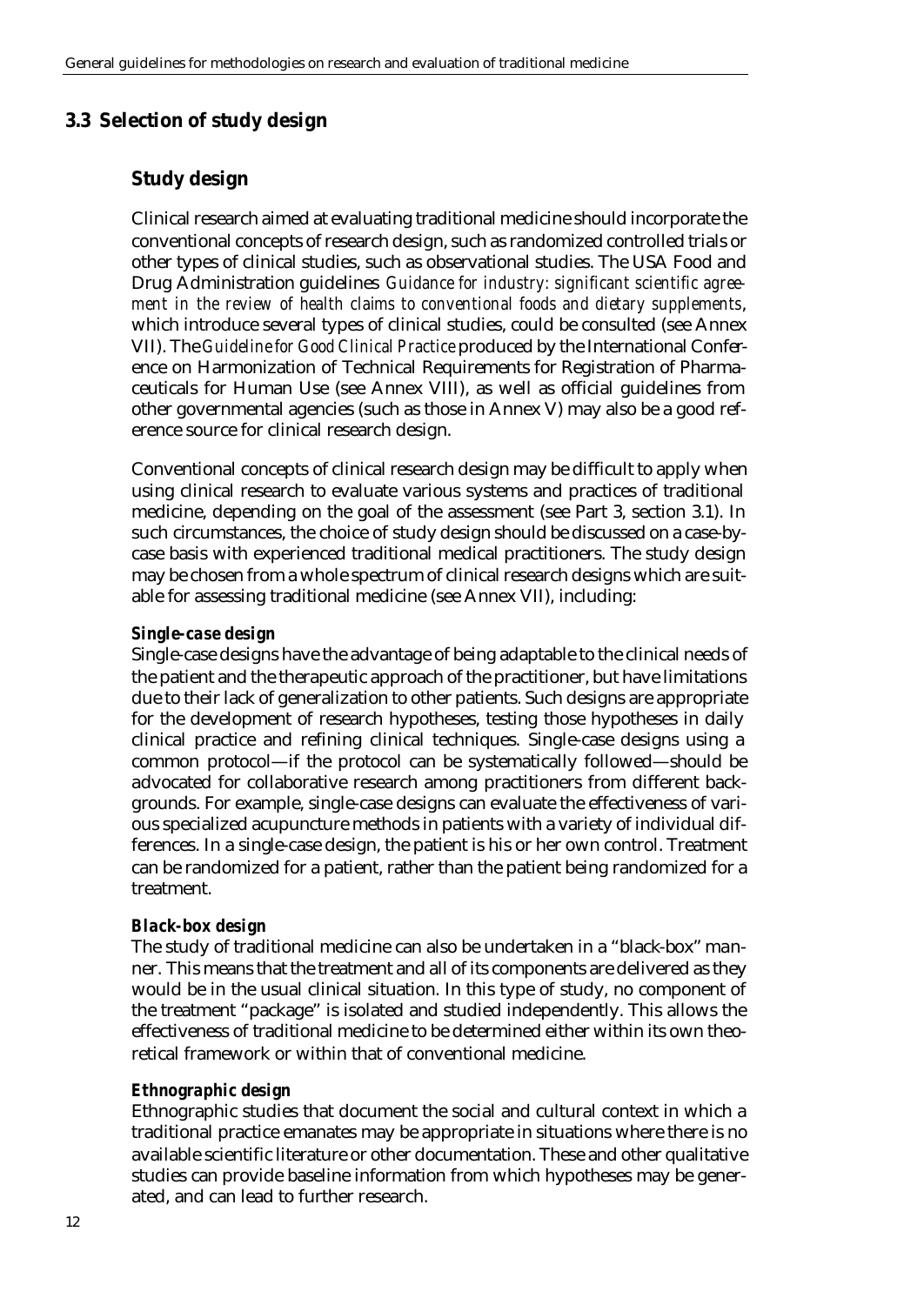## 3.3 Selection of study design

### Study design

Clinical research aimed at evaluating traditional medicine should incorporate the conventional concepts of research design, such as randomized controlled trials or other types of clinical studies, such as observational studies. The USA Food and Drug Administration guidelines *Guidance for industry: significant scientific agreement in the review of health claims to conventional foods and dietary supplements*, which introduce several types of clinical studies, could be consulted (see Annex VII). The *Guideline for Good Clinical Practice* produced by the International Conference on Harmonization of Technical Requirements for Registration of Pharmaceuticals for Human Use (see Annex VIII), as well as official guidelines from other governmental agencies (such as those in Annex V) may also be a good reference source for clinical research design.

Conventional concepts of clinical research design may be difficult to apply when using clinical research to evaluate various systems and practices of traditional medicine, depending on the goal of the assessment (see Part 3, section 3.1). In such circumstances, the choice of study design should be discussed on a case-by-case basis with experienced traditional medical practitioners. The study design may be chosen from a whole spectrum of clinical research designs which are suitable for assessing traditional medicine (see Annex VII), including:

***Single-case design***
Single-case designs have the advantage of being adaptable to the clinical needs of the patient and the therapeutic approach of the practitioner, but have limitations due to their lack of generalization to other patients. Such designs are appropriate for the development of research hypotheses, testing those hypotheses in daily clinical practice and refining clinical techniques. Single-case designs using a common protocol—if the protocol can be systematically followed—should be advocated for collaborative research among practitioners from different backgrounds. For example, single-case designs can evaluate the effectiveness of various specialized acupuncture methods in patients with a variety of individual differences. In a single-case design, the patient is his or her own control. Treatment can be randomized for a patient, rather than the patient being randomized for a treatment.

***Black-box design***
The study of traditional medicine can also be undertaken in a "black-box" manner. This means that the treatment and all of its components are delivered as they would be in the usual clinical situation. In this type of study, no component of the treatment "package" is isolated and studied independently. This allows the effectiveness of traditional medicine to be determined either within its own theoretical framework or within that of conventional medicine.

***Ethnographic design***
Ethnographic studies that document the social and cultural context in which a traditional practice emanates may be appropriate in situations where there is no available scientific literature or other documentation. These and other qualitative studies can provide baseline information from which hypotheses may be generated, and can lead to further research.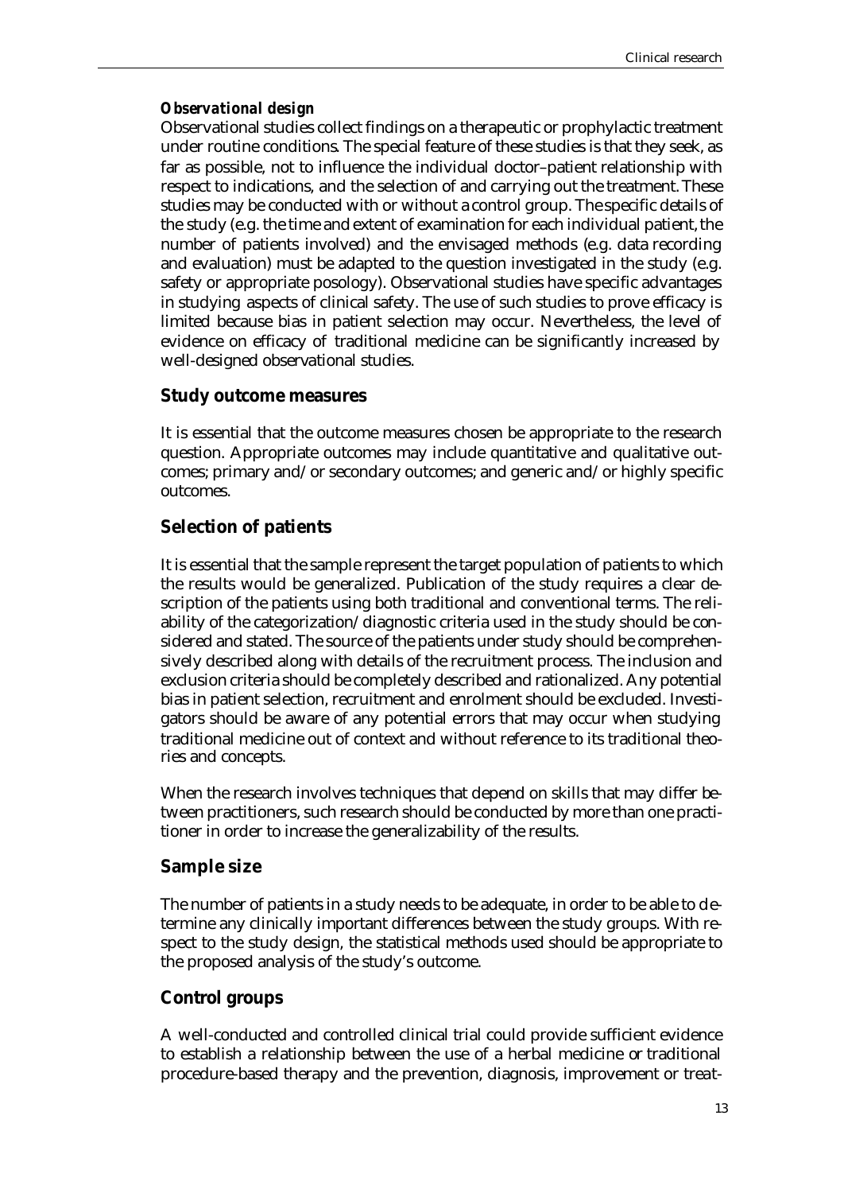#### *Observational design*

Observational studies collect findings on a therapeutic or prophylactic treatment under routine conditions. The special feature of these studies is that they seek, as far as possible, not to influence the individual doctor–patient relationship with respect to indications, and the selection of and carrying out the treatment. These studies may be conducted with or without a control group. The specific details of the study (e.g. the time and extent of examination for each individual patient, the number of patients involved) and the envisaged methods (e.g. data recording and evaluation) must be adapted to the question investigated in the study (e.g. safety or appropriate posology). Observational studies have specific advantages in studying aspects of clinical safety. The use of such studies to prove efficacy is limited because bias in patient selection may occur. Nevertheless, the level of evidence on efficacy of traditional medicine can be significantly increased by well-designed observational studies.

### Study outcome measures

It is essential that the outcome measures chosen be appropriate to the research question. Appropriate outcomes may include quantitative and qualitative outcomes; primary and/or secondary outcomes; and generic and/or highly specific outcomes.

### Selection of patients

It is essential that the sample represent the target population of patients to which the results would be generalized. Publication of the study requires a clear description of the patients using both traditional and conventional terms. The reliability of the categorization/diagnostic criteria used in the study should be considered and stated. The source of the patients under study should be comprehensively described along with details of the recruitment process. The inclusion and exclusion criteria should be completely described and rationalized. Any potential bias in patient selection, recruitment and enrolment should be excluded. Investigators should be aware of any potential errors that may occur when studying traditional medicine out of context and without reference to its traditional theories and concepts.

When the research involves techniques that depend on skills that may differ between practitioners, such research should be conducted by more than one practitioner in order to increase the generalizability of the results.

### Sample size

The number of patients in a study needs to be adequate, in order to be able to determine any clinically important differences between the study groups. With respect to the study design, the statistical methods used should be appropriate to the proposed analysis of the study's outcome.

### Control groups

A well-conducted and controlled clinical trial could provide sufficient evidence to establish a relationship between the use of a herbal medicine or traditional procedure-based therapy and the prevention, diagnosis, improvement or treat-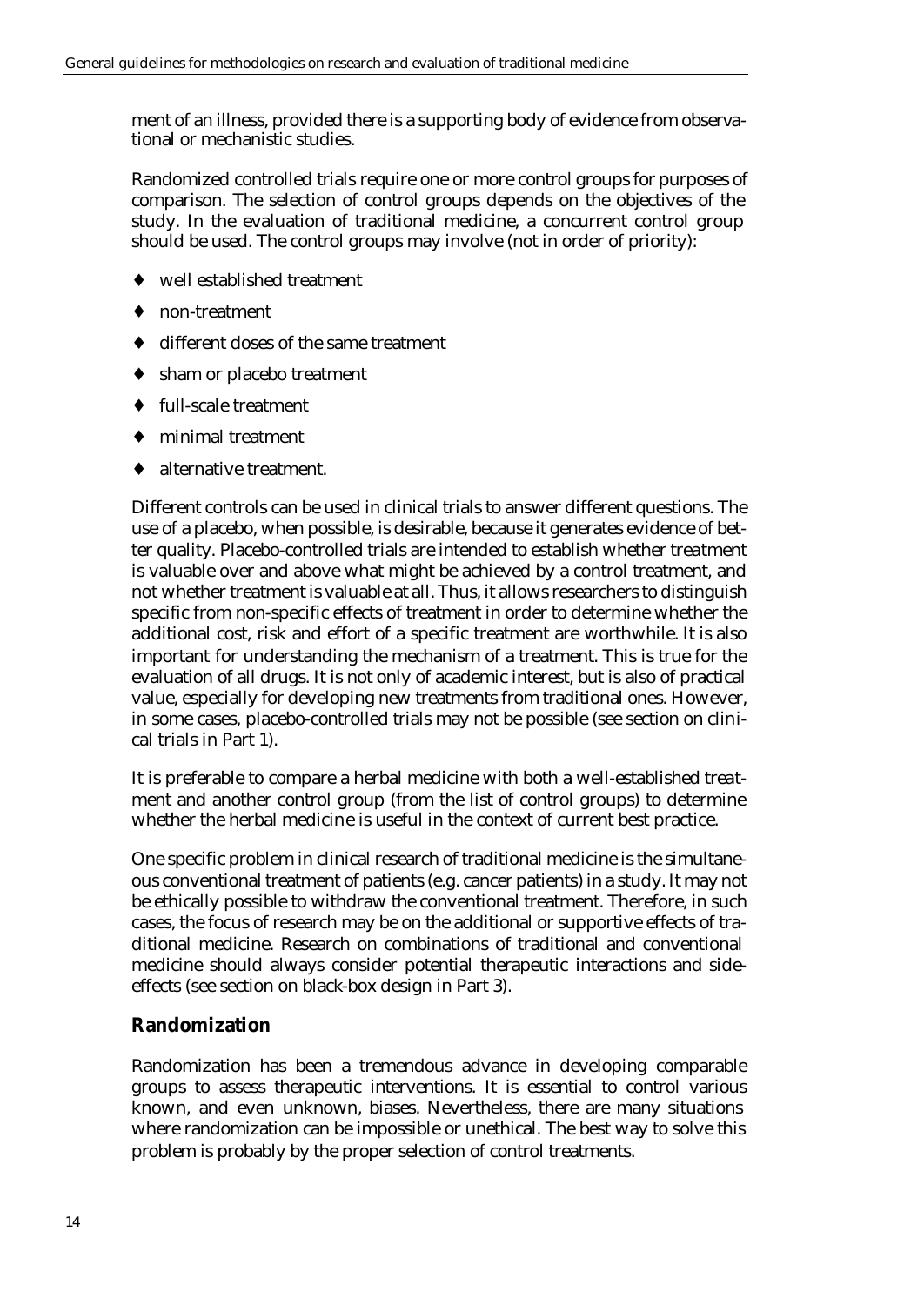ment of an illness, provided there is a supporting body of evidence from observational or mechanistic studies.

Randomized controlled trials require one or more control groups for purposes of comparison. The selection of control groups depends on the objectives of the study. In the evaluation of traditional medicine, a concurrent control group should be used. The control groups may involve (not in order of priority):

- well established treatment
- non-treatment
- different doses of the same treatment
- sham or placebo treatment
- full-scale treatment
- minimal treatment
- alternative treatment.

Different controls can be used in clinical trials to answer different questions. The use of a placebo, when possible, is desirable, because it generates evidence of better quality. Placebo-controlled trials are intended to establish whether treatment is valuable over and above what might be achieved by a control treatment, and not whether treatment is valuable at all. Thus, it allows researchers to distinguish specific from non-specific effects of treatment in order to determine whether the additional cost, risk and effort of a specific treatment are worthwhile. It is also important for understanding the mechanism of a treatment. This is true for the evaluation of all drugs. It is not only of academic interest, but is also of practical value, especially for developing new treatments from traditional ones. However, in some cases, placebo-controlled trials may not be possible (see section on clinical trials in Part 1).

It is preferable to compare a herbal medicine with both a well-established treatment and another control group (from the list of control groups) to determine whether the herbal medicine is useful in the context of current best practice.

One specific problem in clinical research of traditional medicine is the simultaneous conventional treatment of patients (e.g. cancer patients) in a study. It may not be ethically possible to withdraw the conventional treatment. Therefore, in such cases, the focus of research may be on the additional or supportive effects of traditional medicine. Research on combinations of traditional and conventional medicine should always consider potential therapeutic interactions and side-effects (see section on black-box design in Part 3).

## Randomization

Randomization has been a tremendous advance in developing comparable groups to assess therapeutic interventions. It is essential to control various known, and even unknown, biases. Nevertheless, there are many situations where randomization can be impossible or unethical. The best way to solve this problem is probably by the proper selection of control treatments.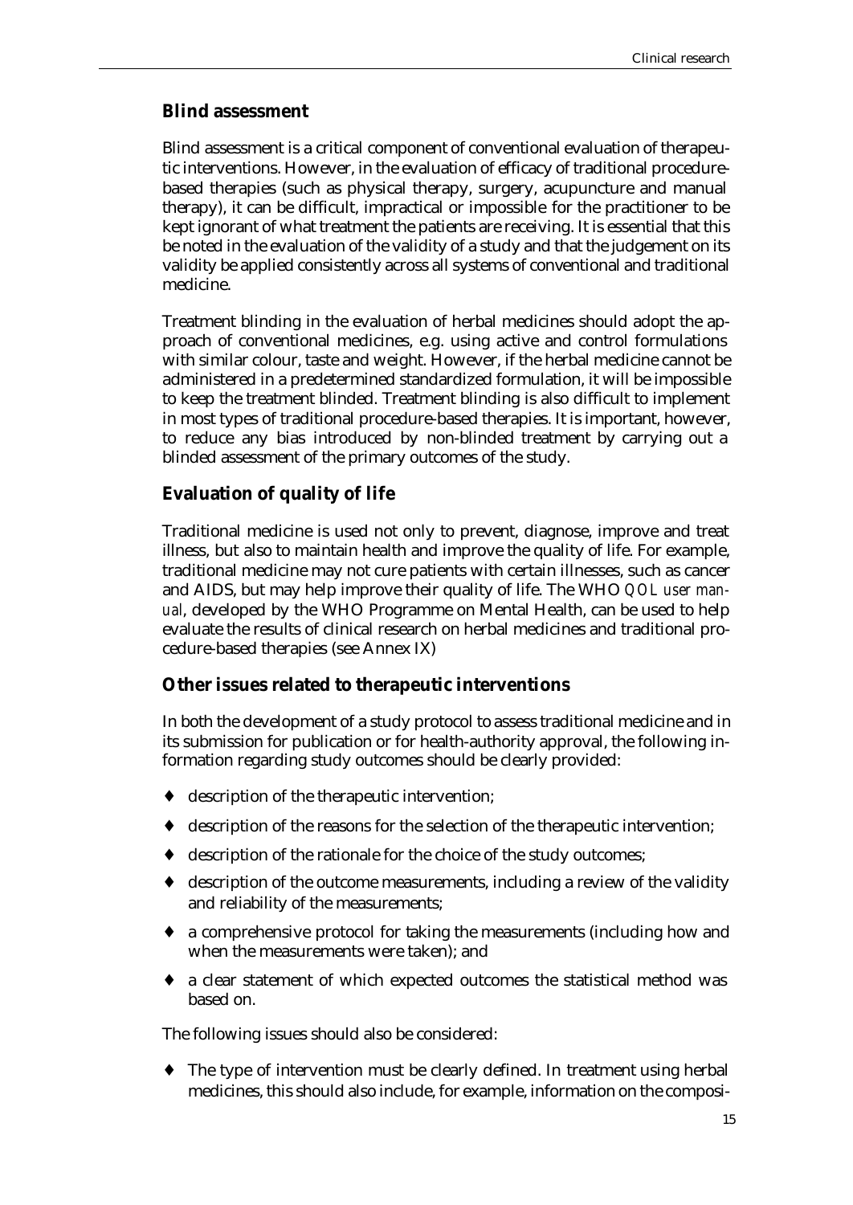## Blind assessment

Blind assessment is a critical component of conventional evaluation of therapeutic interventions. However, in the evaluation of efficacy of traditional procedure-based therapies (such as physical therapy, surgery, acupuncture and manual therapy), it can be difficult, impractical or impossible for the practitioner to be kept ignorant of what treatment the patients are receiving. It is essential that this be noted in the evaluation of the validity of a study and that the judgement on its validity be applied consistently across all systems of conventional and traditional medicine.

Treatment blinding in the evaluation of herbal medicines should adopt the approach of conventional medicines, e.g. using active and control formulations with similar colour, taste and weight. However, if the herbal medicine cannot be administered in a predetermined standardized formulation, it will be impossible to keep the treatment blinded. Treatment blinding is also difficult to implement in most types of traditional procedure-based therapies. It is important, however, to reduce any bias introduced by non-blinded treatment by carrying out a blinded assessment of the primary outcomes of the study.

## Evaluation of quality of life

Traditional medicine is used not only to prevent, diagnose, improve and treat illness, but also to maintain health and improve the quality of life. For example, traditional medicine may not cure patients with certain illnesses, such as cancer and AIDS, but may help improve their quality of life. The WHO *QOL user manual*, developed by the WHO Programme on Mental Health, can be used to help evaluate the results of clinical research on herbal medicines and traditional procedure-based therapies (see Annex IX)

## Other issues related to therapeutic interventions

In both the development of a study protocol to assess traditional medicine and in its submission for publication or for health-authority approval, the following information regarding study outcomes should be clearly provided:

- description of the therapeutic intervention;
- description of the reasons for the selection of the therapeutic intervention;
- description of the rationale for the choice of the study outcomes;
- description of the outcome measurements, including a review of the validity and reliability of the measurements;
- a comprehensive protocol for taking the measurements (including how and when the measurements were taken); and
- a clear statement of which expected outcomes the statistical method was based on.

The following issues should also be considered:

- The type of intervention must be clearly defined. In treatment using herbal medicines, this should also include, for example, information on the composi-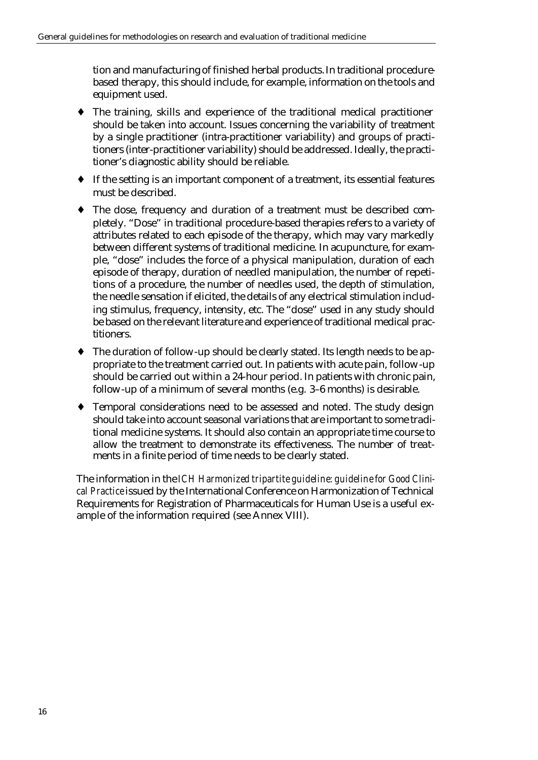tion and manufacturing of finished herbal products. In traditional procedure-based therapy, this should include, for example, information on the tools and equipment used.

- The training, skills and experience of the traditional medical practitioner should be taken into account. Issues concerning the variability of treatment by a single practitioner (intra-practitioner variability) and groups of practitioners (inter-practitioner variability) should be addressed. Ideally, the practitioner's diagnostic ability should be reliable.
- If the setting is an important component of a treatment, its essential features must be described.
- The dose, frequency and duration of a treatment must be described completely. "Dose" in traditional procedure-based therapies refers to a variety of attributes related to each episode of the therapy, which may vary markedly between different systems of traditional medicine. In acupuncture, for example, "dose" includes the force of a physical manipulation, duration of each episode of therapy, duration of needled manipulation, the number of repetitions of a procedure, the number of needles used, the depth of stimulation, the needle sensation if elicited, the details of any electrical stimulation including stimulus, frequency, intensity, etc. The "dose" used in any study should be based on the relevant literature and experience of traditional medical practitioners.
- The duration of follow-up should be clearly stated. Its length needs to be appropriate to the treatment carried out. In patients with acute pain, follow-up should be carried out within a 24-hour period. In patients with chronic pain, follow-up of a minimum of several months (e.g. 3–6 months) is desirable.
- Temporal considerations need to be assessed and noted. The study design should take into account seasonal variations that are important to some traditional medicine systems. It should also contain an appropriate time course to allow the treatment to demonstrate its effectiveness. The number of treatments in a finite period of time needs to be clearly stated.

The information in the *ICH Harmonized tripartite guideline: guideline for Good Clinical Practice* issued by the International Conference on Harmonization of Technical Requirements for Registration of Pharmaceuticals for Human Use is a useful example of the information required (see Annex VIII).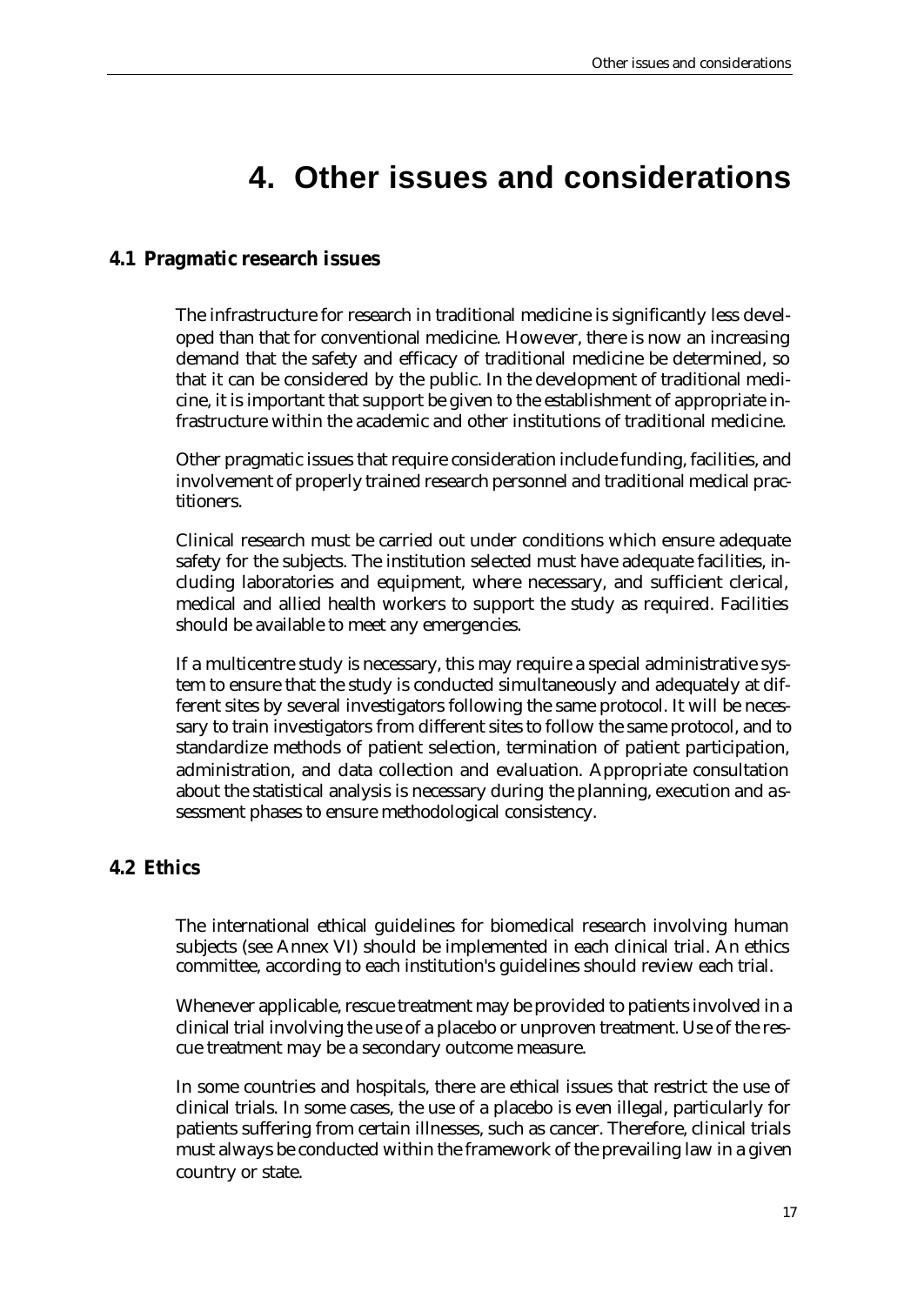# 4. Other issues and considerations

## 4.1 Pragmatic research issues

The infrastructure for research in traditional medicine is significantly less developed than that for conventional medicine. However, there is now an increasing demand that the safety and efficacy of traditional medicine be determined, so that it can be considered by the public. In the development of traditional medicine, it is important that support be given to the establishment of appropriate infrastructure within the academic and other institutions of traditional medicine.

Other pragmatic issues that require consideration include funding, facilities, and involvement of properly trained research personnel and traditional medical practitioners.

Clinical research must be carried out under conditions which ensure adequate safety for the subjects. The institution selected must have adequate facilities, including laboratories and equipment, where necessary, and sufficient clerical, medical and allied health workers to support the study as required. Facilities should be available to meet any emergencies.

If a multicentre study is necessary, this may require a special administrative system to ensure that the study is conducted simultaneously and adequately at different sites by several investigators following the same protocol. It will be necessary to train investigators from different sites to follow the same protocol, and to standardize methods of patient selection, termination of patient participation, administration, and data collection and evaluation. Appropriate consultation about the statistical analysis is necessary during the planning, execution and assessment phases to ensure methodological consistency.

## 4.2 Ethics

The international ethical guidelines for biomedical research involving human subjects (see Annex VI) should be implemented in each clinical trial. An ethics committee, according to each institution's guidelines should review each trial.

Whenever applicable, rescue treatment may be provided to patients involved in a clinical trial involving the use of a placebo or unproven treatment. Use of the rescue treatment may be a secondary outcome measure.

In some countries and hospitals, there are ethical issues that restrict the use of clinical trials. In some cases, the use of a placebo is even illegal, particularly for patients suffering from certain illnesses, such as cancer. Therefore, clinical trials must always be conducted within the framework of the prevailing law in a given country or state.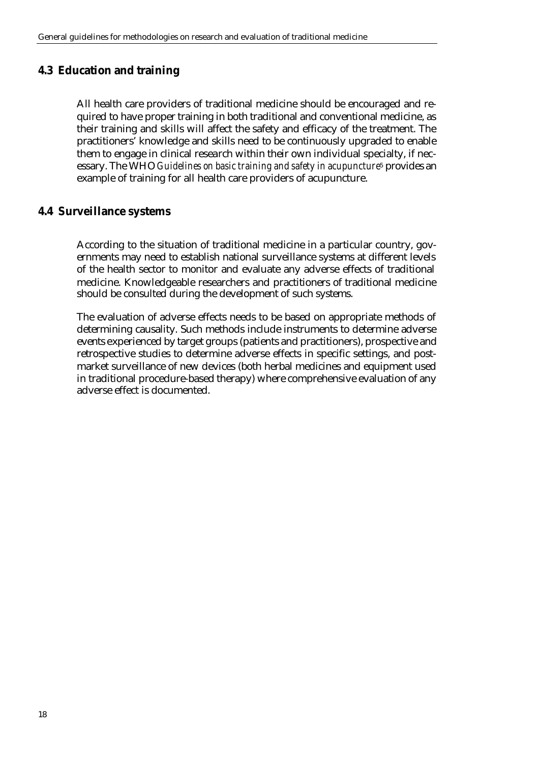## 4.3 Education and training

All health care providers of traditional medicine should be encouraged and required to have proper training in both traditional and conventional medicine, as their training and skills will affect the safety and efficacy of the treatment. The practitioners' knowledge and skills need to be continuously upgraded to enable them to engage in clinical research within their own individual specialty, if necessary. The WHO *Guidelines on basic training and safety in acupuncture*[5] provides an example of training for all health care providers of acupuncture.

## 4.4 Surveillance systems

According to the situation of traditional medicine in a particular country, governments may need to establish national surveillance systems at different levels of the health sector to monitor and evaluate any adverse effects of traditional medicine. Knowledgeable researchers and practitioners of traditional medicine should be consulted during the development of such systems.

The evaluation of adverse effects needs to be based on appropriate methods of determining causality. Such methods include instruments to determine adverse events experienced by target groups (patients and practitioners), prospective and retrospective studies to determine adverse effects in specific settings, and post-market surveillance of new devices (both herbal medicines and equipment used in traditional procedure-based therapy) where comprehensive evaluation of any adverse effect is documented.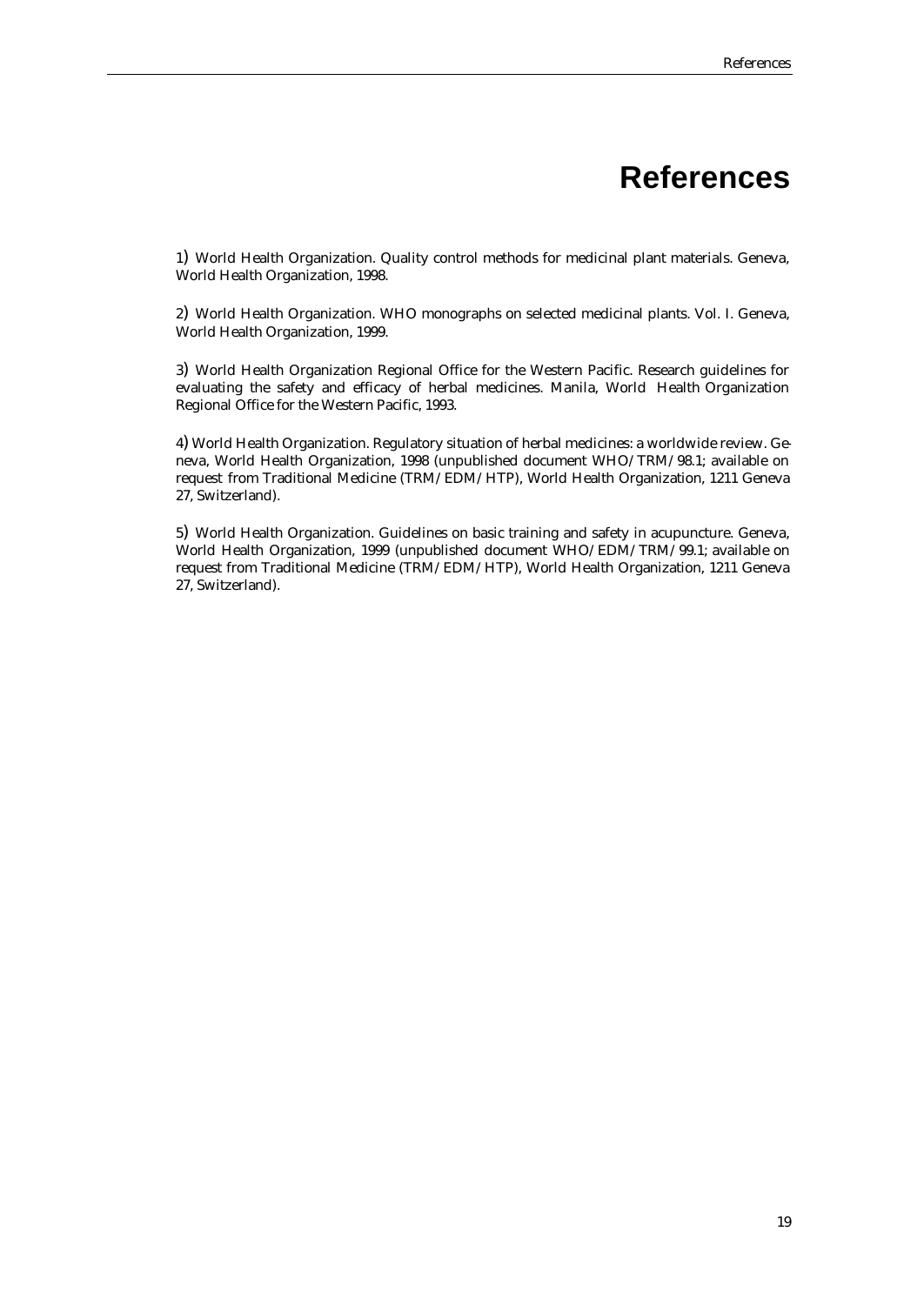# References

1) World Health Organization. Quality control methods for medicinal plant materials. Geneva, World Health Organization, 1998.

2) World Health Organization. WHO monographs on selected medicinal plants. Vol. I. Geneva, World Health Organization, 1999.

3) World Health Organization Regional Office for the Western Pacific. Research guidelines for evaluating the safety and efficacy of herbal medicines. Manila, World Health Organization Regional Office for the Western Pacific, 1993.

4) World Health Organization. Regulatory situation of herbal medicines: a worldwide review. Geneva, World Health Organization, 1998 (unpublished document WHO/TRM/98.1; available on request from Traditional Medicine (TRM/EDM/HTP), World Health Organization, 1211 Geneva 27, Switzerland).

5) World Health Organization. Guidelines on basic training and safety in acupuncture. Geneva, World Health Organization, 1999 (unpublished document WHO/EDM/TRM/99.1; available on request from Traditional Medicine (TRM/EDM/HTP), World Health Organization, 1211 Geneva 27, Switzerland).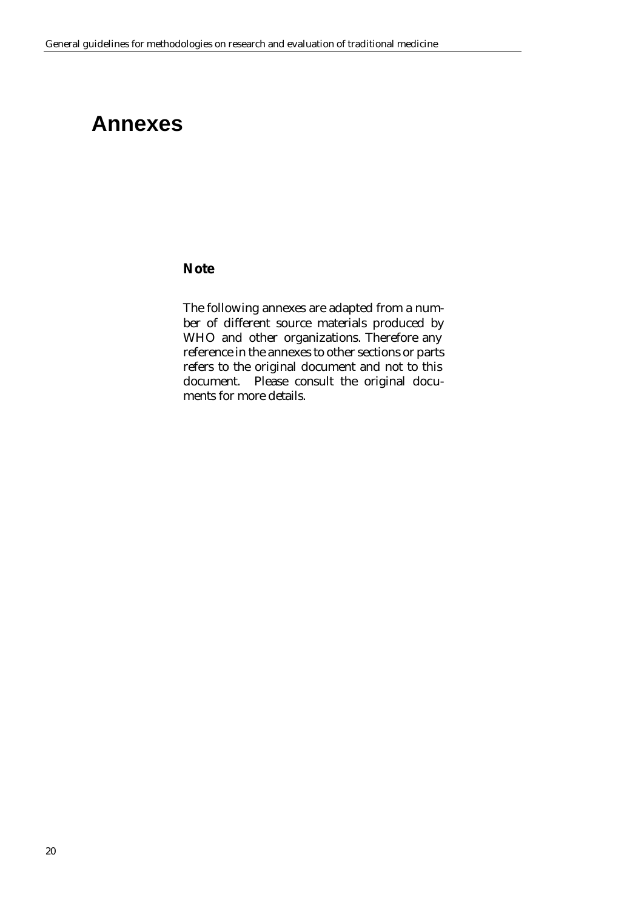# Annexes

**Note**

The following annexes are adapted from a number of different source materials produced by WHO and other organizations. Therefore any reference in the annexes to other sections or parts refers to the original document and not to this document. Please consult the original documents for more details.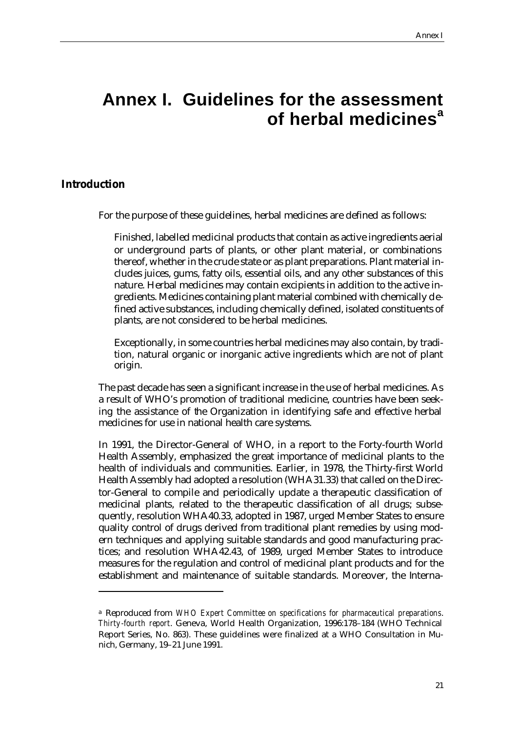# Annex I. Guidelines for the assessment of herbal medicines[a]

## Introduction

For the purpose of these guidelines, herbal medicines are defined as follows:

> Finished, labelled medicinal products that contain as active ingredients aerial or underground parts of plants, or other plant material, or combinations thereof, whether in the crude state or as plant preparations. Plant material includes juices, gums, fatty oils, essential oils, and any other substances of this nature. Herbal medicines may contain excipients in addition to the active ingredients. Medicines containing plant material combined with chemically defined active substances, including chemically defined, isolated constituents of plants, are not considered to be herbal medicines.
>
> Exceptionally, in some countries herbal medicines may also contain, by tradition, natural organic or inorganic active ingredients which are not of plant origin.

The past decade has seen a significant increase in the use of herbal medicines. As a result of WHO's promotion of traditional medicine, countries have been seeking the assistance of the Organization in identifying safe and effective herbal medicines for use in national health care systems.

In 1991, the Director-General of WHO, in a report to the Forty-fourth World Health Assembly, emphasized the great importance of medicinal plants to the health of individuals and communities. Earlier, in 1978, the Thirty-first World Health Assembly had adopted a resolution (WHA31.33) that called on the Director-General to compile and periodically update a therapeutic classification of medicinal plants, related to the therapeutic classification of all drugs; subsequently, resolution WHA40.33, adopted in 1987, urged Member States to ensure quality control of drugs derived from traditional plant remedies by using modern techniques and applying suitable standards and good manufacturing practices; and resolution WHA42.43, of 1989, urged Member States to introduce measures for the regulation and control of medicinal plant products and for the establishment and maintenance of suitable standards. Moreover, the Interna-

---

[a] Reproduced from *WHO Expert Committee on specifications for pharmaceutical preparations. Thirty-fourth report*. Geneva, World Health Organization, 1996:178–184 (WHO Technical Report Series, No. 863). These guidelines were finalized at a WHO Consultation in Munich, Germany, 19–21 June 1991.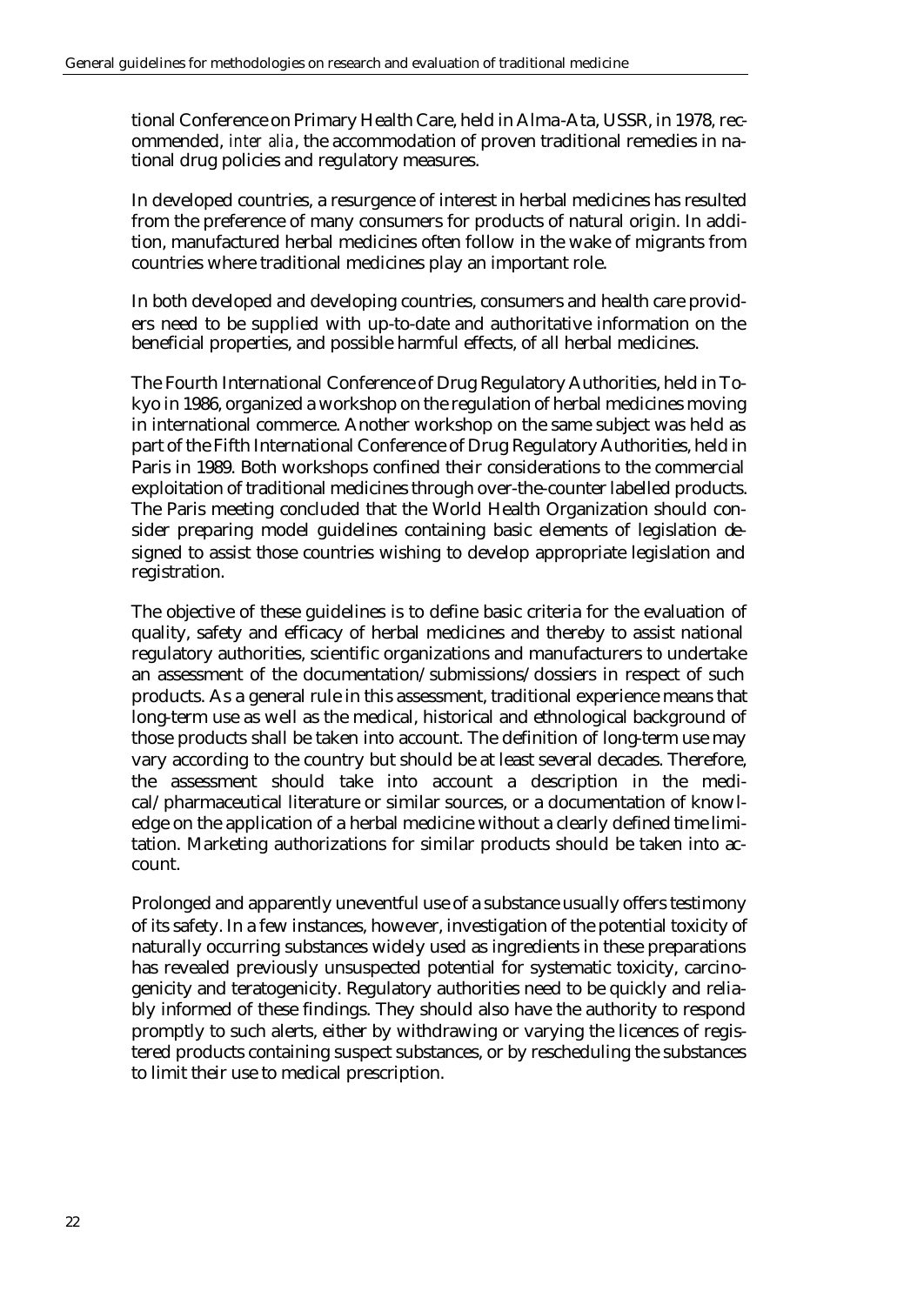tional Conference on Primary Health Care, held in Alma-Ata, USSR, in 1978, recommended, *inter alia*, the accommodation of proven traditional remedies in national drug policies and regulatory measures.

In developed countries, a resurgence of interest in herbal medicines has resulted from the preference of many consumers for products of natural origin. In addition, manufactured herbal medicines often follow in the wake of migrants from countries where traditional medicines play an important role.

In both developed and developing countries, consumers and health care providers need to be supplied with up-to-date and authoritative information on the beneficial properties, and possible harmful effects, of all herbal medicines.

The Fourth International Conference of Drug Regulatory Authorities, held in Tokyo in 1986, organized a workshop on the regulation of herbal medicines moving in international commerce. Another workshop on the same subject was held as part of the Fifth International Conference of Drug Regulatory Authorities, held in Paris in 1989. Both workshops confined their considerations to the commercial exploitation of traditional medicines through over-the-counter labelled products. The Paris meeting concluded that the World Health Organization should consider preparing model guidelines containing basic elements of legislation designed to assist those countries wishing to develop appropriate legislation and registration.

The objective of these guidelines is to define basic criteria for the evaluation of quality, safety and efficacy of herbal medicines and thereby to assist national regulatory authorities, scientific organizations and manufacturers to undertake an assessment of the documentation/submissions/dossiers in respect of such products. As a general rule in this assessment, traditional experience means that long-term use as well as the medical, historical and ethnological background of those products shall be taken into account. The definition of long-term use may vary according to the country but should be at least several decades. Therefore, the assessment should take into account a description in the medical/pharmaceutical literature or similar sources, or a documentation of knowledge on the application of a herbal medicine without a clearly defined time limitation. Marketing authorizations for similar products should be taken into account.

Prolonged and apparently uneventful use of a substance usually offers testimony of its safety. In a few instances, however, investigation of the potential toxicity of naturally occurring substances widely used as ingredients in these preparations has revealed previously unsuspected potential for systematic toxicity, carcinogenicity and teratogenicity. Regulatory authorities need to be quickly and reliably informed of these findings. They should also have the authority to respond promptly to such alerts, either by withdrawing or varying the licences of registered products containing suspect substances, or by rescheduling the substances to limit their use to medical prescription.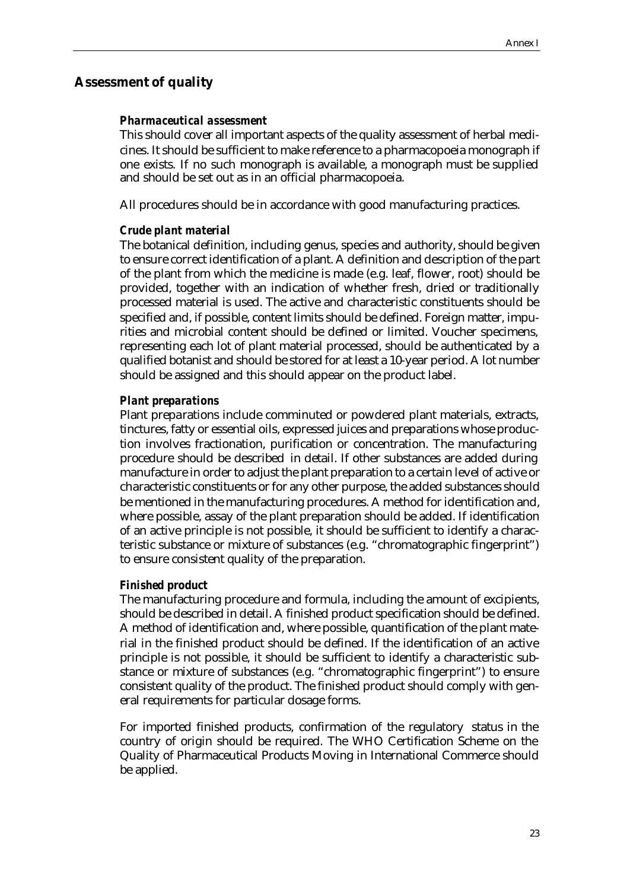## Assessment of quality

### *Pharmaceutical assessment*

This should cover all important aspects of the quality assessment of herbal medicines. It should be sufficient to make reference to a pharmacopoeia monograph if one exists. If no such monograph is available, a monograph must be supplied and should be set out as in an official pharmacopoeia.

All procedures should be in accordance with good manufacturing practices.

### *Crude plant material*

The botanical definition, including genus, species and authority, should be given to ensure correct identification of a plant. A definition and description of the part of the plant from which the medicine is made (e.g. leaf, flower, root) should be provided, together with an indication of whether fresh, dried or traditionally processed material is used. The active and characteristic constituents should be specified and, if possible, content limits should be defined. Foreign matter, impurities and microbial content should be defined or limited. Voucher specimens, representing each lot of plant material processed, should be authenticated by a qualified botanist and should be stored for at least a 10-year period. A lot number should be assigned and this should appear on the product label.

### *Plant preparations*

Plant preparations include comminuted or powdered plant materials, extracts, tinctures, fatty or essential oils, expressed juices and preparations whose production involves fractionation, purification or concentration. The manufacturing procedure should be described in detail. If other substances are added during manufacture in order to adjust the plant preparation to a certain level of active or characteristic constituents or for any other purpose, the added substances should be mentioned in the manufacturing procedures. A method for identification and, where possible, assay of the plant preparation should be added. If identification of an active principle is not possible, it should be sufficient to identify a characteristic substance or mixture of substances (e.g. "chromatographic fingerprint") to ensure consistent quality of the preparation.

### *Finished product*

The manufacturing procedure and formula, including the amount of excipients, should be described in detail. A finished product specification should be defined. A method of identification and, where possible, quantification of the plant material in the finished product should be defined. If the identification of an active principle is not possible, it should be sufficient to identify a characteristic substance or mixture of substances (e.g. "chromatographic fingerprint") to ensure consistent quality of the product. The finished product should comply with general requirements for particular dosage forms.

For imported finished products, confirmation of the regulatory status in the country of origin should be required. The WHO Certification Scheme on the Quality of Pharmaceutical Products Moving in International Commerce should be applied.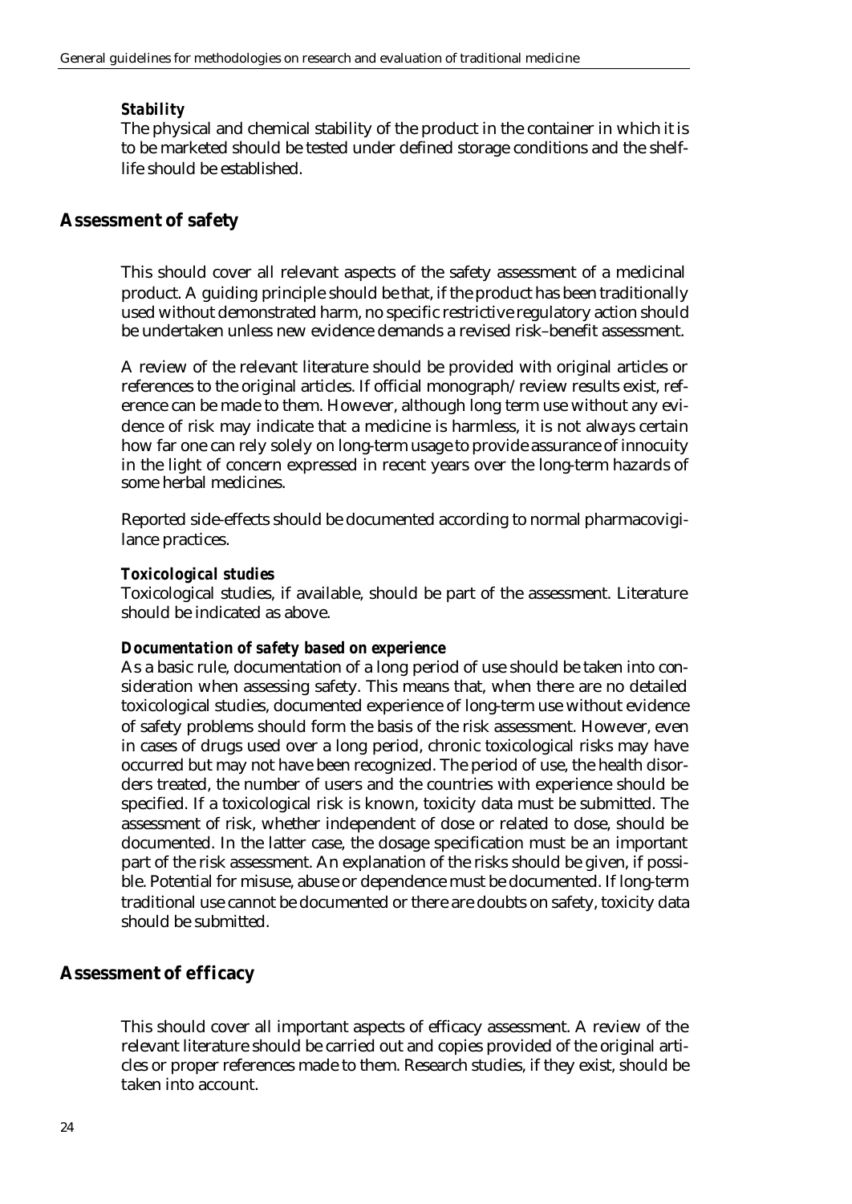#### *Stability*

The physical and chemical stability of the product in the container in which it is to be marketed should be tested under defined storage conditions and the shelf-life should be established.

## Assessment of safety

This should cover all relevant aspects of the safety assessment of a medicinal product. A guiding principle should be that, if the product has been traditionally used without demonstrated harm, no specific restrictive regulatory action should be undertaken unless new evidence demands a revised risk–benefit assessment.

A review of the relevant literature should be provided with original articles or references to the original articles. If official monograph/review results exist, reference can be made to them. However, although long term use without any evidence of risk may indicate that a medicine is harmless, it is not always certain how far one can rely solely on long-term usage to provide assurance of innocuity in the light of concern expressed in recent years over the long-term hazards of some herbal medicines.

Reported side-effects should be documented according to normal pharmacovigilance practices.

#### *Toxicological studies*

Toxicological studies, if available, should be part of the assessment. Literature should be indicated as above.

#### *Documentation of safety based on experience*

As a basic rule, documentation of a long period of use should be taken into consideration when assessing safety. This means that, when there are no detailed toxicological studies, documented experience of long-term use without evidence of safety problems should form the basis of the risk assessment. However, even in cases of drugs used over a long period, chronic toxicological risks may have occurred but may not have been recognized. The period of use, the health disorders treated, the number of users and the countries with experience should be specified. If a toxicological risk is known, toxicity data must be submitted. The assessment of risk, whether independent of dose or related to dose, should be documented. In the latter case, the dosage specification must be an important part of the risk assessment. An explanation of the risks should be given, if possible. Potential for misuse, abuse or dependence must be documented. If long-term traditional use cannot be documented or there are doubts on safety, toxicity data should be submitted.

## Assessment of efficacy

This should cover all important aspects of efficacy assessment. A review of the relevant literature should be carried out and copies provided of the original articles or proper references made to them. Research studies, if they exist, should be taken into account.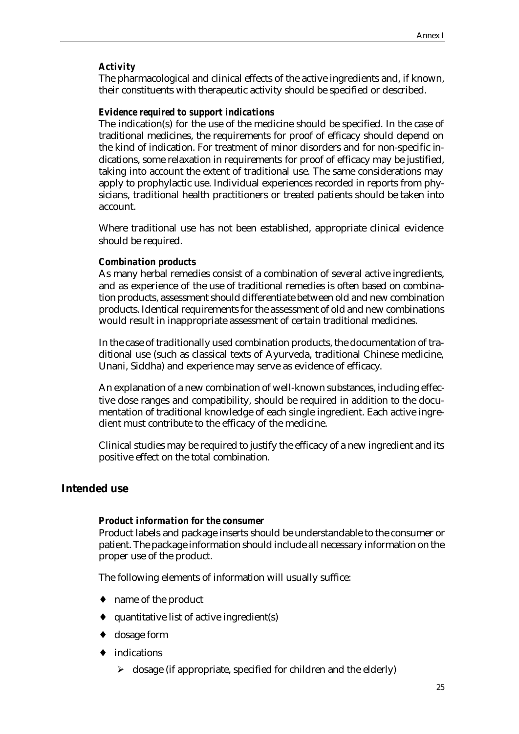***Activity***

The pharmacological and clinical effects of the active ingredients and, if known, their constituents with therapeutic activity should be specified or described.

***Evidence required to support indications***

The indication(s) for the use of the medicine should be specified. In the case of traditional medicines, the requirements for proof of efficacy should depend on the kind of indication. For treatment of minor disorders and for non-specific indications, some relaxation in requirements for proof of efficacy may be justified, taking into account the extent of traditional use. The same considerations may apply to prophylactic use. Individual experiences recorded in reports from physicians, traditional health practitioners or treated patients should be taken into account.

Where traditional use has not been established, appropriate clinical evidence should be required.

***Combination products***

As many herbal remedies consist of a combination of several active ingredients, and as experience of the use of traditional remedies is often based on combination products, assessment should differentiate between old and new combination products. Identical requirements for the assessment of old and new combinations would result in inappropriate assessment of certain traditional medicines.

In the case of traditionally used combination products, the documentation of traditional use (such as classical texts of Ayurveda, traditional Chinese medicine, Unani, Siddha) and experience may serve as evidence of efficacy.

An explanation of a new combination of well-known substances, including effective dose ranges and compatibility, should be required in addition to the documentation of traditional knowledge of each single ingredient. Each active ingredient must contribute to the efficacy of the medicine.

Clinical studies may be required to justify the efficacy of a new ingredient and its positive effect on the total combination.

## Intended use

***Product information for the consumer***

Product labels and package inserts should be understandable to the consumer or patient. The package information should include all necessary information on the proper use of the product.

The following elements of information will usually suffice:

- name of the product
- quantitative list of active ingredient(s)
- dosage form
- indications
  - dosage (if appropriate, specified for children and the elderly)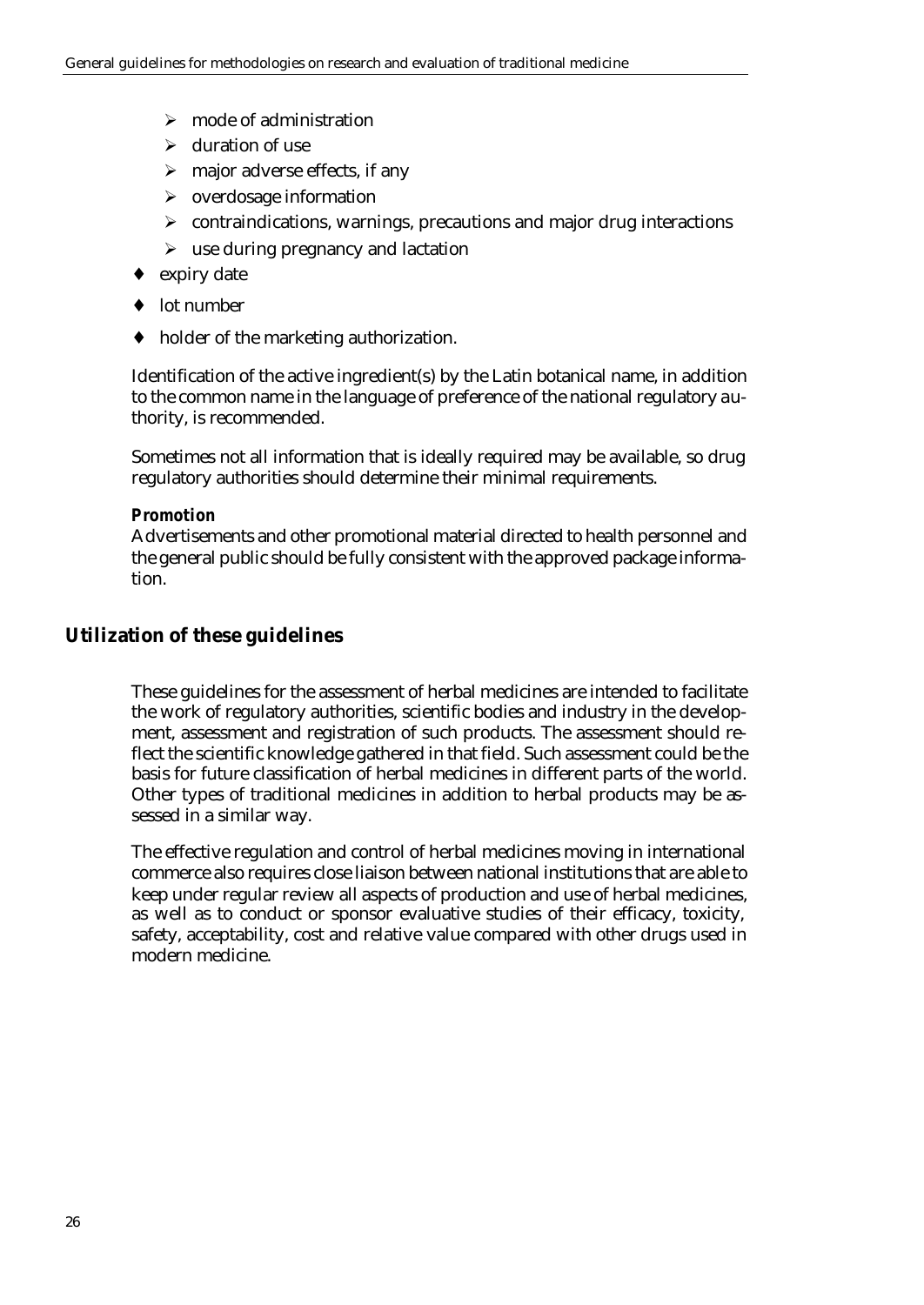- mode of administration
  - duration of use
  - major adverse effects, if any
  - overdosage information
  - contraindications, warnings, precautions and major drug interactions
  - use during pregnancy and lactation
- expiry date
- lot number
- holder of the marketing authorization.

Identification of the active ingredient(s) by the Latin botanical name, in addition to the common name in the language of preference of the national regulatory authority, is recommended.

Sometimes not all information that is ideally required may be available, so drug regulatory authorities should determine their minimal requirements.

***Promotion***

Advertisements and other promotional material directed to health personnel and the general public should be fully consistent with the approved package information.

## Utilization of these guidelines

These guidelines for the assessment of herbal medicines are intended to facilitate the work of regulatory authorities, scientific bodies and industry in the development, assessment and registration of such products. The assessment should reflect the scientific knowledge gathered in that field. Such assessment could be the basis for future classification of herbal medicines in different parts of the world. Other types of traditional medicines in addition to herbal products may be assessed in a similar way.

The effective regulation and control of herbal medicines moving in international commerce also requires close liaison between national institutions that are able to keep under regular review all aspects of production and use of herbal medicines, as well as to conduct or sponsor evaluative studies of their efficacy, toxicity, safety, acceptability, cost and relative value compared with other drugs used in modern medicine.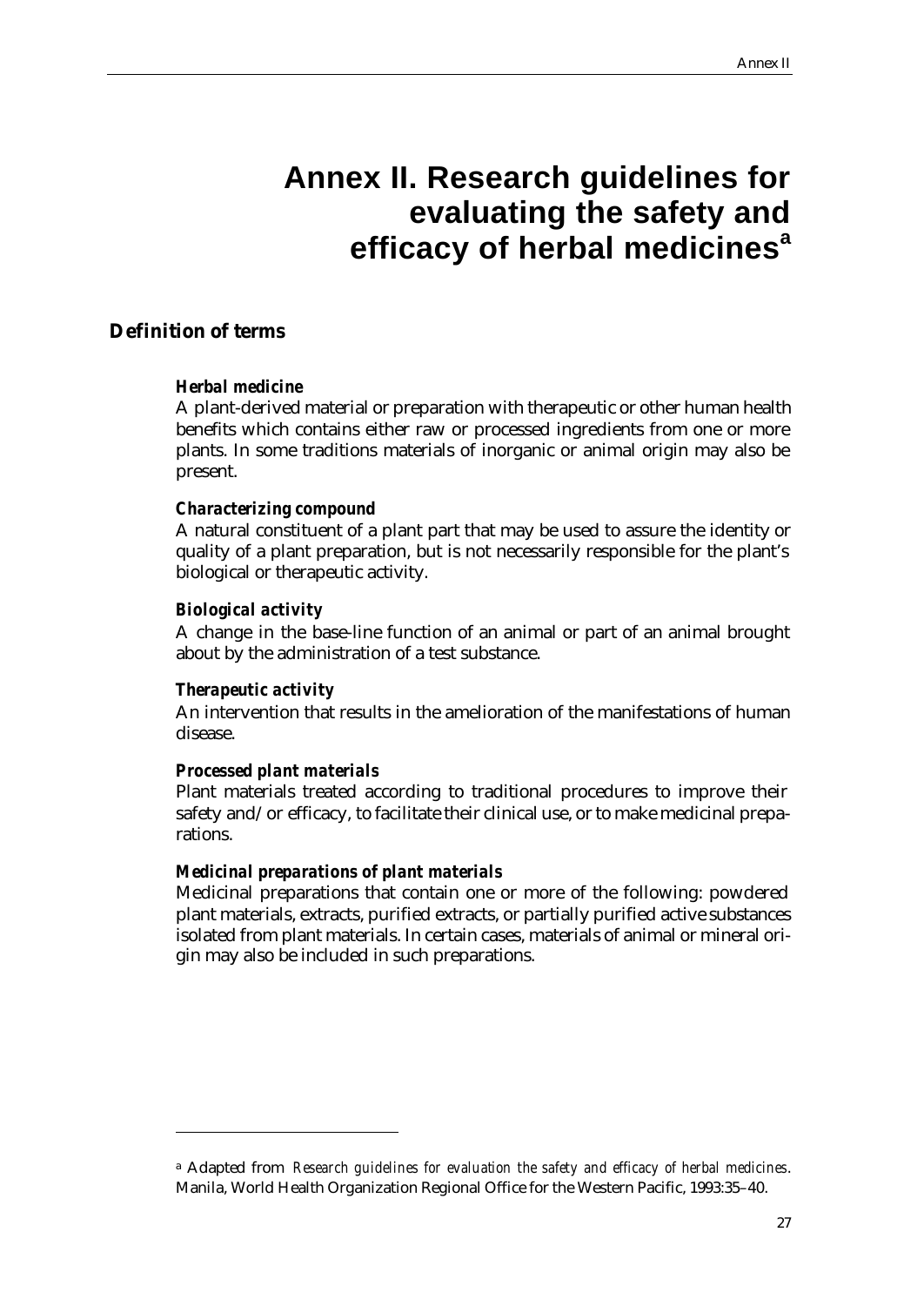# Annex II. Research guidelines for evaluating the safety and efficacy of herbal medicines[a]

## Definition of terms

### *Herbal medicine*

A plant-derived material or preparation with therapeutic or other human health benefits which contains either raw or processed ingredients from one or more plants. In some traditions materials of inorganic or animal origin may also be present.

### *Characterizing compound*

A natural constituent of a plant part that may be used to assure the identity or quality of a plant preparation, but is not necessarily responsible for the plant's biological or therapeutic activity.

### *Biological activity*

A change in the base-line function of an animal or part of an animal brought about by the administration of a test substance.

### *Therapeutic activity*

An intervention that results in the amelioration of the manifestations of human disease.

### *Processed plant materials*

Plant materials treated according to traditional procedures to improve their safety and/or efficacy, to facilitate their clinical use, or to make medicinal preparations.

### *Medicinal preparations of plant materials*

Medicinal preparations that contain one or more of the following: powdered plant materials, extracts, purified extracts, or partially purified active substances isolated from plant materials. In certain cases, materials of animal or mineral origin may also be included in such preparations.

---

[a] Adapted from *Research guidelines for evaluation the safety and efficacy of herbal medicines*. Manila, World Health Organization Regional Office for the Western Pacific, 1993:35–40.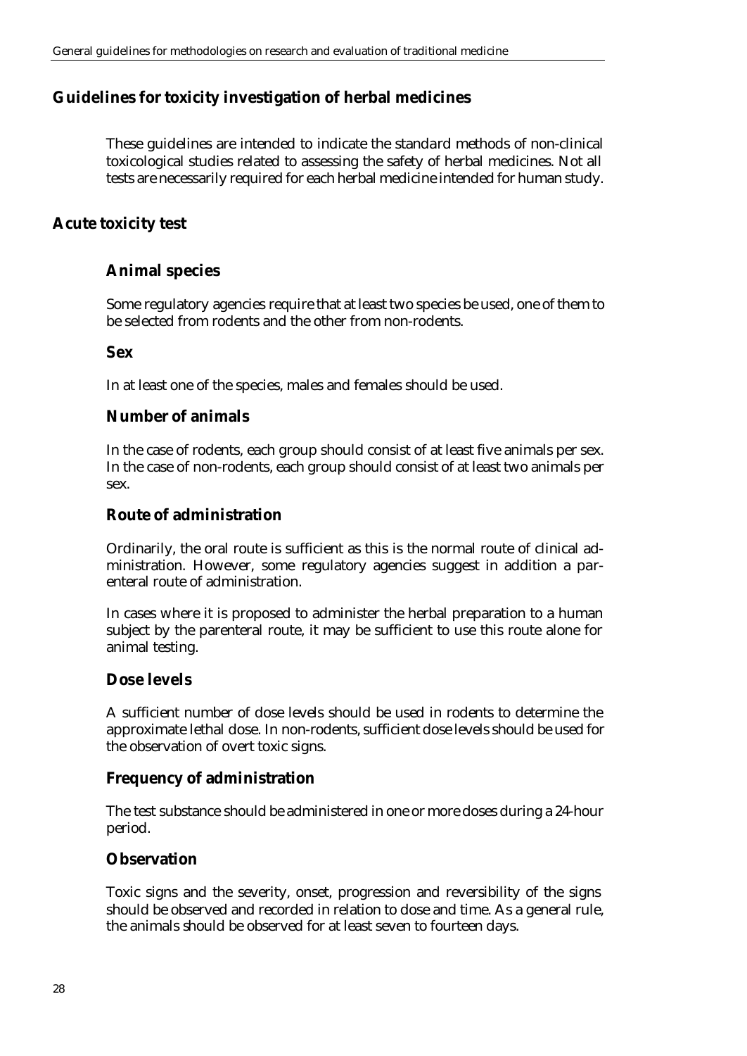## Guidelines for toxicity investigation of herbal medicines

These guidelines are intended to indicate the standard methods of non-clinical toxicological studies related to assessing the safety of herbal medicines. Not all tests are necessarily required for each herbal medicine intended for human study.

## Acute toxicity test

### Animal species

Some regulatory agencies require that at least two species be used, one of them to be selected from rodents and the other from non-rodents.

#### Sex

In at least one of the species, males and females should be used.

### Number of animals

In the case of rodents, each group should consist of at least five animals per sex. In the case of non-rodents, each group should consist of at least two animals per sex.

### Route of administration

Ordinarily, the oral route is sufficient as this is the normal route of clinical administration. However, some regulatory agencies suggest in addition a parenteral route of administration.

In cases where it is proposed to administer the herbal preparation to a human subject by the parenteral route, it may be sufficient to use this route alone for animal testing.

### Dose levels

A sufficient number of dose levels should be used in rodents to determine the approximate lethal dose. In non-rodents, sufficient dose levels should be used for the observation of overt toxic signs.

### Frequency of administration

The test substance should be administered in one or more doses during a 24-hour period.

### Observation

Toxic signs and the severity, onset, progression and reversibility of the signs should be observed and recorded in relation to dose and time. As a general rule, the animals should be observed for at least seven to fourteen days.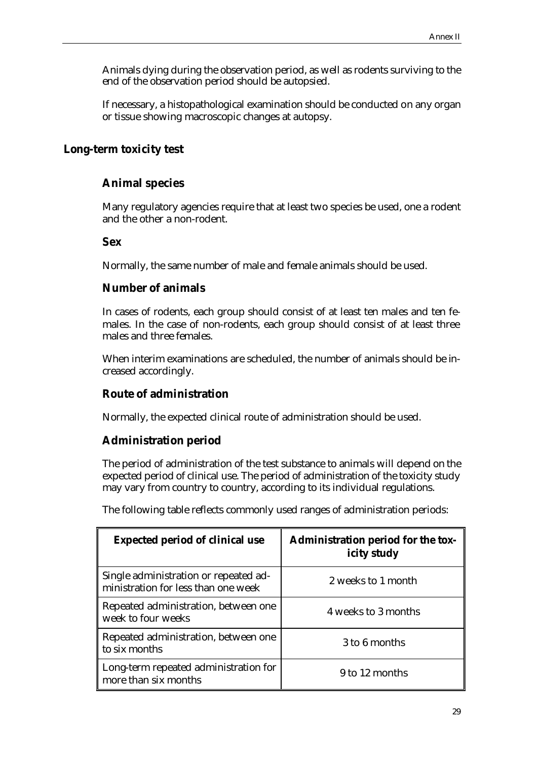Animals dying during the observation period, as well as rodents surviving to the end of the observation period should be autopsied.

If necessary, a histopathological examination should be conducted on any organ or tissue showing macroscopic changes at autopsy.

## Long-term toxicity test

### Animal species

Many regulatory agencies require that at least two species be used, one a rodent and the other a non-rodent.

### Sex

Normally, the same number of male and female animals should be used.

### Number of animals

In cases of rodents, each group should consist of at least ten males and ten females. In the case of non-rodents, each group should consist of at least three males and three females.

When interim examinations are scheduled, the number of animals should be increased accordingly.

### Route of administration

Normally, the expected clinical route of administration should be used.

### Administration period

The period of administration of the test substance to animals will depend on the expected period of clinical use. The period of administration of the toxicity study may vary from country to country, according to its individual regulations.

The following table reflects commonly used ranges of administration periods:

| Expected period of clinical use | Administration period for the toxicity study |
|---|---|
| Single administration or repeated administration for less than one week | 2 weeks to 1 month |
| Repeated administration, between one week to four weeks | 4 weeks to 3 months |
| Repeated administration, between one to six months | 3 to 6 months |
| Long-term repeated administration for more than six months | 9 to 12 months |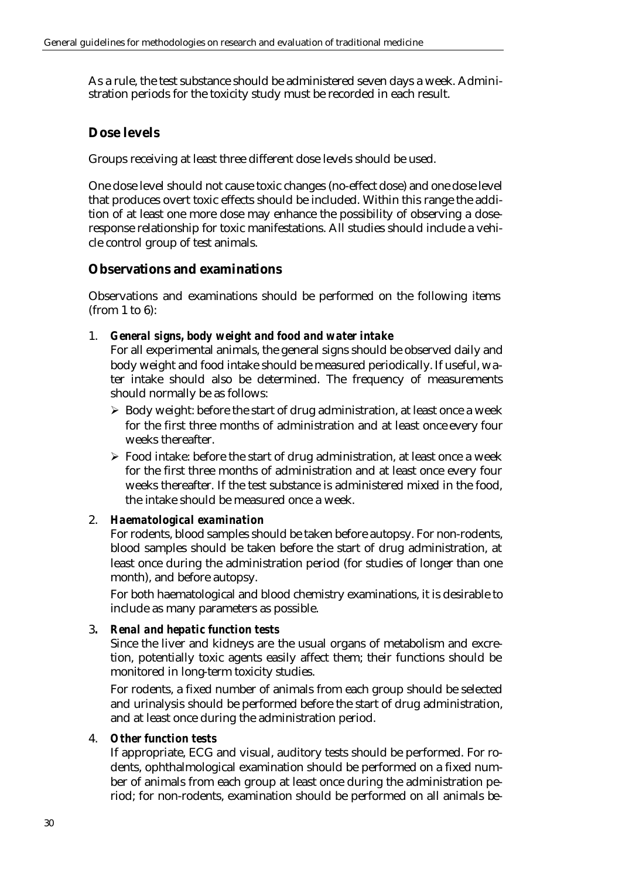As a rule, the test substance should be administered seven days a week. Administration periods for the toxicity study must be recorded in each result.

## Dose levels

Groups receiving at least three different dose levels should be used.

One dose level should not cause toxic changes (no-effect dose) and one dose level that produces overt toxic effects should be included. Within this range the addition of at least one more dose may enhance the possibility of observing a dose-response relationship for toxic manifestations. All studies should include a vehicle control group of test animals.

## Observations and examinations

Observations and examinations should be performed on the following items (from 1 to 6):

1. ***General signs, body weight and food and water intake***

   For all experimental animals, the general signs should be observed daily and body weight and food intake should be measured periodically. If useful, water intake should also be determined. The frequency of measurements should normally be as follows:

   - Body weight: before the start of drug administration, at least once a week for the first three months of administration and at least once every four weeks thereafter.
   - Food intake: before the start of drug administration, at least once a week for the first three months of administration and at least once every four weeks thereafter. If the test substance is administered mixed in the food, the intake should be measured once a week.

2. ***Haematological examination***

   For rodents, blood samples should be taken before autopsy. For non-rodents, blood samples should be taken before the start of drug administration, at least once during the administration period (for studies of longer than one month), and before autopsy.

   For both haematological and blood chemistry examinations, it is desirable to include as many parameters as possible.

3. ***Renal and hepatic function tests***

   Since the liver and kidneys are the usual organs of metabolism and excretion, potentially toxic agents easily affect them; their functions should be monitored in long-term toxicity studies.

   For rodents, a fixed number of animals from each group should be selected and urinalysis should be performed before the start of drug administration, and at least once during the administration period.

4. ***Other function tests***

   If appropriate, ECG and visual, auditory tests should be performed. For rodents, ophthalmological examination should be performed on a fixed number of animals from each group at least once during the administration period; for non-rodents, examination should be performed on all animals be-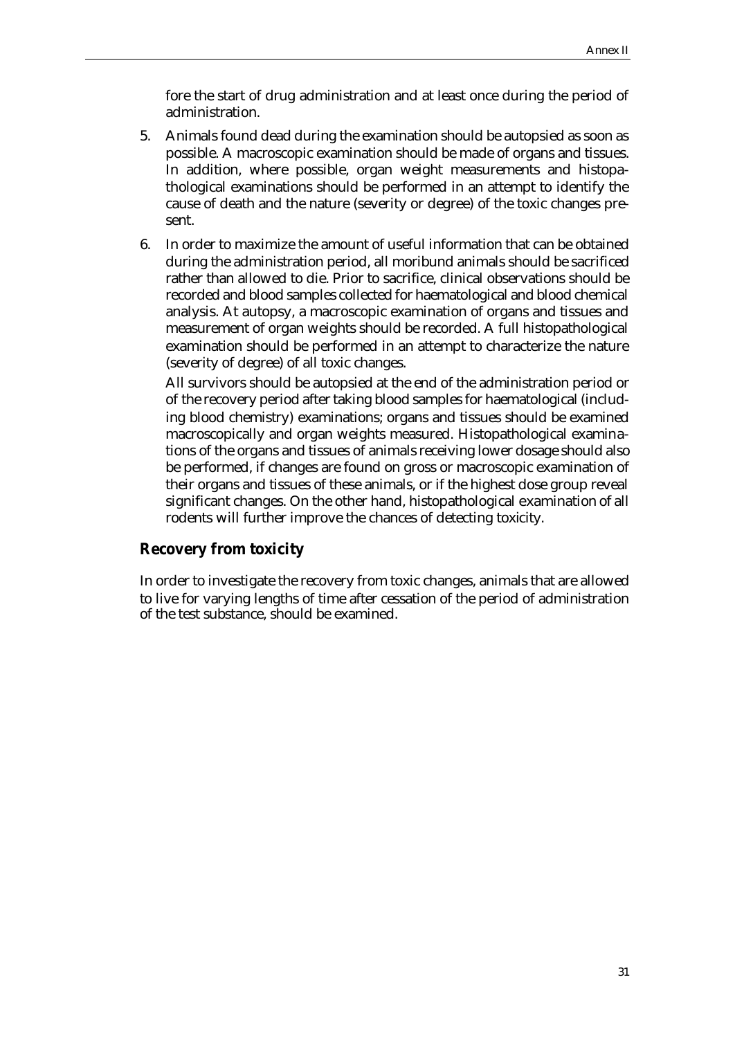fore the start of drug administration and at least once during the period of administration.

5. Animals found dead during the examination should be autopsied as soon as possible. A macroscopic examination should be made of organs and tissues. In addition, where possible, organ weight measurements and histopathological examinations should be performed in an attempt to identify the cause of death and the nature (severity or degree) of the toxic changes present.

6. In order to maximize the amount of useful information that can be obtained during the administration period, all moribund animals should be sacrificed rather than allowed to die. Prior to sacrifice, clinical observations should be recorded and blood samples collected for haematological and blood chemical analysis. At autopsy, a macroscopic examination of organs and tissues and measurement of organ weights should be recorded. A full histopathological examination should be performed in an attempt to characterize the nature (severity of degree) of all toxic changes.

   All survivors should be autopsied at the end of the administration period or of the recovery period after taking blood samples for haematological (including blood chemistry) examinations; organs and tissues should be examined macroscopically and organ weights measured. Histopathological examinations of the organs and tissues of animals receiving lower dosage should also be performed, if changes are found on gross or macroscopic examination of their organs and tissues of these animals, or if the highest dose group reveal significant changes. On the other hand, histopathological examination of all rodents will further improve the chances of detecting toxicity.

## Recovery from toxicity

In order to investigate the recovery from toxic changes, animals that are allowed to live for varying lengths of time after cessation of the period of administration of the test substance, should be examined.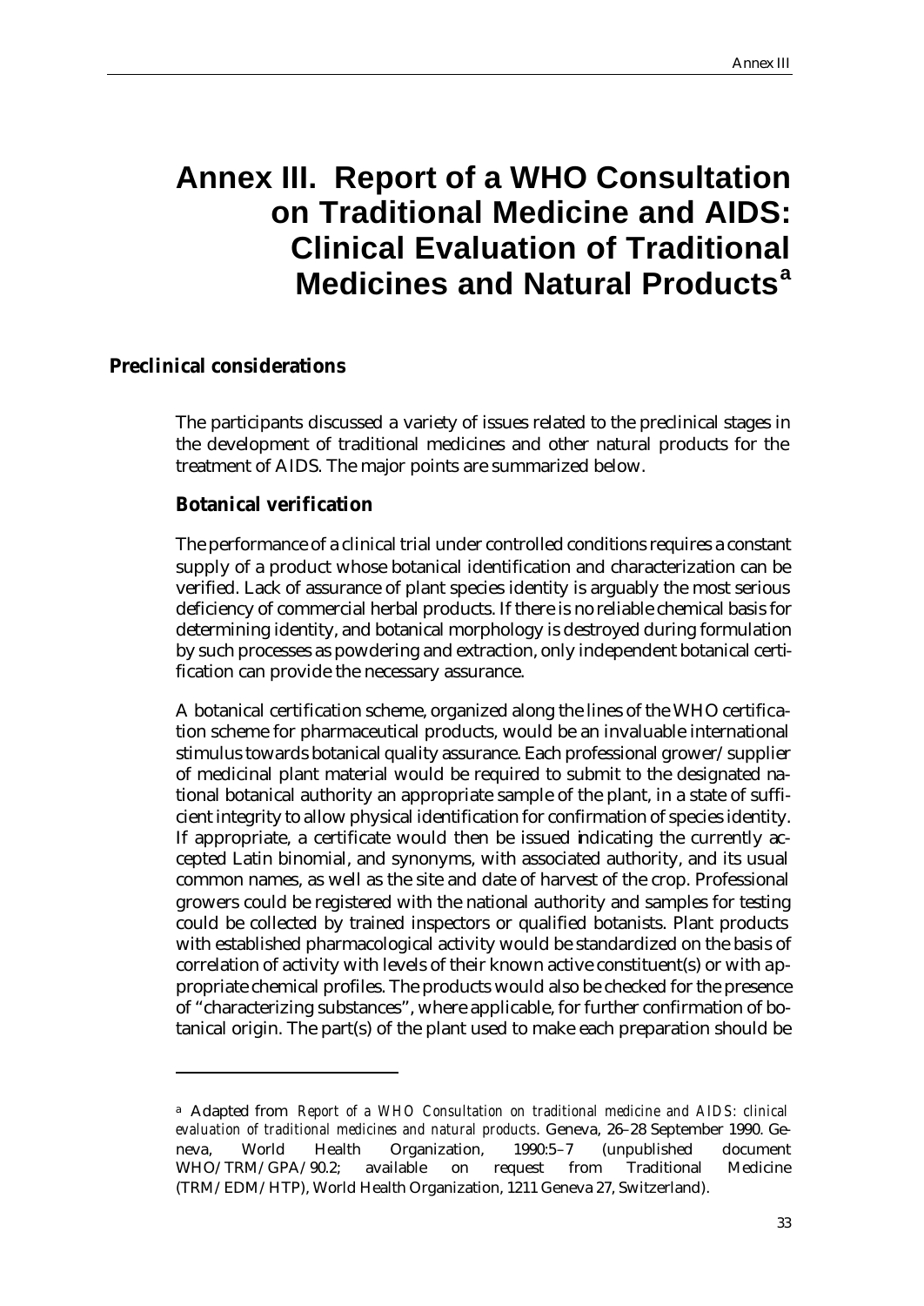# Annex III. Report of a WHO Consultation on Traditional Medicine and AIDS: Clinical Evaluation of Traditional Medicines and Natural Products[a]

## Preclinical considerations

The participants discussed a variety of issues related to the preclinical stages in the development of traditional medicines and other natural products for the treatment of AIDS. The major points are summarized below.

### Botanical verification

The performance of a clinical trial under controlled conditions requires a constant supply of a product whose botanical identification and characterization can be verified. Lack of assurance of plant species identity is arguably the most serious deficiency of commercial herbal products. If there is no reliable chemical basis for determining identity, and botanical morphology is destroyed during formulation by such processes as powdering and extraction, only independent botanical certification can provide the necessary assurance.

A botanical certification scheme, organized along the lines of the WHO certification scheme for pharmaceutical products, would be an invaluable international stimulus towards botanical quality assurance. Each professional grower/supplier of medicinal plant material would be required to submit to the designated national botanical authority an appropriate sample of the plant, in a state of sufficient integrity to allow physical identification for confirmation of species identity. If appropriate, a certificate would then be issued indicating the currently accepted Latin binomial, and synonyms, with associated authority, and its usual common names, as well as the site and date of harvest of the crop. Professional growers could be registered with the national authority and samples for testing could be collected by trained inspectors or qualified botanists. Plant products with established pharmacological activity would be standardized on the basis of correlation of activity with levels of their known active constituent(s) or with appropriate chemical profiles. The products would also be checked for the presence of "characterizing substances", where applicable, for further confirmation of botanical origin. The part(s) of the plant used to make each preparation should be

---

[a] Adapted from *Report of a WHO Consultation on traditional medicine and AIDS: clinical evaluation of traditional medicines and natural products*. Geneva, 26–28 September 1990. Geneva, World Health Organization, 1990:5–7 (unpublished document WHO/TRM/GPA/90.2; available on request from Traditional Medicine (TRM/EDM/HTP), World Health Organization, 1211 Geneva 27, Switzerland).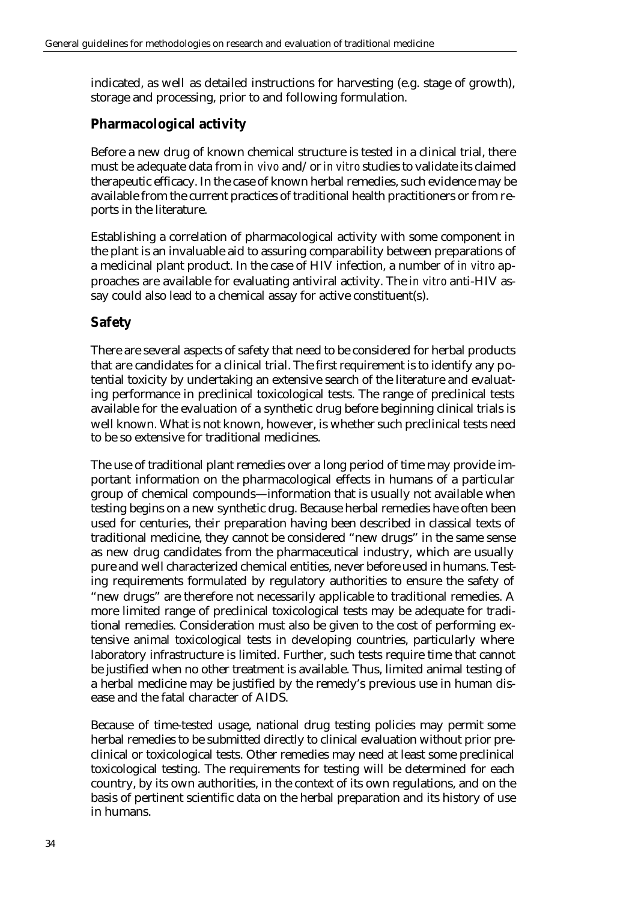indicated, as well as detailed instructions for harvesting (e.g. stage of growth), storage and processing, prior to and following formulation.

## Pharmacological activity

Before a new drug of known chemical structure is tested in a clinical trial, there must be adequate data from *in vivo* and/or *in vitro* studies to validate its claimed therapeutic efficacy. In the case of known herbal remedies, such evidence may be available from the current practices of traditional health practitioners or from reports in the literature.

Establishing a correlation of pharmacological activity with some component in the plant is an invaluable aid to assuring comparability between preparations of a medicinal plant product. In the case of HIV infection, a number of *in vitro* approaches are available for evaluating antiviral activity. The *in vitro* anti-HIV assay could also lead to a chemical assay for active constituent(s).

## Safety

There are several aspects of safety that need to be considered for herbal products that are candidates for a clinical trial. The first requirement is to identify any potential toxicity by undertaking an extensive search of the literature and evaluating performance in preclinical toxicological tests. The range of preclinical tests available for the evaluation of a synthetic drug before beginning clinical trials is well known. What is not known, however, is whether such preclinical tests need to be so extensive for traditional medicines.

The use of traditional plant remedies over a long period of time may provide important information on the pharmacological effects in humans of a particular group of chemical compounds—information that is usually not available when testing begins on a new synthetic drug. Because herbal remedies have often been used for centuries, their preparation having been described in classical texts of traditional medicine, they cannot be considered "new drugs" in the same sense as new drug candidates from the pharmaceutical industry, which are usually pure and well characterized chemical entities, never before used in humans. Testing requirements formulated by regulatory authorities to ensure the safety of "new drugs" are therefore not necessarily applicable to traditional remedies. A more limited range of preclinical toxicological tests may be adequate for traditional remedies. Consideration must also be given to the cost of performing extensive animal toxicological tests in developing countries, particularly where laboratory infrastructure is limited. Further, such tests require time that cannot be justified when no other treatment is available. Thus, limited animal testing of a herbal medicine may be justified by the remedy's previous use in human disease and the fatal character of AIDS.

Because of time-tested usage, national drug testing policies may permit some herbal remedies to be submitted directly to clinical evaluation without prior preclinical or toxicological tests. Other remedies may need at least some preclinical toxicological testing. The requirements for testing will be determined for each country, by its own authorities, in the context of its own regulations, and on the basis of pertinent scientific data on the herbal preparation and its history of use in humans.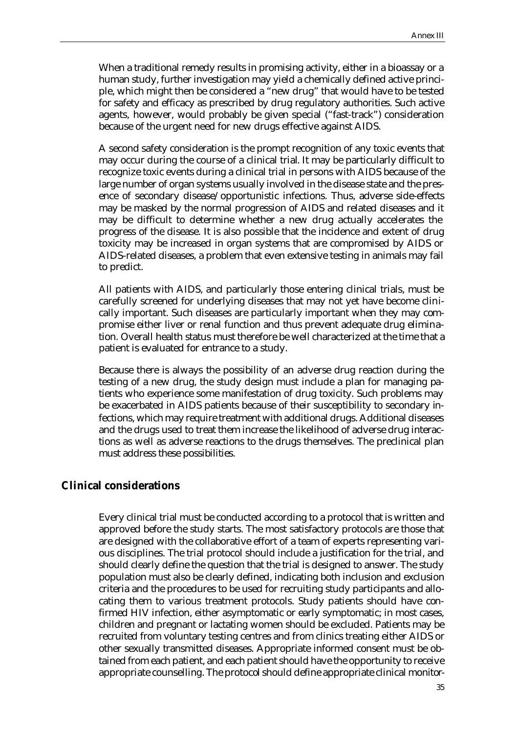When a traditional remedy results in promising activity, either in a bioassay or a human study, further investigation may yield a chemically defined active principle, which might then be considered a “new drug” that would have to be tested for safety and efficacy as prescribed by drug regulatory authorities. Such active agents, however, would probably be given special (“fast-track”) consideration because of the urgent need for new drugs effective against AIDS.

A second safety consideration is the prompt recognition of any toxic events that may occur during the course of a clinical trial. It may be particularly difficult to recognize toxic events during a clinical trial in persons with AIDS because of the large number of organ systems usually involved in the disease state and the presence of secondary disease/opportunistic infections. Thus, adverse side-effects may be masked by the normal progression of AIDS and related diseases and it may be difficult to determine whether a new drug actually accelerates the progress of the disease. It is also possible that the incidence and extent of drug toxicity may be increased in organ systems that are compromised by AIDS or AIDS-related diseases, a problem that even extensive testing in animals may fail to predict.

All patients with AIDS, and particularly those entering clinical trials, must be carefully screened for underlying diseases that may not yet have become clinically important. Such diseases are particularly important when they may compromise either liver or renal function and thus prevent adequate drug elimination. Overall health status must therefore be well characterized at the time that a patient is evaluated for entrance to a study.

Because there is always the possibility of an adverse drug reaction during the testing of a new drug, the study design must include a plan for managing patients who experience some manifestation of drug toxicity. Such problems may be exacerbated in AIDS patients because of their susceptibility to secondary infections, which may require treatment with additional drugs. Additional diseases and the drugs used to treat them increase the likelihood of adverse drug interactions as well as adverse reactions to the drugs themselves. The preclinical plan must address these possibilities.

## Clinical considerations

Every clinical trial must be conducted according to a protocol that is written and approved before the study starts. The most satisfactory protocols are those that are designed with the collaborative effort of a team of experts representing various disciplines. The trial protocol should include a justification for the trial, and should clearly define the question that the trial is designed to answer. The study population must also be clearly defined, indicating both inclusion and exclusion criteria and the procedures to be used for recruiting study participants and allocating them to various treatment protocols. Study patients should have confirmed HIV infection, either asymptomatic or early symptomatic; in most cases, children and pregnant or lactating women should be excluded. Patients may be recruited from voluntary testing centres and from clinics treating either AIDS or other sexually transmitted diseases. Appropriate informed consent must be obtained from each patient, and each patient should have the opportunity to receive appropriate counselling. The protocol should define appropriate clinical monitor-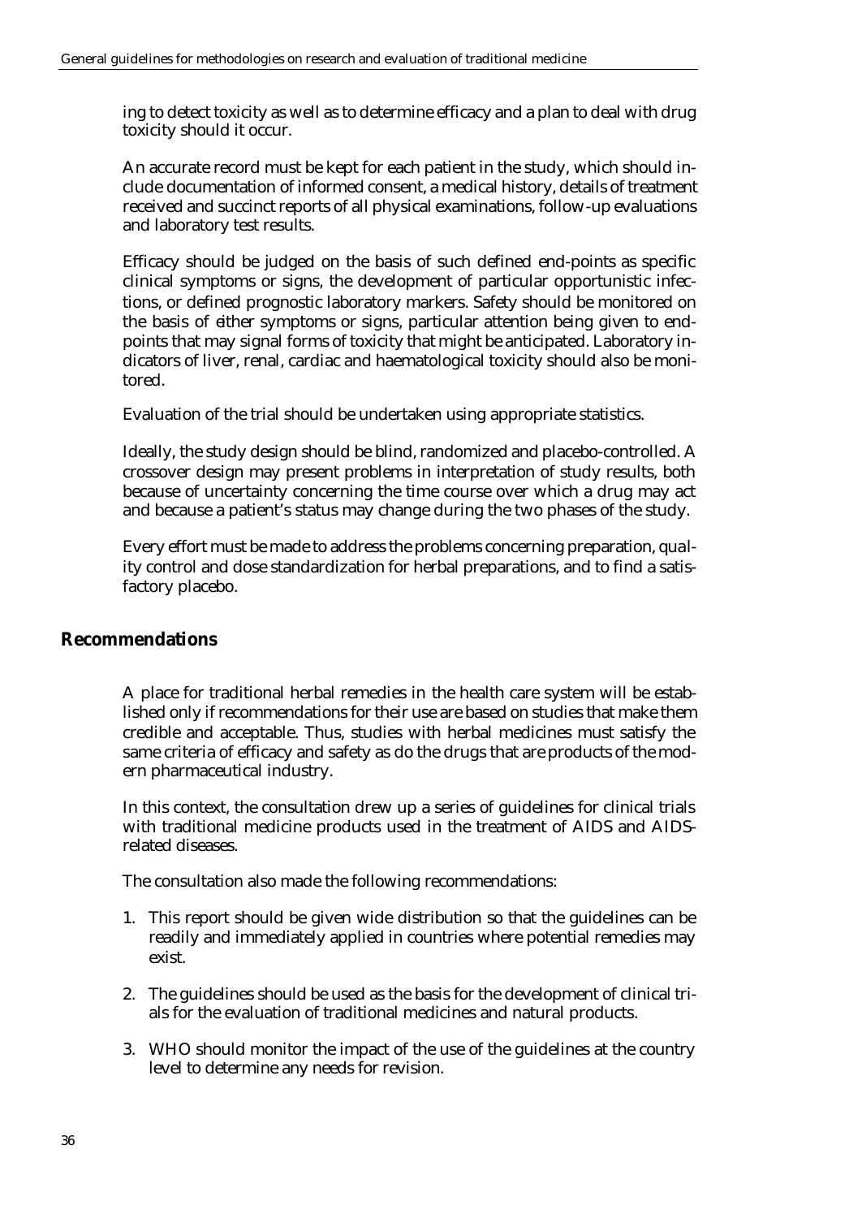ing to detect toxicity as well as to determine efficacy and a plan to deal with drug toxicity should it occur.

An accurate record must be kept for each patient in the study, which should include documentation of informed consent, a medical history, details of treatment received and succinct reports of all physical examinations, follow-up evaluations and laboratory test results.

Efficacy should be judged on the basis of such defined end-points as specific clinical symptoms or signs, the development of particular opportunistic infections, or defined prognostic laboratory markers. Safety should be monitored on the basis of either symptoms or signs, particular attention being given to end-points that may signal forms of toxicity that might be anticipated. Laboratory indicators of liver, renal, cardiac and haematological toxicity should also be monitored.

Evaluation of the trial should be undertaken using appropriate statistics.

Ideally, the study design should be blind, randomized and placebo-controlled. A crossover design may present problems in interpretation of study results, both because of uncertainty concerning the time course over which a drug may act and because a patient's status may change during the two phases of the study.

Every effort must be made to address the problems concerning preparation, quality control and dose standardization for herbal preparations, and to find a satisfactory placebo.

## Recommendations

A place for traditional herbal remedies in the health care system will be established only if recommendations for their use are based on studies that make them credible and acceptable. Thus, studies with herbal medicines must satisfy the same criteria of efficacy and safety as do the drugs that are products of the modern pharmaceutical industry.

In this context, the consultation drew up a series of guidelines for clinical trials with traditional medicine products used in the treatment of AIDS and AIDS-related diseases.

The consultation also made the following recommendations:

1. This report should be given wide distribution so that the guidelines can be readily and immediately applied in countries where potential remedies may exist.
2. The guidelines should be used as the basis for the development of clinical trials for the evaluation of traditional medicines and natural products.
3. WHO should monitor the impact of the use of the guidelines at the country level to determine any needs for revision.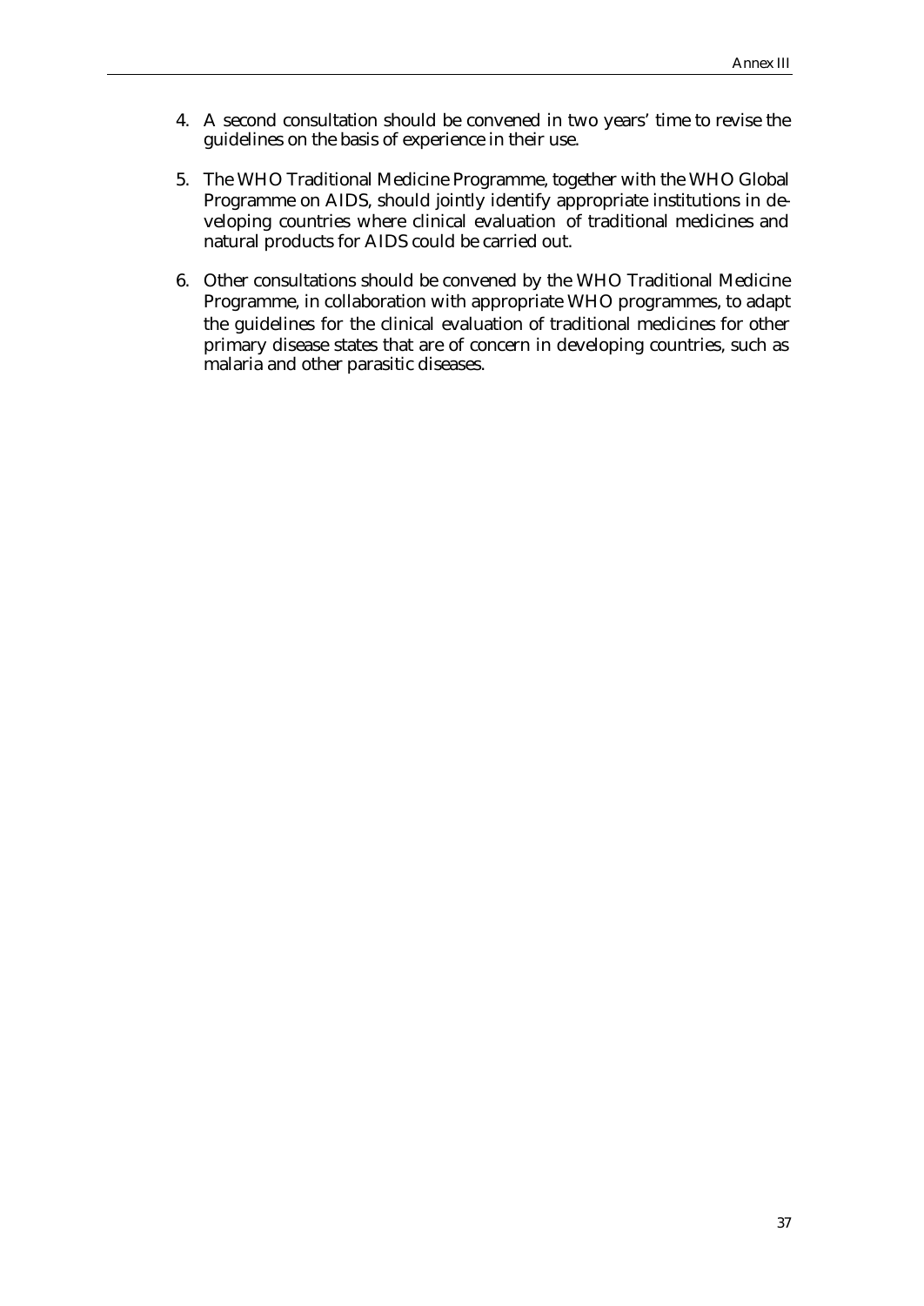4. A second consultation should be convened in two years' time to revise the guidelines on the basis of experience in their use.

5. The WHO Traditional Medicine Programme, together with the WHO Global Programme on AIDS, should jointly identify appropriate institutions in developing countries where clinical evaluation of traditional medicines and natural products for AIDS could be carried out.

6. Other consultations should be convened by the WHO Traditional Medicine Programme, in collaboration with appropriate WHO programmes, to adapt the guidelines for the clinical evaluation of traditional medicines for other primary disease states that are of concern in developing countries, such as malaria and other parasitic diseases.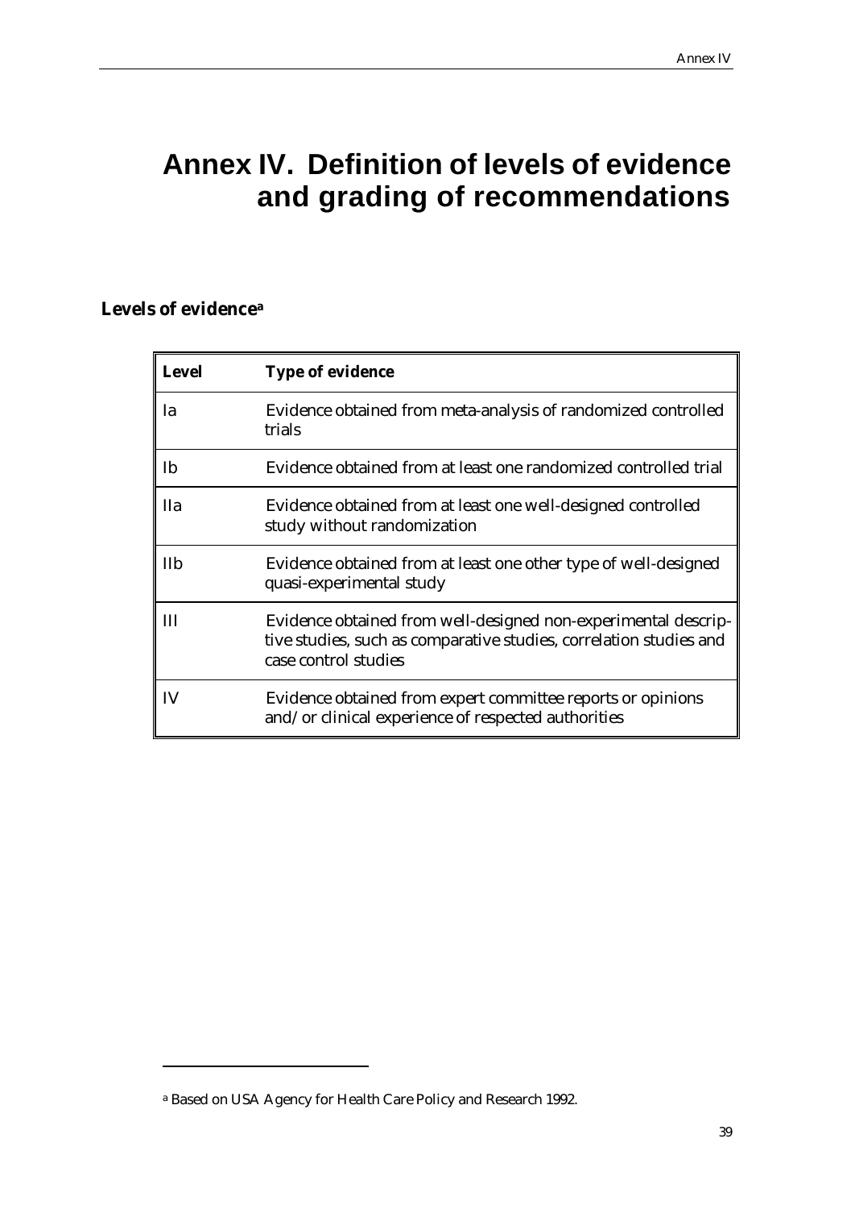# Annex IV. Definition of levels of evidence and grading of recommendations

## Levels of evidence[a]

| Level | Type of evidence |
| --- | --- |
| Ia | Evidence obtained from meta-analysis of randomized controlled trials |
| Ib | Evidence obtained from at least one randomized controlled trial |
| IIa | Evidence obtained from at least one well-designed controlled study without randomization |
| IIb | Evidence obtained from at least one other type of well-designed quasi-experimental study |
| III | Evidence obtained from well-designed non-experimental descriptive studies, such as comparative studies, correlation studies and case control studies |
| IV | Evidence obtained from expert committee reports or opinions and/or clinical experience of respected authorities |

[a] Based on USA Agency for Health Care Policy and Research 1992.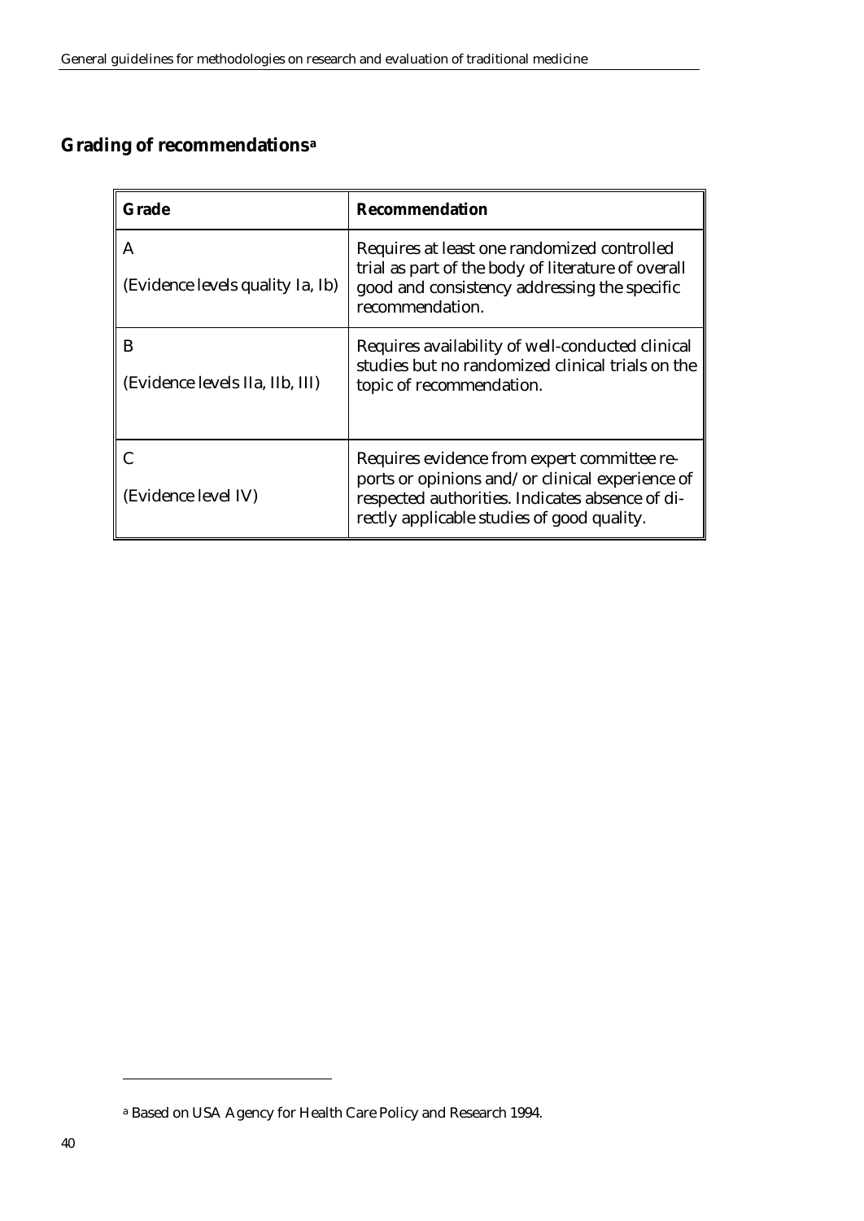## Grading of recommendations[a]

| Grade | Recommendation |
|---|---|
| A<br><br>(Evidence levels quality Ia, Ib) | Requires at least one randomized controlled trial as part of the body of literature of overall good and consistency addressing the specific recommendation. |
| B<br><br>(Evidence levels IIa, IIb, III) | Requires availability of well-conducted clinical studies but no randomized clinical trials on the topic of recommendation. |
| C<br><br>(Evidence level IV) | Requires evidence from expert committee reports or opinions and/or clinical experience of respected authorities. Indicates absence of directly applicable studies of good quality. |

[a] Based on USA Agency for Health Care Policy and Research 1994.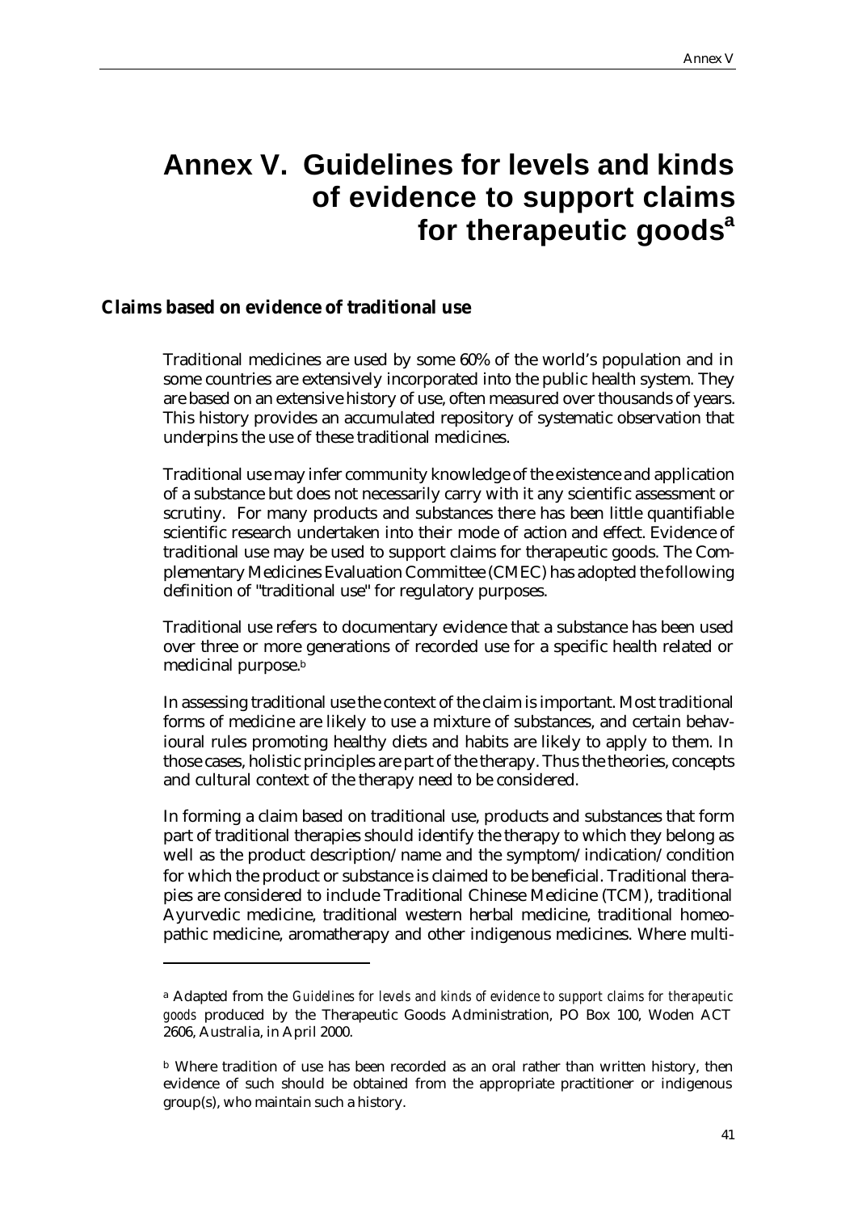# Annex V. Guidelines for levels and kinds of evidence to support claims for therapeutic goods[a]

## Claims based on evidence of traditional use

Traditional medicines are used by some 60% of the world's population and in some countries are extensively incorporated into the public health system. They are based on an extensive history of use, often measured over thousands of years. This history provides an accumulated repository of systematic observation that underpins the use of these traditional medicines.

Traditional use may infer community knowledge of the existence and application of a substance but does not necessarily carry with it any scientific assessment or scrutiny. For many products and substances there has been little quantifiable scientific research undertaken into their mode of action and effect. Evidence of traditional use may be used to support claims for therapeutic goods. The Complementary Medicines Evaluation Committee (CMEC) has adopted the following definition of "traditional use" for regulatory purposes.

Traditional use refers to documentary evidence that a substance has been used over three or more generations of recorded use for a specific health related or medicinal purpose.[b]

In assessing traditional use the context of the claim is important. Most traditional forms of medicine are likely to use a mixture of substances, and certain behavioural rules promoting healthy diets and habits are likely to apply to them. In those cases, holistic principles are part of the therapy. Thus the theories, concepts and cultural context of the therapy need to be considered.

In forming a claim based on traditional use, products and substances that form part of traditional therapies should identify the therapy to which they belong as well as the product description/name and the symptom/indication/condition for which the product or substance is claimed to be beneficial. Traditional therapies are considered to include Traditional Chinese Medicine (TCM), traditional Ayurvedic medicine, traditional western herbal medicine, traditional homeopathic medicine, aromatherapy and other indigenous medicines. Where multi-

---

[a] Adapted from the *Guidelines for levels and kinds of evidence to support claims for therapeutic goods* produced by the Therapeutic Goods Administration, PO Box 100, Woden ACT 2606, Australia, in April 2000.

[b] Where tradition of use has been recorded as an oral rather than written history, then evidence of such should be obtained from the appropriate practitioner or indigenous group(s), who maintain such a history.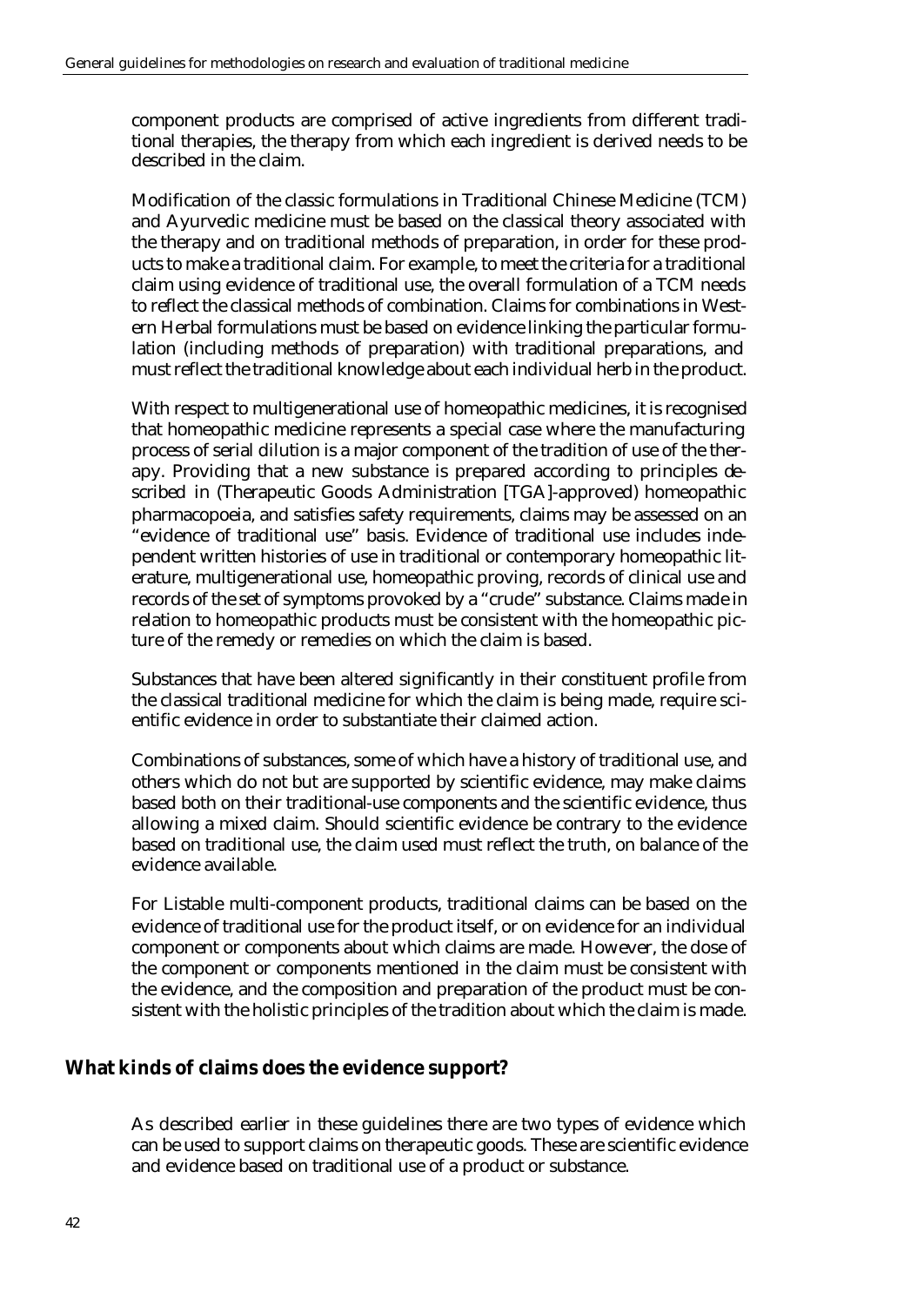component products are comprised of active ingredients from different traditional therapies, the therapy from which each ingredient is derived needs to be described in the claim.

Modification of the classic formulations in Traditional Chinese Medicine (TCM) and Ayurvedic medicine must be based on the classical theory associated with the therapy and on traditional methods of preparation, in order for these products to make a traditional claim. For example, to meet the criteria for a traditional claim using evidence of traditional use, the overall formulation of a TCM needs to reflect the classical methods of combination. Claims for combinations in Western Herbal formulations must be based on evidence linking the particular formulation (including methods of preparation) with traditional preparations, and must reflect the traditional knowledge about each individual herb in the product.

With respect to multigenerational use of homeopathic medicines, it is recognised that homeopathic medicine represents a special case where the manufacturing process of serial dilution is a major component of the tradition of use of the therapy. Providing that a new substance is prepared according to principles described in (Therapeutic Goods Administration [TGA]-approved) homeopathic pharmacopoeia, and satisfies safety requirements, claims may be assessed on an "evidence of traditional use" basis. Evidence of traditional use includes independent written histories of use in traditional or contemporary homeopathic literature, multigenerational use, homeopathic proving, records of clinical use and records of the set of symptoms provoked by a "crude" substance. Claims made in relation to homeopathic products must be consistent with the homeopathic picture of the remedy or remedies on which the claim is based.

Substances that have been altered significantly in their constituent profile from the classical traditional medicine for which the claim is being made, require scientific evidence in order to substantiate their claimed action.

Combinations of substances, some of which have a history of traditional use, and others which do not but are supported by scientific evidence, may make claims based both on their traditional-use components and the scientific evidence, thus allowing a mixed claim. Should scientific evidence be contrary to the evidence based on traditional use, the claim used must reflect the truth, on balance of the evidence available.

For Listable multi-component products, traditional claims can be based on the evidence of traditional use for the product itself, or on evidence for an individual component or components about which claims are made. However, the dose of the component or components mentioned in the claim must be consistent with the evidence, and the composition and preparation of the product must be consistent with the holistic principles of the tradition about which the claim is made.

## What kinds of claims does the evidence support?

As described earlier in these guidelines there are two types of evidence which can be used to support claims on therapeutic goods. These are scientific evidence and evidence based on traditional use of a product or substance.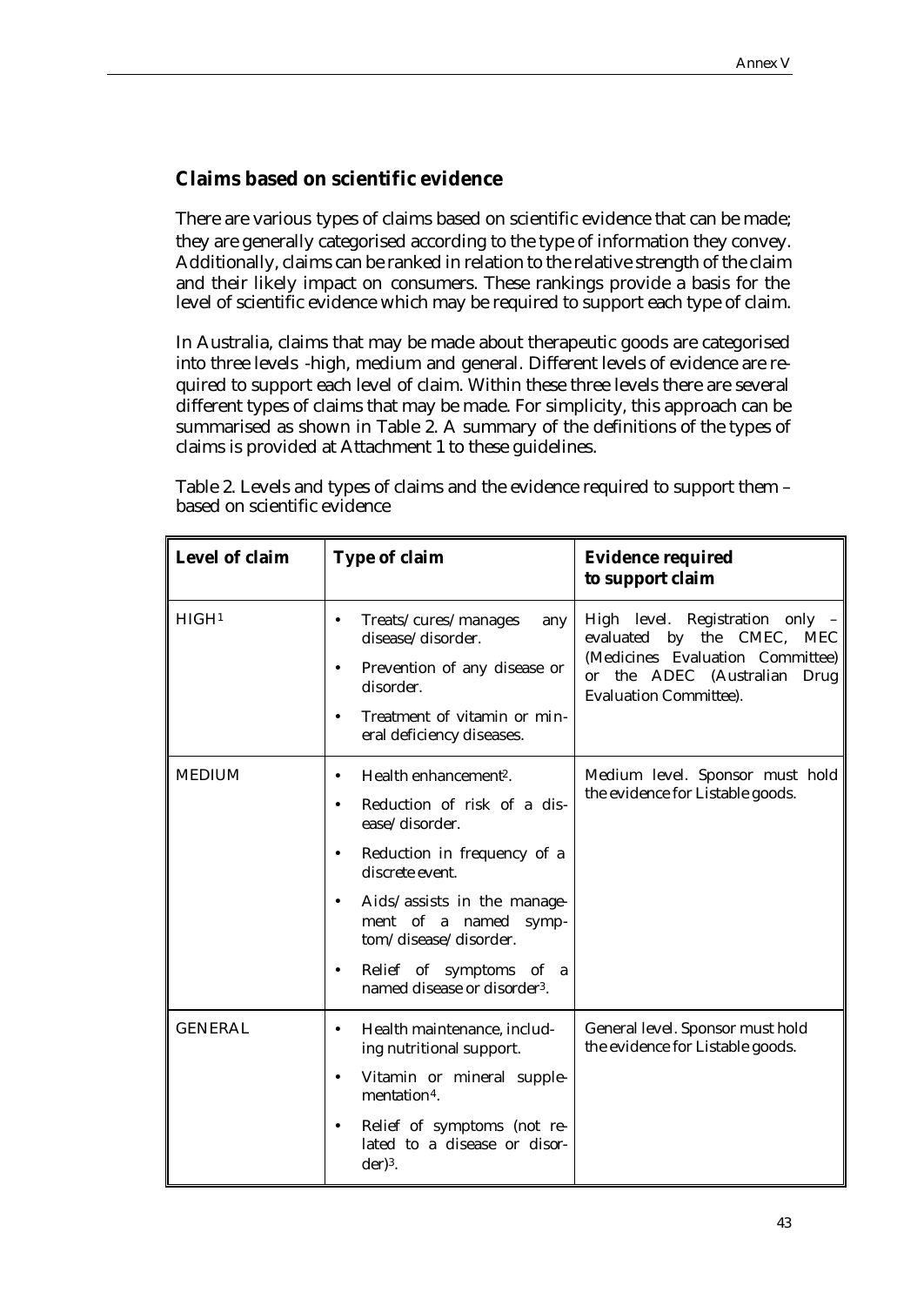## Claims based on scientific evidence

There are various types of claims based on scientific evidence that can be made; they are generally categorised according to the type of information they convey. Additionally, claims can be ranked in relation to the relative strength of the claim and their likely impact on consumers. These rankings provide a basis for the level of scientific evidence which may be required to support each type of claim.

In Australia, claims that may be made about therapeutic goods are categorised into three levels -high, medium and general. Different levels of evidence are required to support each level of claim. Within these three levels there are several different types of claims that may be made. For simplicity, this approach can be summarised as shown in Table 2. A summary of the definitions of the types of claims is provided at Attachment 1 to these guidelines.

Table 2. Levels and types of claims and the evidence required to support them – based on scientific evidence

| Level of claim | Type of claim | Evidence required to support claim |
|---|---|---|
| HIGH[1] | • Treats/cures/manages any disease/disorder.<br>• Prevention of any disease or disorder.<br>• Treatment of vitamin or mineral deficiency diseases. | High level. Registration only – evaluated by the CMEC, MEC (Medicines Evaluation Committee) or the ADEC (Australian Drug Evaluation Committee). |
| MEDIUM | • Health enhancement[2].<br>• Reduction of risk of a disease/disorder.<br>• Reduction in frequency of a discrete event.<br>• Aids/assists in the management of a named symptom/disease/disorder.<br>• Relief of symptoms of a named disease or disorder[3]. | Medium level. Sponsor must hold the evidence for Listable goods. |
| GENERAL | • Health maintenance, including nutritional support.<br>• Vitamin or mineral supplementation[4].<br>• Relief of symptoms (not related to a disease or disorder)[3]. | General level. Sponsor must hold the evidence for Listable goods. |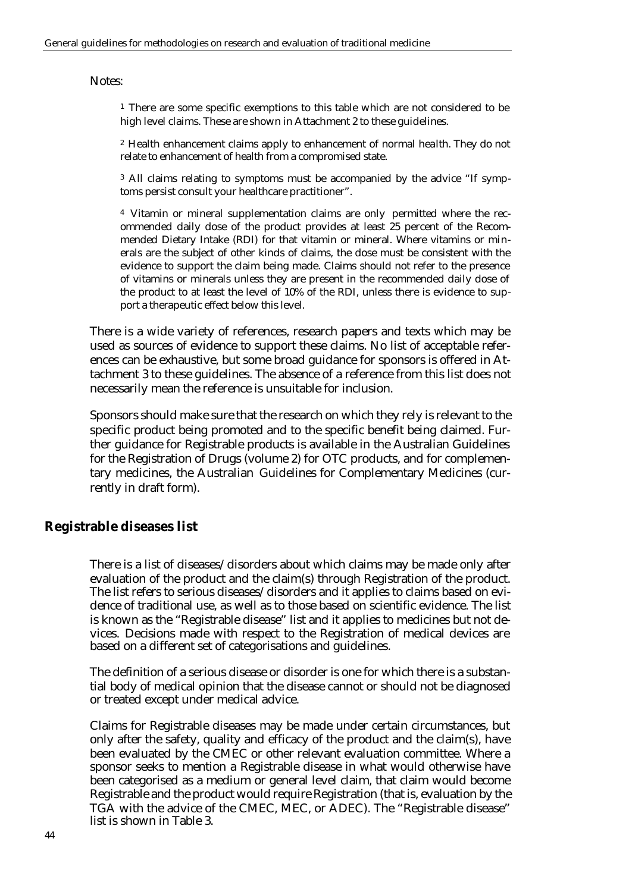Notes:

[1] There are some specific exemptions to this table which are not considered to be high level claims. These are shown in Attachment 2 to these guidelines.

[2] Health enhancement claims apply to enhancement of normal health. They do not relate to enhancement of health from a compromised state.

[3] All claims relating to symptoms must be accompanied by the advice "If symptoms persist consult your healthcare practitioner".

[4] Vitamin or mineral supplementation claims are only permitted where the recommended daily dose of the product provides at least 25 percent of the Recommended Dietary Intake (RDI) for that vitamin or mineral. Where vitamins or minerals are the subject of other kinds of claims, the dose must be consistent with the evidence to support the claim being made. Claims should not refer to the presence of vitamins or minerals unless they are present in the recommended daily dose of the product to at least the level of 10% of the RDI, unless there is evidence to support a therapeutic effect below this level.

There is a wide variety of references, research papers and texts which may be used as sources of evidence to support these claims. No list of acceptable references can be exhaustive, but some broad guidance for sponsors is offered in Attachment 3 to these guidelines. The absence of a reference from this list does not necessarily mean the reference is unsuitable for inclusion.

Sponsors should make sure that the research on which they rely is relevant to the specific product being promoted and to the specific benefit being claimed. Further guidance for Registrable products is available in the Australian Guidelines for the Registration of Drugs (volume 2) for OTC products, and for complementary medicines, the Australian Guidelines for Complementary Medicines (currently in draft form).

## Registrable diseases list

There is a list of diseases/disorders about which claims may be made only after evaluation of the product and the claim(s) through Registration of the product. The list refers to serious diseases/disorders and it applies to claims based on evidence of traditional use, as well as to those based on scientific evidence. The list is known as the "Registrable disease" list and it applies to medicines but not devices. Decisions made with respect to the Registration of medical devices are based on a different set of categorisations and guidelines.

The definition of a serious disease or disorder is one for which there is a substantial body of medical opinion that the disease cannot or should not be diagnosed or treated except under medical advice.

Claims for Registrable diseases may be made under certain circumstances, but only after the safety, quality and efficacy of the product and the claim(s), have been evaluated by the CMEC or other relevant evaluation committee. Where a sponsor seeks to mention a Registrable disease in what would otherwise have been categorised as a medium or general level claim, that claim would become Registrable and the product would require Registration (that is, evaluation by the TGA with the advice of the CMEC, MEC, or ADEC). The "Registrable disease" list is shown in Table 3.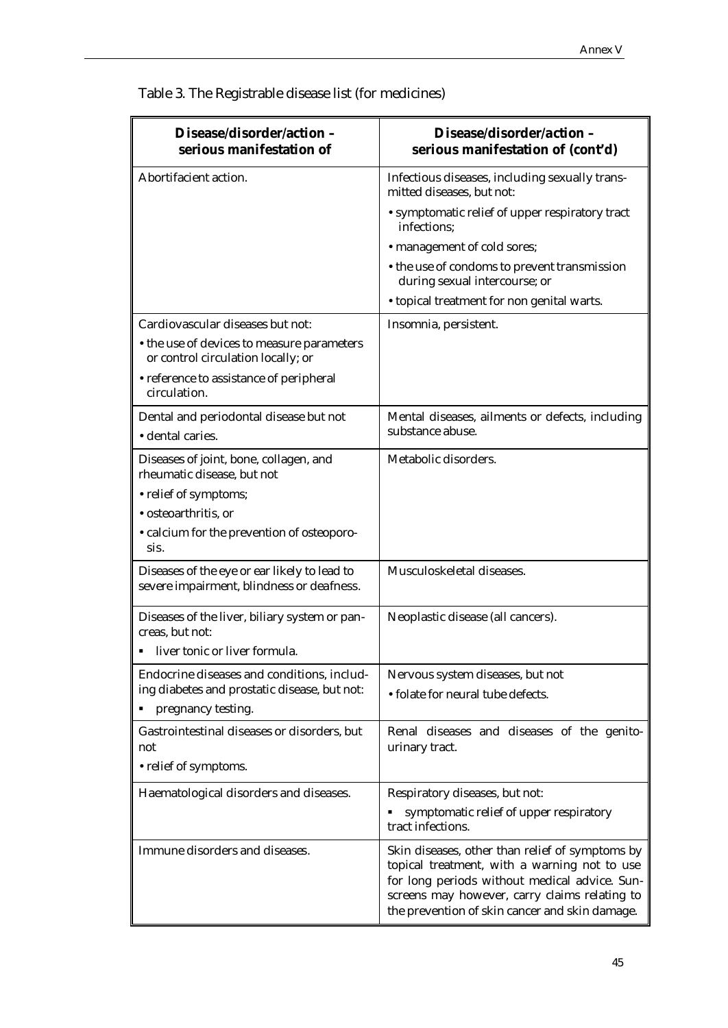Table 3. The Registrable disease list (for medicines)

| Disease/disorder/action – serious manifestation of | Disease/disorder/action – serious manifestation of (cont'd) |
| --- | --- |
| Abortifacient action. | Infectious diseases, including sexually transmitted diseases, but not:<br>• symptomatic relief of upper respiratory tract infections;<br>• management of cold sores;<br>• the use of condoms to prevent transmission during sexual intercourse; or<br>• topical treatment for non genital warts. |
| Cardiovascular diseases but not:<br>• the use of devices to measure parameters or control circulation locally; or<br>• reference to assistance of peripheral circulation. | Insomnia, persistent. |
| Dental and periodontal disease but not<br>• dental caries. | Mental diseases, ailments or defects, including substance abuse. |
| Diseases of joint, bone, collagen, and rheumatic disease, but not<br>• relief of symptoms;<br>• osteoarthritis, or<br>• calcium for the prevention of osteoporosis. | Metabolic disorders. |
| Diseases of the eye or ear likely to lead to severe impairment, blindness or deafness. | Musculoskeletal diseases. |
| Diseases of the liver, biliary system or pancreas, but not:<br>▪ liver tonic or liver formula. | Neoplastic disease (all cancers). |
| Endocrine diseases and conditions, including diabetes and prostatic disease, but not:<br>▪ pregnancy testing. | Nervous system diseases, but not<br>• folate for neural tube defects. |
| Gastrointestinal diseases or disorders, but not<br>• relief of symptoms. | Renal diseases and diseases of the genito-urinary tract. |
| Haematological disorders and diseases. | Respiratory diseases, but not:<br>▪ symptomatic relief of upper respiratory tract infections. |
| Immune disorders and diseases. | Skin diseases, other than relief of symptoms by topical treatment, with a warning not to use for long periods without medical advice. Sunscreens may however, carry claims relating to the prevention of skin cancer and skin damage. |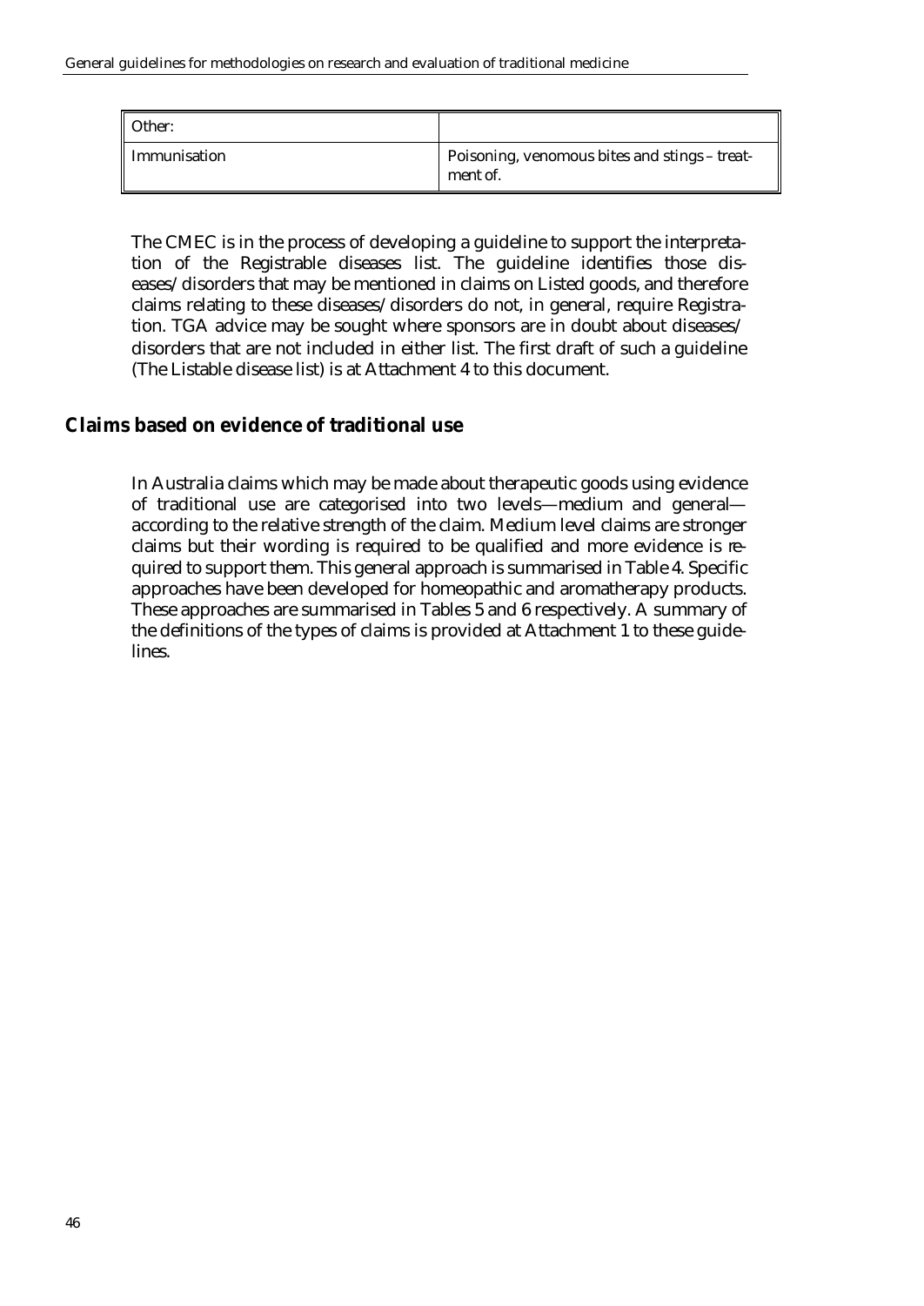| Other: | |
| --- | --- |
| Immunisation | Poisoning, venomous bites and stings – treatment of. |

The CMEC is in the process of developing a guideline to support the interpretation of the Registrable diseases list. The guideline identifies those diseases/disorders that may be mentioned in claims on Listed goods, and therefore claims relating to these diseases/disorders do not, in general, require Registration. TGA advice may be sought where sponsors are in doubt about diseases/disorders that are not included in either list. The first draft of such a guideline (The Listable disease list) is at Attachment 4 to this document.

## Claims based on evidence of traditional use

In Australia claims which may be made about therapeutic goods using evidence of traditional use are categorised into two levels—medium and general—according to the relative strength of the claim. Medium level claims are stronger claims but their wording is required to be qualified and more evidence is required to support them. This general approach is summarised in Table 4. Specific approaches have been developed for homeopathic and aromatherapy products. These approaches are summarised in Tables 5 and 6 respectively. A summary of the definitions of the types of claims is provided at Attachment 1 to these guidelines.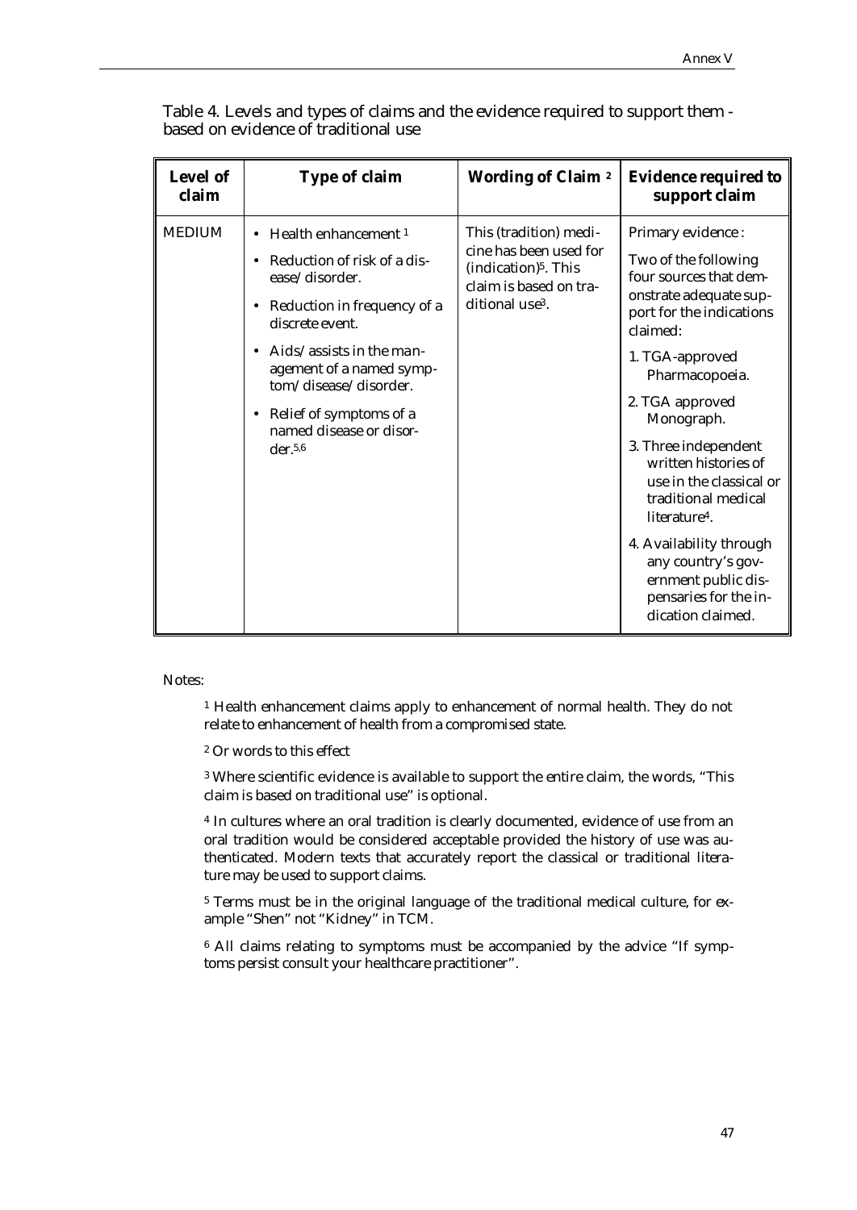Table 4. Levels and types of claims and the evidence required to support them - based on evidence of traditional use

| Level of claim | Type of claim | Wording of Claim [2] | Evidence required to support claim |
|---|---|---|---|
| MEDIUM | • Health enhancement [1]<br>• Reduction of risk of a disease/disorder.<br>• Reduction in frequency of a discrete event.<br>• Aids/assists in the management of a named symptom/disease/disorder.<br>• Relief of symptoms of a named disease or disorder.[5,6] | This (tradition) medicine has been used for (indication)[5]. This claim is based on traditional use[3]. | Primary evidence:<br>Two of the following four sources that demonstrate adequate support for the indications claimed:<br>1. TGA-approved Pharmacopoeia.<br>2. TGA approved Monograph.<br>3. Three independent written histories of use in the classical or traditional medical literature[4].<br>4. Availability through any country's government public dispensaries for the indication claimed. |

Notes:

[1] Health enhancement claims apply to enhancement of normal health. They do not relate to enhancement of health from a compromised state.

[2] Or words to this effect

[3] Where scientific evidence is available to support the entire claim, the words, "This claim is based on traditional use" is optional.

[4] In cultures where an oral tradition is clearly documented, evidence of use from an oral tradition would be considered acceptable provided the history of use was authenticated. Modern texts that accurately report the classical or traditional literature may be used to support claims.

[5] Terms must be in the original language of the traditional medical culture, for example "Shen" not "Kidney" in TCM.

[6] All claims relating to symptoms must be accompanied by the advice "If symptoms persist consult your healthcare practitioner".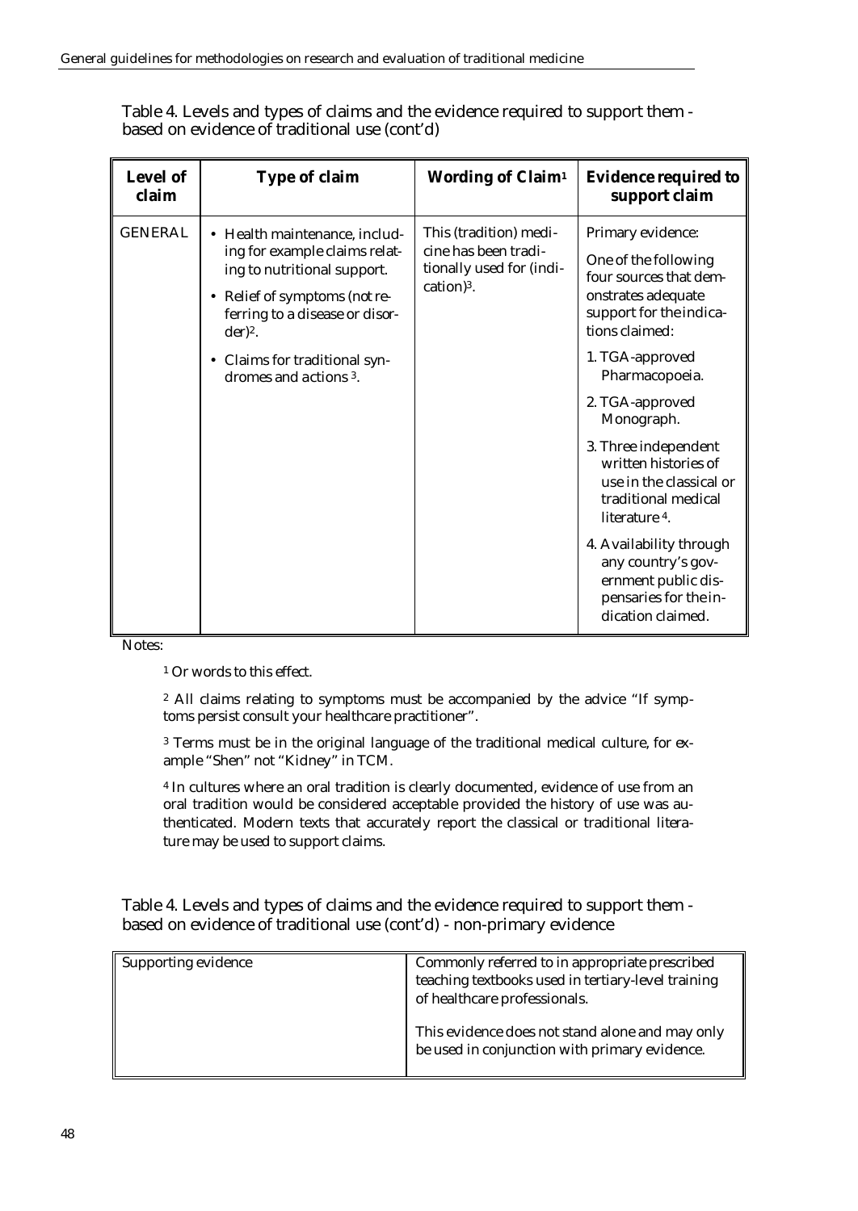Table 4. Levels and types of claims and the evidence required to support them - based on evidence of traditional use (cont'd)

| Level of claim | Type of claim | Wording of Claim[1] | Evidence required to support claim |
|---|---|---|---|
| GENERAL | • Health maintenance, including for example claims relating to nutritional support.<br>• Relief of symptoms (not referring to a disease or disorder)[2].<br>• Claims for traditional syndromes and actions [3]. | This (tradition) medicine has been traditionally used for (indication)[3]. | Primary evidence:<br>One of the following four sources that demonstrates adequate support for the indications claimed:<br>1. TGA-approved Pharmacopoeia.<br>2. TGA-approved Monograph.<br>3. Three independent written histories of use in the classical or traditional medical literature [4].<br>4. Availability through any country's government public dispensaries for the indication claimed. |

Notes:

[1] Or words to this effect.

[2] All claims relating to symptoms must be accompanied by the advice "If symptoms persist consult your healthcare practitioner".

[3] Terms must be in the original language of the traditional medical culture, for example "Shen" not "Kidney" in TCM.

[4] In cultures where an oral tradition is clearly documented, evidence of use from an oral tradition would be considered acceptable provided the history of use was authenticated. Modern texts that accurately report the classical or traditional literature may be used to support claims.

Table 4. Levels and types of claims and the evidence required to support them - based on evidence of traditional use (cont'd) - non-primary evidence

| Supporting evidence | Commonly referred to in appropriate prescribed teaching textbooks used in tertiary-level training of healthcare professionals.<br><br>This evidence does not stand alone and may only be used in conjunction with primary evidence. |
|---|---|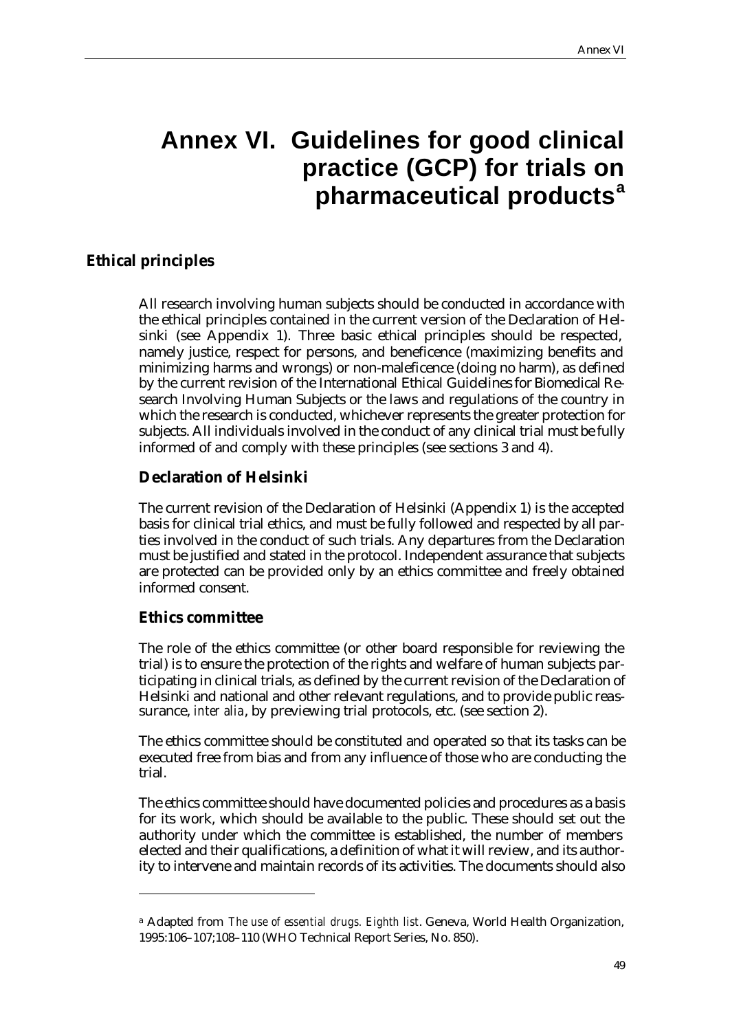# Annex VI. Guidelines for good clinical practice (GCP) for trials on pharmaceutical products[a]

## Ethical principles

All research involving human subjects should be conducted in accordance with the ethical principles contained in the current version of the Declaration of Helsinki (see Appendix 1). Three basic ethical principles should be respected, namely justice, respect for persons, and beneficence (maximizing benefits and minimizing harms and wrongs) or non-maleficence (doing no harm), as defined by the current revision of the International Ethical Guidelines for Biomedical Research Involving Human Subjects or the laws and regulations of the country in which the research is conducted, whichever represents the greater protection for subjects. All individuals involved in the conduct of any clinical trial must be fully informed of and comply with these principles (see sections 3 and 4).

### Declaration of Helsinki

The current revision of the Declaration of Helsinki (Appendix 1) is the accepted basis for clinical trial ethics, and must be fully followed and respected by all parties involved in the conduct of such trials. Any departures from the Declaration must be justified and stated in the protocol. Independent assurance that subjects are protected can be provided only by an ethics committee and freely obtained informed consent.

### Ethics committee

The role of the ethics committee (or other board responsible for reviewing the trial) is to ensure the protection of the rights and welfare of human subjects participating in clinical trials, as defined by the current revision of the Declaration of Helsinki and national and other relevant regulations, and to provide public reassurance, *inter alia*, by previewing trial protocols, etc. (see section 2).

The ethics committee should be constituted and operated so that its tasks can be executed free from bias and from any influence of those who are conducting the trial.

The ethics committee should have documented policies and procedures as a basis for its work, which should be available to the public. These should set out the authority under which the committee is established, the number of members elected and their qualifications, a definition of what it will review, and its authority to intervene and maintain records of its activities. The documents should also

---

[a] Adapted from *The use of essential drugs. Eighth list*. Geneva, World Health Organization, 1995:106–107;108–110 (WHO Technical Report Series, No. 850).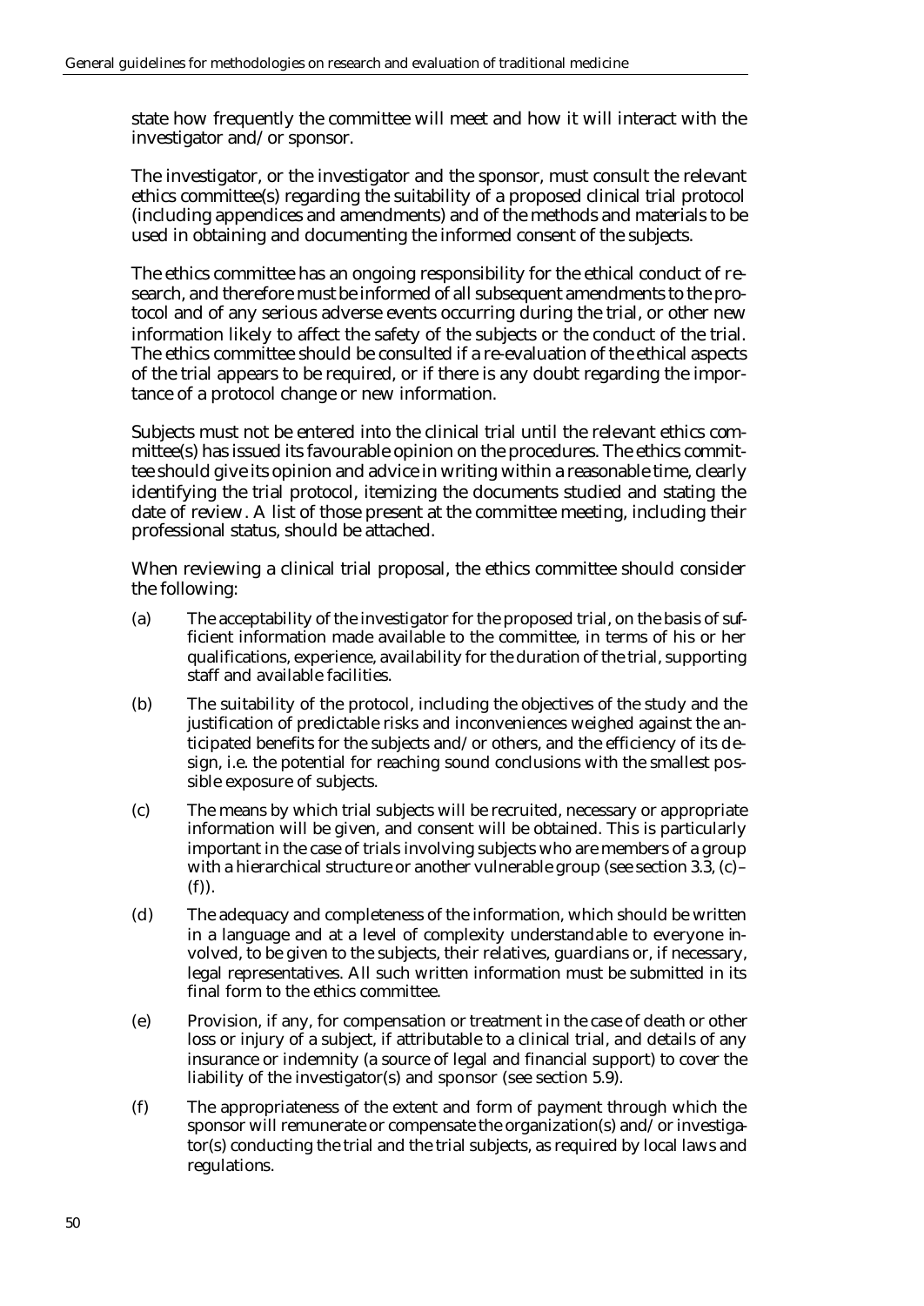state how frequently the committee will meet and how it will interact with the investigator and/or sponsor.

The investigator, or the investigator and the sponsor, must consult the relevant ethics committee(s) regarding the suitability of a proposed clinical trial protocol (including appendices and amendments) and of the methods and materials to be used in obtaining and documenting the informed consent of the subjects.

The ethics committee has an ongoing responsibility for the ethical conduct of research, and therefore must be informed of all subsequent amendments to the protocol and of any serious adverse events occurring during the trial, or other new information likely to affect the safety of the subjects or the conduct of the trial. The ethics committee should be consulted if a re-evaluation of the ethical aspects of the trial appears to be required, or if there is any doubt regarding the importance of a protocol change or new information.

Subjects must not be entered into the clinical trial until the relevant ethics committee(s) has issued its favourable opinion on the procedures. The ethics committee should give its opinion and advice in writing within a reasonable time, clearly identifying the trial protocol, itemizing the documents studied and stating the date of review. A list of those present at the committee meeting, including their professional status, should be attached.

When reviewing a clinical trial proposal, the ethics committee should consider the following:

(a) The acceptability of the investigator for the proposed trial, on the basis of sufficient information made available to the committee, in terms of his or her qualifications, experience, availability for the duration of the trial, supporting staff and available facilities.

(b) The suitability of the protocol, including the objectives of the study and the justification of predictable risks and inconveniences weighed against the anticipated benefits for the subjects and/or others, and the efficiency of its design, i.e. the potential for reaching sound conclusions with the smallest possible exposure of subjects.

(c) The means by which trial subjects will be recruited, necessary or appropriate information will be given, and consent will be obtained. This is particularly important in the case of trials involving subjects who are members of a group with a hierarchical structure or another vulnerable group (see section 3.3, (c)–(f)).

(d) The adequacy and completeness of the information, which should be written in a language and at a level of complexity understandable to everyone involved, to be given to the subjects, their relatives, guardians or, if necessary, legal representatives. All such written information must be submitted in its final form to the ethics committee.

(e) Provision, if any, for compensation or treatment in the case of death or other loss or injury of a subject, if attributable to a clinical trial, and details of any insurance or indemnity (a source of legal and financial support) to cover the liability of the investigator(s) and sponsor (see section 5.9).

(f) The appropriateness of the extent and form of payment through which the sponsor will remunerate or compensate the organization(s) and/or investigator(s) conducting the trial and the trial subjects, as required by local laws and regulations.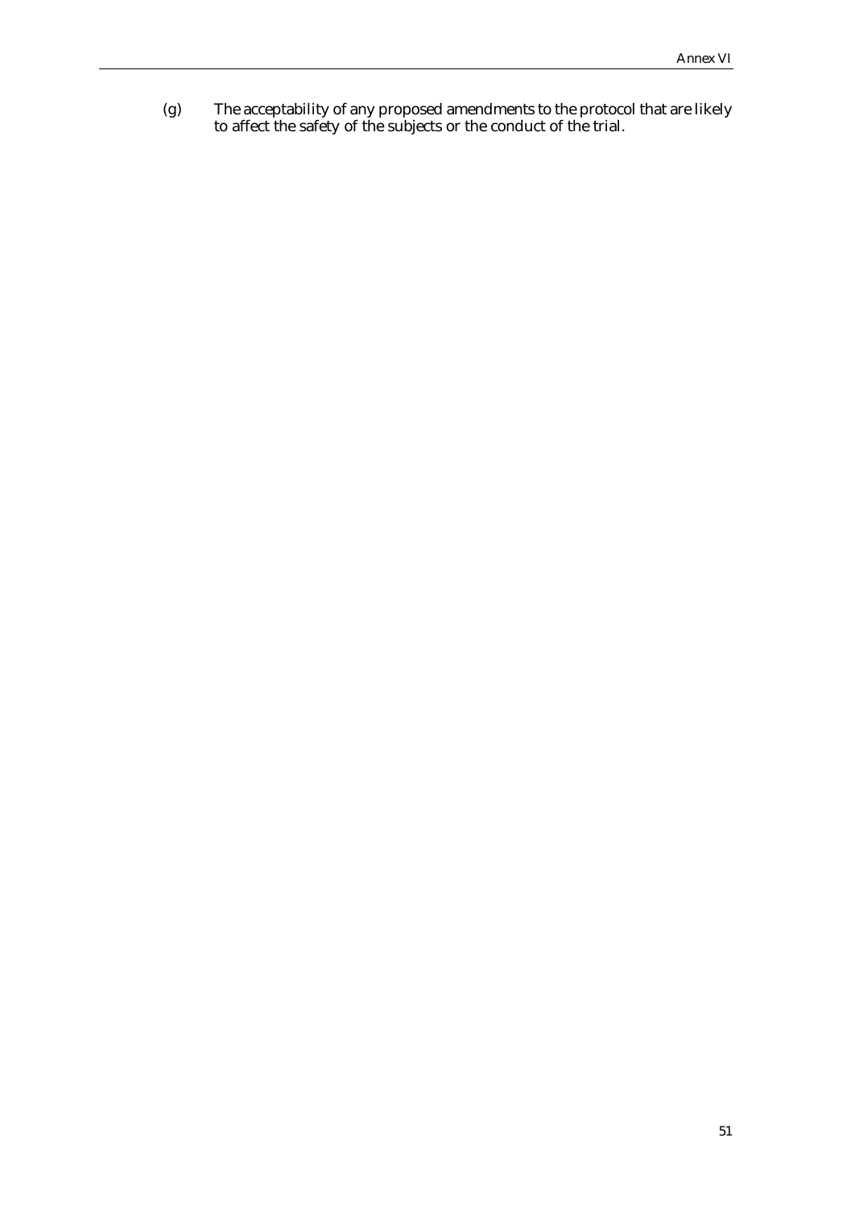(g) The acceptability of any proposed amendments to the protocol that are likely to affect the safety of the subjects or the conduct of the trial.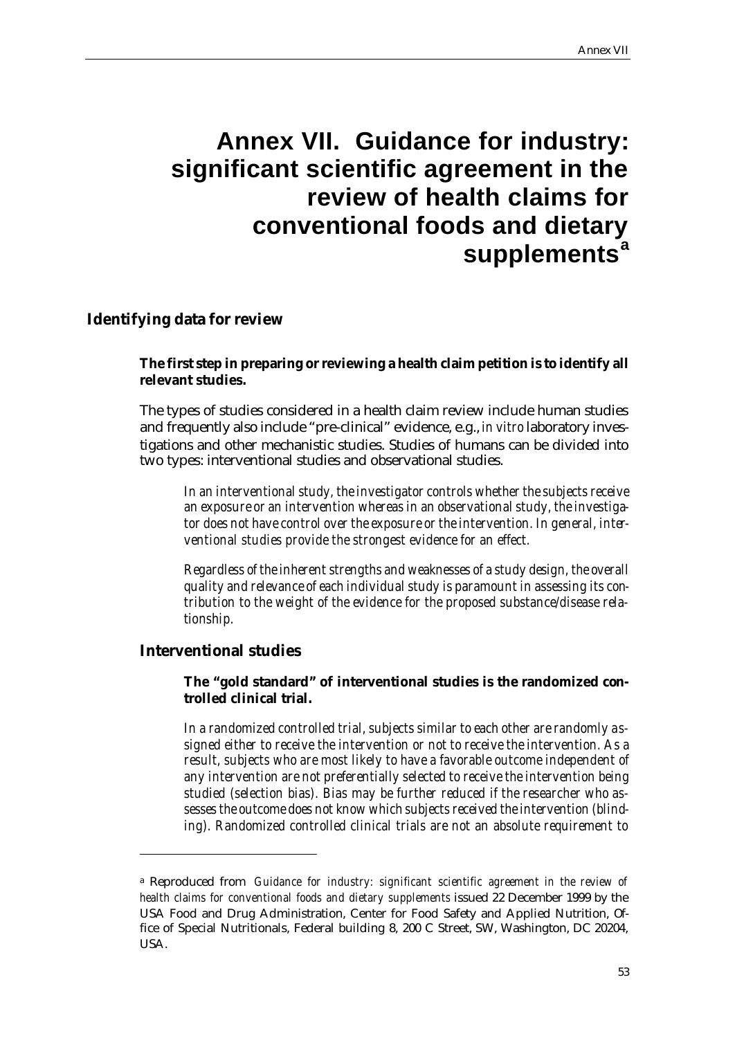# Annex VII. Guidance for industry: significant scientific agreement in the review of health claims for conventional foods and dietary supplements[a]

## Identifying data for review

**The first step in preparing or reviewing a health claim petition is to identify all relevant studies.**

The types of studies considered in a health claim review include human studies and frequently also include "pre-clinical" evidence, e.g., *in vitro* laboratory investigations and other mechanistic studies. Studies of humans can be divided into two types: interventional studies and observational studies.

*In an interventional study, the investigator controls whether the subjects receive an exposure or an intervention whereas in an observational study, the investigator does not have control over the exposure or the intervention. In general, interventional studies provide the strongest evidence for an effect.*

*Regardless of the inherent strengths and weaknesses of a study design, the overall quality and relevance of each individual study is paramount in assessing its contribution to the weight of the evidence for the proposed substance/disease relationship.*

### Interventional studies

**The "gold standard" of interventional studies is the randomized controlled clinical trial.**

*In a randomized controlled trial, subjects similar to each other are randomly assigned either to receive the intervention or not to receive the intervention. As a result, subjects who are most likely to have a favorable outcome independent of any intervention are not preferentially selected to receive the intervention being studied (selection bias). Bias may be further reduced if the researcher who assesses the outcome does not know which subjects received the intervention (blinding). Randomized controlled clinical trials are not an absolute requirement to*

---

[a] Reproduced from *Guidance for industry: significant scientific agreement in the review of health claims for conventional foods and dietary supplements* issued 22 December 1999 by the USA Food and Drug Administration, Center for Food Safety and Applied Nutrition, Office of Special Nutritionals, Federal building 8, 200 C Street, SW, Washington, DC 20204, USA.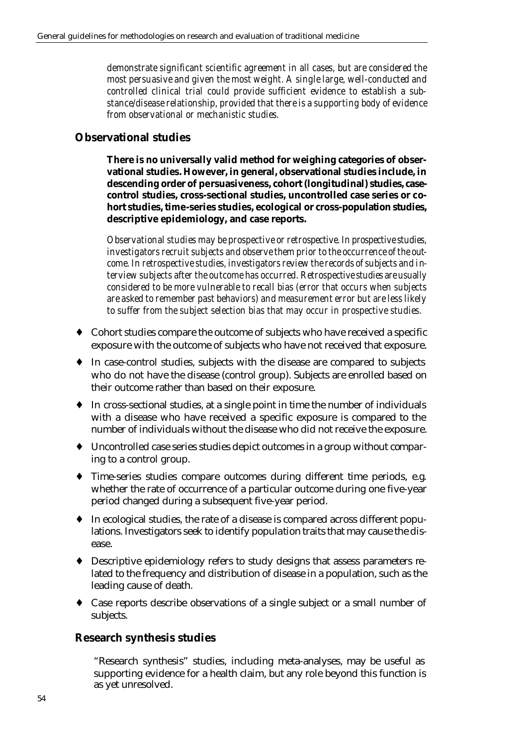*demonstrate significant scientific agreement in all cases, but are considered the most persuasive and given the most weight. A single large, well-conducted and controlled clinical trial could provide sufficient evidence to establish a substance/disease relationship, provided that there is a supporting body of evidence from observational or mechanistic studies.*

## Observational studies

**There is no universally valid method for weighing categories of observational studies. However, in general, observational studies include, in descending order of persuasiveness, cohort (longitudinal) studies, case-control studies, cross-sectional studies, uncontrolled case series or cohort studies, time-series studies, ecological or cross-population studies, descriptive epidemiology, and case reports.**

*Observational studies may be prospective or retrospective. In prospective studies, investigators recruit subjects and observe them prior to the occurrence of the outcome. In retrospective studies, investigators review the records of subjects and interview subjects after the outcome has occurred. Retrospective studies are usually considered to be more vulnerable to recall bias (error that occurs when subjects are asked to remember past behaviors) and measurement error but are less likely to suffer from the subject selection bias that may occur in prospective studies.*

- Cohort studies compare the outcome of subjects who have received a specific exposure with the outcome of subjects who have not received that exposure.
- In case-control studies, subjects with the disease are compared to subjects who do not have the disease (control group). Subjects are enrolled based on their outcome rather than based on their exposure.
- In cross-sectional studies, at a single point in time the number of individuals with a disease who have received a specific exposure is compared to the number of individuals without the disease who did not receive the exposure.
- Uncontrolled case series studies depict outcomes in a group without comparing to a control group.
- Time-series studies compare outcomes during different time periods, e.g. whether the rate of occurrence of a particular outcome during one five-year period changed during a subsequent five-year period.
- In ecological studies, the rate of a disease is compared across different populations. Investigators seek to identify population traits that may cause the disease.
- Descriptive epidemiology refers to study designs that assess parameters related to the frequency and distribution of disease in a population, such as the leading cause of death.
- Case reports describe observations of a single subject or a small number of subjects.

## Research synthesis studies

"Research synthesis" studies, including meta-analyses, may be useful as supporting evidence for a health claim, but any role beyond this function is as yet unresolved.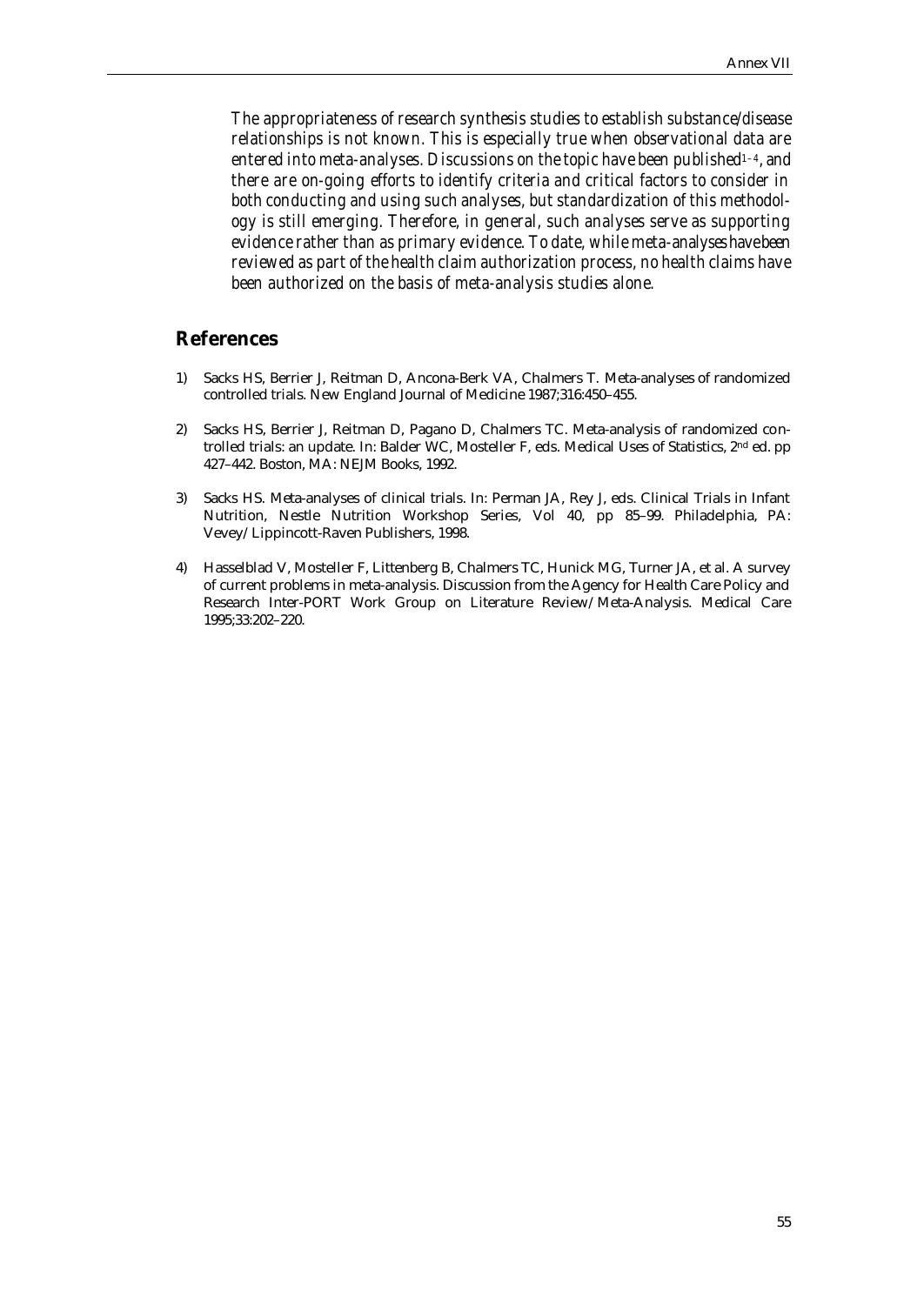*The appropriateness of research synthesis studies to establish substance/disease relationships is not known. This is especially true when observational data are entered into meta-analyses. Discussions on the topic have been published[1–4], and there are on-going efforts to identify criteria and critical factors to consider in both conducting and using such analyses, but standardization of this methodology is still emerging. Therefore, in general, such analyses serve as supporting evidence rather than as primary evidence. To date, while meta-analyses have been reviewed as part of the health claim authorization process, no health claims have been authorized on the basis of meta-analysis studies alone.*

## References

1) Sacks HS, Berrier J, Reitman D, Ancona-Berk VA, Chalmers T. Meta-analyses of randomized controlled trials. New England Journal of Medicine 1987;316:450–455.

2) Sacks HS, Berrier J, Reitman D, Pagano D, Chalmers TC. Meta-analysis of randomized controlled trials: an update. In: Balder WC, Mosteller F, eds. Medical Uses of Statistics, 2nd ed. pp 427–442. Boston, MA: NEJM Books, 1992.

3) Sacks HS. Meta-analyses of clinical trials. In: Perman JA, Rey J, eds. Clinical Trials in Infant Nutrition, Nestle Nutrition Workshop Series, Vol 40, pp 85–99. Philadelphia, PA: Vevey/Lippincott-Raven Publishers, 1998.

4) Hasselblad V, Mosteller F, Littenberg B, Chalmers TC, Hunick MG, Turner JA, et al. A survey of current problems in meta-analysis. Discussion from the Agency for Health Care Policy and Research Inter-PORT Work Group on Literature Review/Meta-Analysis. Medical Care 1995;33:202–220.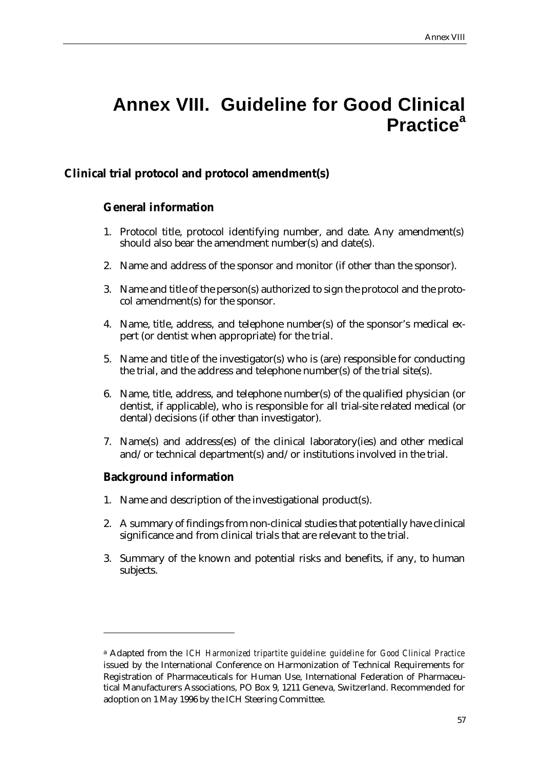# Annex VIII. Guideline for Good Clinical Practice[a]

## Clinical trial protocol and protocol amendment(s)

### General information

1. Protocol title, protocol identifying number, and date. Any amendment(s) should also bear the amendment number(s) and date(s).
2. Name and address of the sponsor and monitor (if other than the sponsor).
3. Name and title of the person(s) authorized to sign the protocol and the protocol amendment(s) for the sponsor.
4. Name, title, address, and telephone number(s) of the sponsor's medical expert (or dentist when appropriate) for the trial.
5. Name and title of the investigator(s) who is (are) responsible for conducting the trial, and the address and telephone number(s) of the trial site(s).
6. Name, title, address, and telephone number(s) of the qualified physician (or dentist, if applicable), who is responsible for all trial-site related medical (or dental) decisions (if other than investigator).
7. Name(s) and address(es) of the clinical laboratory(ies) and other medical and/or technical department(s) and/or institutions involved in the trial.

### Background information

1. Name and description of the investigational product(s).
2. A summary of findings from non-clinical studies that potentially have clinical significance and from clinical trials that are relevant to the trial.
3. Summary of the known and potential risks and benefits, if any, to human subjects.

---

[a] Adapted from the *ICH Harmonized tripartite guideline: guideline for Good Clinical Practice* issued by the International Conference on Harmonization of Technical Requirements for Registration of Pharmaceuticals for Human Use, International Federation of Pharmaceutical Manufacturers Associations, PO Box 9, 1211 Geneva, Switzerland. Recommended for adoption on 1 May 1996 by the ICH Steering Committee.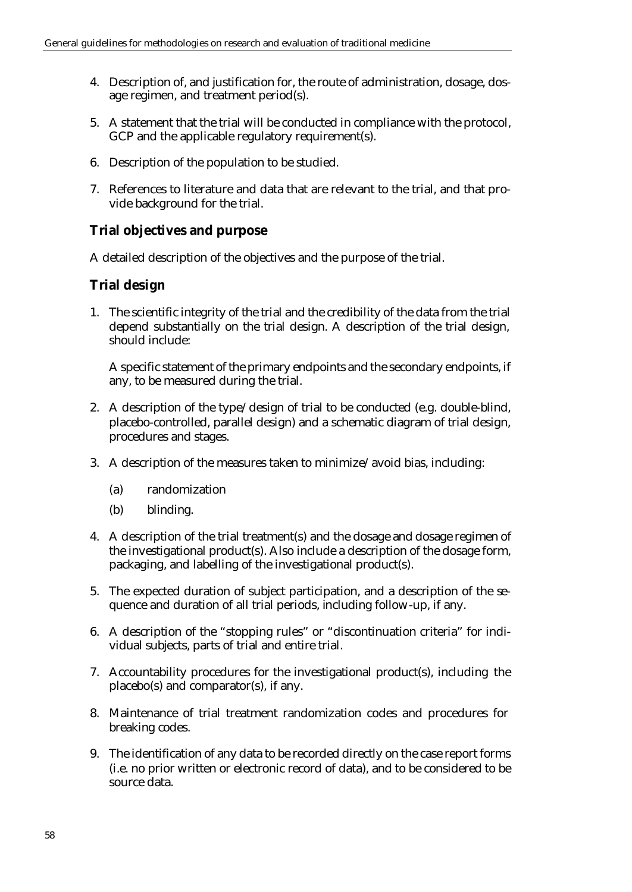4. Description of, and justification for, the route of administration, dosage, dosage regimen, and treatment period(s).

5. A statement that the trial will be conducted in compliance with the protocol, GCP and the applicable regulatory requirement(s).

6. Description of the population to be studied.

7. References to literature and data that are relevant to the trial, and that provide background for the trial.

### Trial objectives and purpose

A detailed description of the objectives and the purpose of the trial.

### Trial design

1. The scientific integrity of the trial and the credibility of the data from the trial depend substantially on the trial design. A description of the trial design, should include:

   A specific statement of the primary endpoints and the secondary endpoints, if any, to be measured during the trial.

2. A description of the type/design of trial to be conducted (e.g. double-blind, placebo-controlled, parallel design) and a schematic diagram of trial design, procedures and stages.

3. A description of the measures taken to minimize/avoid bias, including:

   (a) randomization

   (b) blinding.

4. A description of the trial treatment(s) and the dosage and dosage regimen of the investigational product(s). Also include a description of the dosage form, packaging, and labelling of the investigational product(s).

5. The expected duration of subject participation, and a description of the sequence and duration of all trial periods, including follow-up, if any.

6. A description of the "stopping rules" or "discontinuation criteria" for individual subjects, parts of trial and entire trial.

7. Accountability procedures for the investigational product(s), including the placebo(s) and comparator(s), if any.

8. Maintenance of trial treatment randomization codes and procedures for breaking codes.

9. The identification of any data to be recorded directly on the case report forms (i.e. no prior written or electronic record of data), and to be considered to be source data.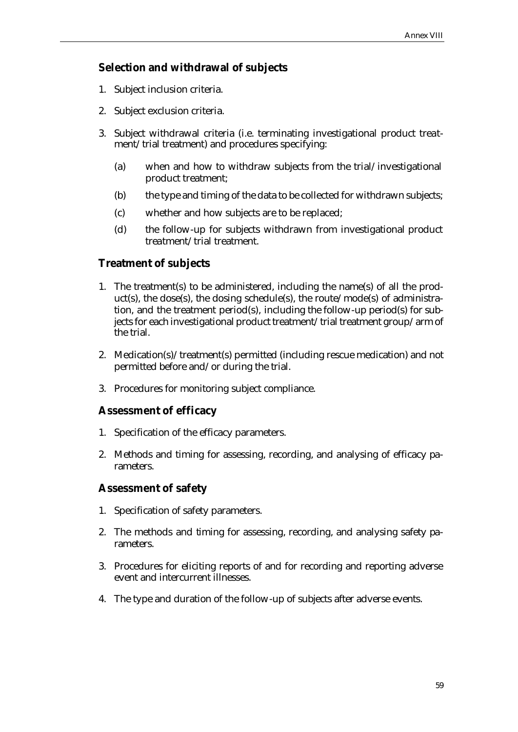## Selection and withdrawal of subjects

1. Subject inclusion criteria.
2. Subject exclusion criteria.
3. Subject withdrawal criteria (i.e. terminating investigational product treatment/trial treatment) and procedures specifying:
   - (a) when and how to withdraw subjects from the trial/investigational product treatment;
   - (b) the type and timing of the data to be collected for withdrawn subjects;
   - (c) whether and how subjects are to be replaced;
   - (d) the follow-up for subjects withdrawn from investigational product treatment/trial treatment.

## Treatment of subjects

1. The treatment(s) to be administered, including the name(s) of all the product(s), the dose(s), the dosing schedule(s), the route/mode(s) of administration, and the treatment period(s), including the follow-up period(s) for subjects for each investigational product treatment/trial treatment group/arm of the trial.
2. Medication(s)/treatment(s) permitted (including rescue medication) and not permitted before and/or during the trial.
3. Procedures for monitoring subject compliance.

## Assessment of efficacy

1. Specification of the efficacy parameters.
2. Methods and timing for assessing, recording, and analysing of efficacy parameters.

## Assessment of safety

1. Specification of safety parameters.
2. The methods and timing for assessing, recording, and analysing safety parameters.
3. Procedures for eliciting reports of and for recording and reporting adverse event and intercurrent illnesses.
4. The type and duration of the follow-up of subjects after adverse events.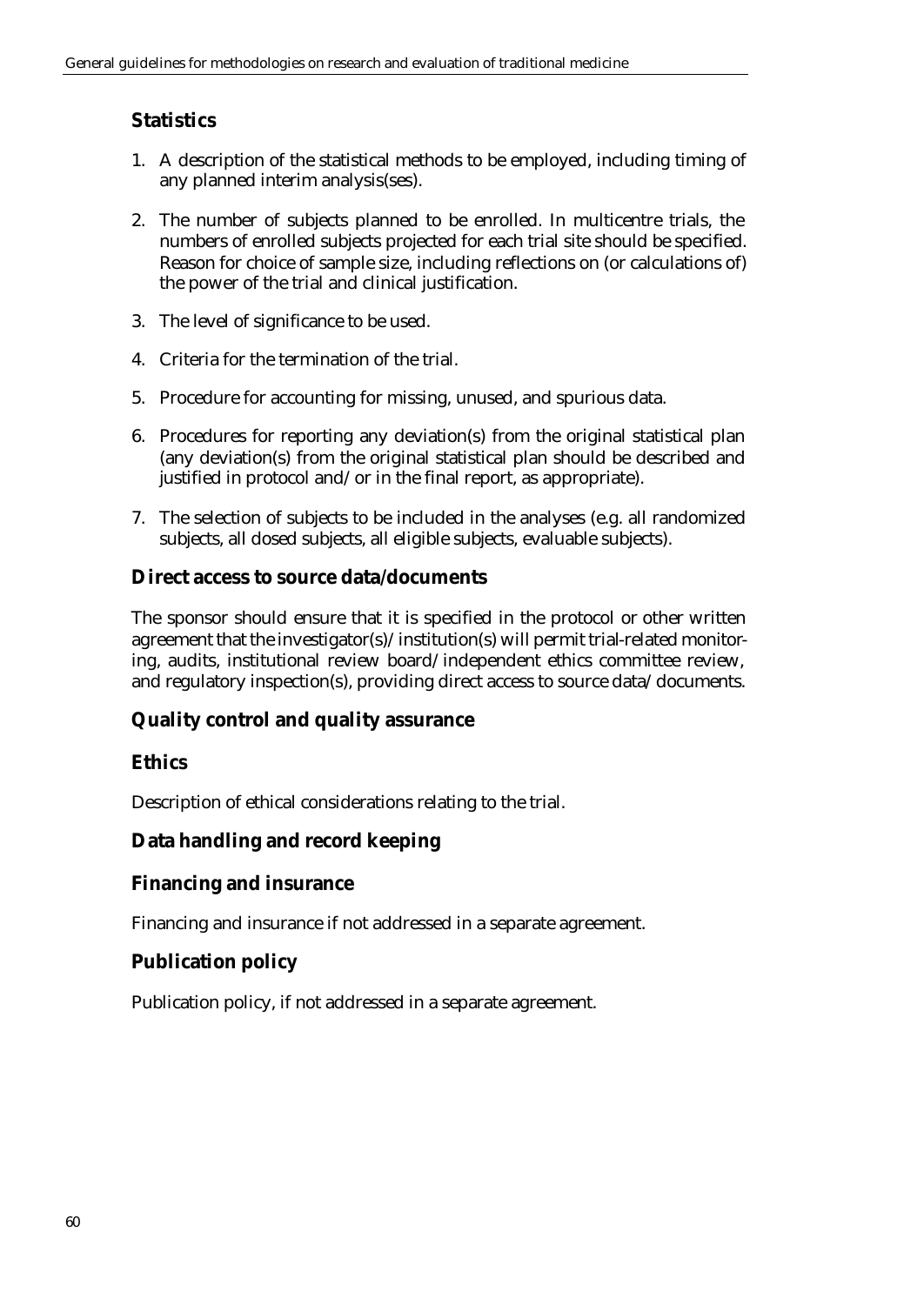## Statistics

1. A description of the statistical methods to be employed, including timing of any planned interim analysis(ses).
2. The number of subjects planned to be enrolled. In multicentre trials, the numbers of enrolled subjects projected for each trial site should be specified. Reason for choice of sample size, including reflections on (or calculations of) the power of the trial and clinical justification.
3. The level of significance to be used.
4. Criteria for the termination of the trial.
5. Procedure for accounting for missing, unused, and spurious data.
6. Procedures for reporting any deviation(s) from the original statistical plan (any deviation(s) from the original statistical plan should be described and justified in protocol and/or in the final report, as appropriate).
7. The selection of subjects to be included in the analyses (e.g. all randomized subjects, all dosed subjects, all eligible subjects, evaluable subjects).

## Direct access to source data/documents

The sponsor should ensure that it is specified in the protocol or other written agreement that the investigator(s)/institution(s) will permit trial-related monitoring, audits, institutional review board/independent ethics committee review, and regulatory inspection(s), providing direct access to source data/documents.

## Quality control and quality assurance

## Ethics

Description of ethical considerations relating to the trial.

## Data handling and record keeping

## Financing and insurance

Financing and insurance if not addressed in a separate agreement.

## Publication policy

Publication policy, if not addressed in a separate agreement.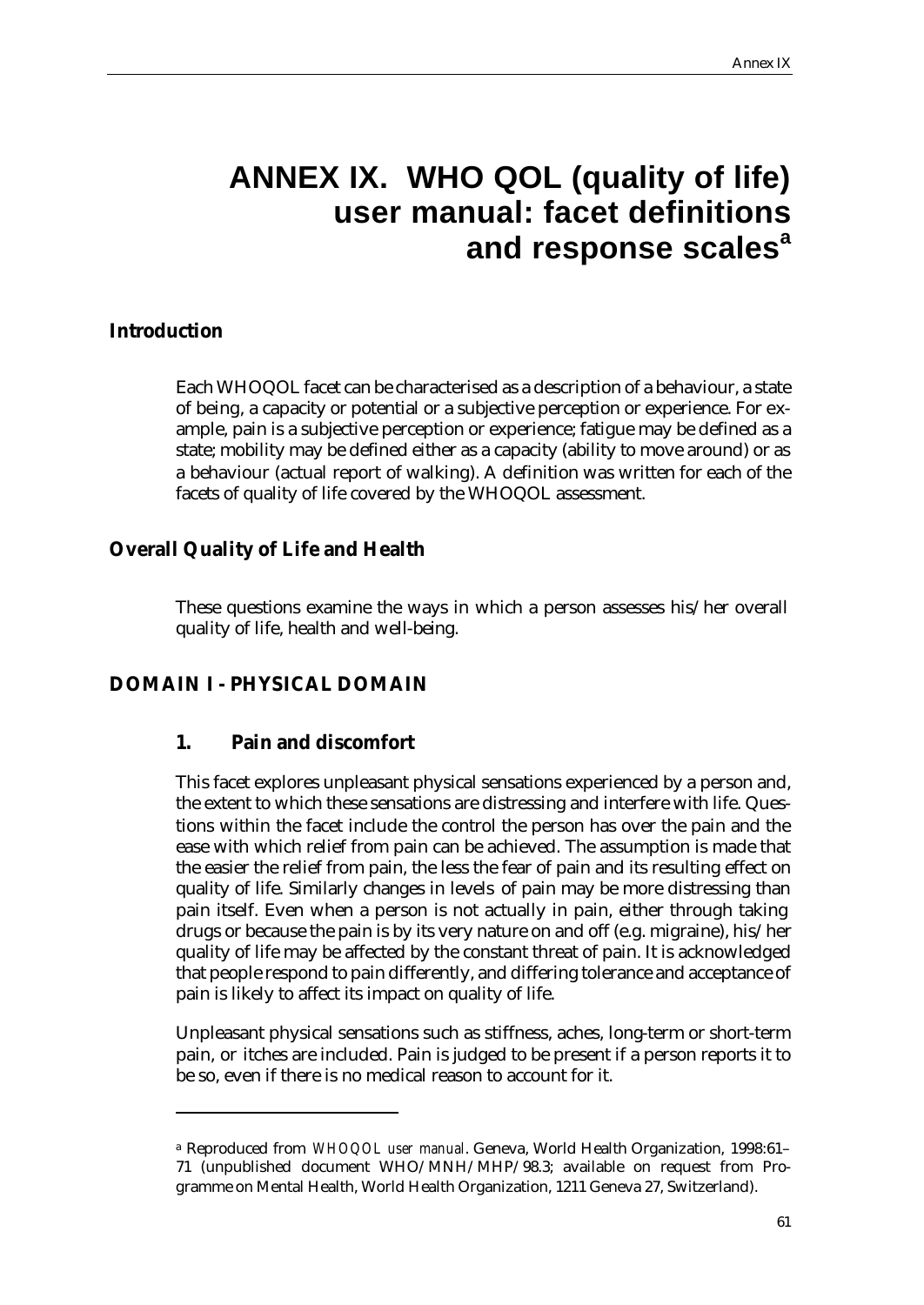# ANNEX IX. WHO QOL (quality of life) user manual: facet definitions and response scales[a]

## Introduction

Each WHOQOL facet can be characterised as a description of a behaviour, a state of being, a capacity or potential or a subjective perception or experience. For example, pain is a subjective perception or experience; fatigue may be defined as a state; mobility may be defined either as a capacity (ability to move around) or as a behaviour (actual report of walking). A definition was written for each of the facets of quality of life covered by the WHOQOL assessment.

## Overall Quality of Life and Health

These questions examine the ways in which a person assesses his/her overall quality of life, health and well-being.

## DOMAIN I - PHYSICAL DOMAIN

### 1. Pain and discomfort

This facet explores unpleasant physical sensations experienced by a person and, the extent to which these sensations are distressing and interfere with life. Questions within the facet include the control the person has over the pain and the ease with which relief from pain can be achieved. The assumption is made that the easier the relief from pain, the less the fear of pain and its resulting effect on quality of life. Similarly changes in levels of pain may be more distressing than pain itself. Even when a person is not actually in pain, either through taking drugs or because the pain is by its very nature on and off (e.g. migraine), his/her quality of life may be affected by the constant threat of pain. It is acknowledged that people respond to pain differently, and differing tolerance and acceptance of pain is likely to affect its impact on quality of life.

Unpleasant physical sensations such as stiffness, aches, long-term or short-term pain, or itches are included. Pain is judged to be present if a person reports it to be so, even if there is no medical reason to account for it.

---

[a] Reproduced from *WHOQOL user manual*. Geneva, World Health Organization, 1998:61–71 (unpublished document WHO/MNH/MHP/98.3; available on request from Programme on Mental Health, World Health Organization, 1211 Geneva 27, Switzerland).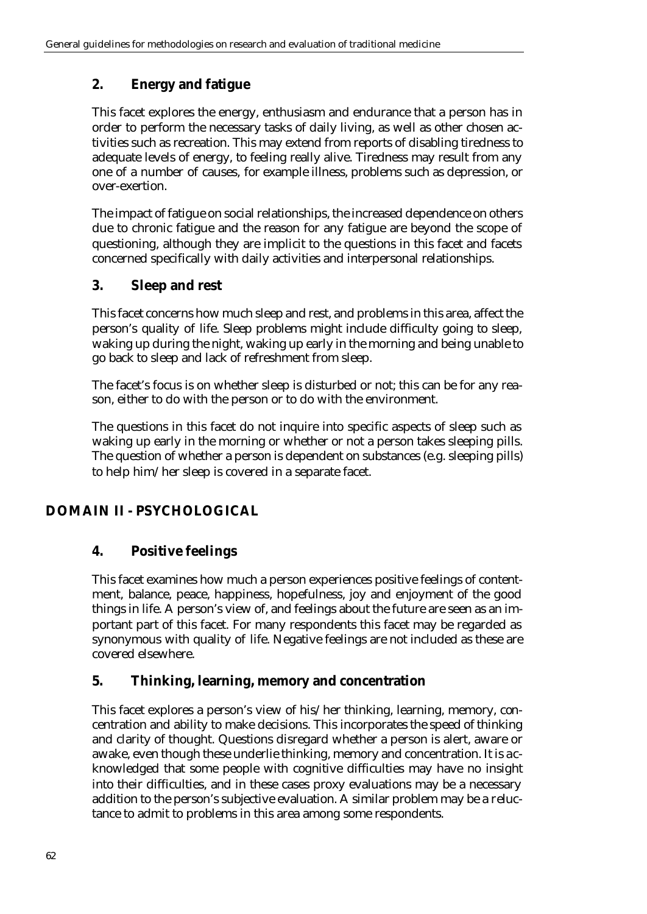## 2. Energy and fatigue

This facet explores the energy, enthusiasm and endurance that a person has in order to perform the necessary tasks of daily living, as well as other chosen activities such as recreation. This may extend from reports of disabling tiredness to adequate levels of energy, to feeling really alive. Tiredness may result from any one of a number of causes, for example illness, problems such as depression, or over-exertion.

The impact of fatigue on social relationships, the increased dependence on others due to chronic fatigue and the reason for any fatigue are beyond the scope of questioning, although they are implicit to the questions in this facet and facets concerned specifically with daily activities and interpersonal relationships.

## 3. Sleep and rest

This facet concerns how much sleep and rest, and problems in this area, affect the person's quality of life. Sleep problems might include difficulty going to sleep, waking up during the night, waking up early in the morning and being unable to go back to sleep and lack of refreshment from sleep.

The facet's focus is on whether sleep is disturbed or not; this can be for any reason, either to do with the person or to do with the environment.

The questions in this facet do not inquire into specific aspects of sleep such as waking up early in the morning or whether or not a person takes sleeping pills. The question of whether a person is dependent on substances (e.g. sleeping pills) to help him/her sleep is covered in a separate facet.

# DOMAIN II - PSYCHOLOGICAL

## 4. Positive feelings

This facet examines how much a person experiences positive feelings of contentment, balance, peace, happiness, hopefulness, joy and enjoyment of the good things in life. A person's view of, and feelings about the future are seen as an important part of this facet. For many respondents this facet may be regarded as synonymous with quality of life. Negative feelings are not included as these are covered elsewhere.

## 5. Thinking, learning, memory and concentration

This facet explores a person's view of his/her thinking, learning, memory, concentration and ability to make decisions. This incorporates the speed of thinking and clarity of thought. Questions disregard whether a person is alert, aware or awake, even though these underlie thinking, memory and concentration. It is acknowledged that some people with cognitive difficulties may have no insight into their difficulties, and in these cases proxy evaluations may be a necessary addition to the person's subjective evaluation. A similar problem may be a reluctance to admit to problems in this area among some respondents.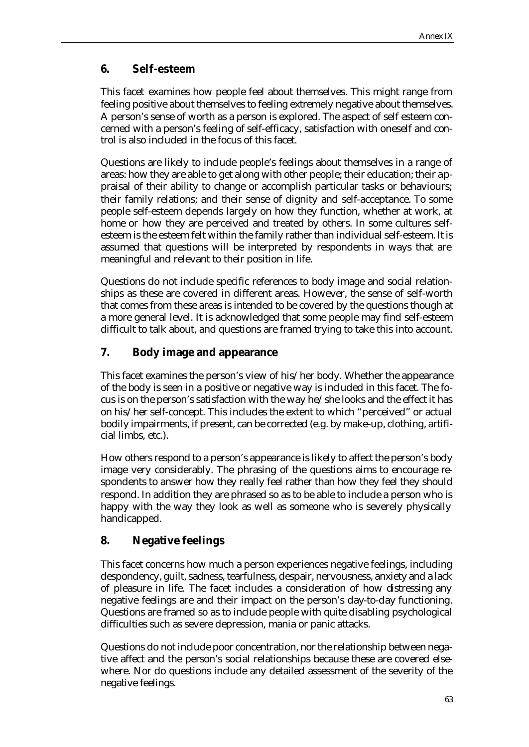## 6. Self-esteem

This facet examines how people feel about themselves. This might range from feeling positive about themselves to feeling extremely negative about themselves. A person's sense of worth as a person is explored. The aspect of self esteem concerned with a person's feeling of self-efficacy, satisfaction with oneself and control is also included in the focus of this facet.

Questions are likely to include people's feelings about themselves in a range of areas: how they are able to get along with other people; their education; their appraisal of their ability to change or accomplish particular tasks or behaviours; their family relations; and their sense of dignity and self-acceptance. To some people self-esteem depends largely on how they function, whether at work, at home or how they are perceived and treated by others. In some cultures self-esteem is the esteem felt within the family rather than individual self-esteem. It is assumed that questions will be interpreted by respondents in ways that are meaningful and relevant to their position in life.

Questions do not include specific references to body image and social relationships as these are covered in different areas. However, the sense of self-worth that comes from these areas is intended to be covered by the questions though at a more general level. It is acknowledged that some people may find self-esteem difficult to talk about, and questions are framed trying to take this into account.

## 7. Body image and appearance

This facet examines the person's view of his/her body. Whether the appearance of the body is seen in a positive or negative way is included in this facet. The focus is on the person's satisfaction with the way he/she looks and the effect it has on his/her self-concept. This includes the extent to which "perceived" or actual bodily impairments, if present, can be corrected (e.g. by make-up, clothing, artificial limbs, etc.).

How others respond to a person's appearance is likely to affect the person's body image very considerably. The phrasing of the questions aims to encourage respondents to answer how they really feel rather than how they feel they should respond. In addition they are phrased so as to be able to include a person who is happy with the way they look as well as someone who is severely physically handicapped.

## 8. Negative feelings

This facet concerns how much a person experiences negative feelings, including despondency, guilt, sadness, tearfulness, despair, nervousness, anxiety and a lack of pleasure in life. The facet includes a consideration of how distressing any negative feelings are and their impact on the person's day-to-day functioning. Questions are framed so as to include people with quite disabling psychological difficulties such as severe depression, mania or panic attacks.

Questions do not include poor concentration, nor the relationship between negative affect and the person's social relationships because these are covered elsewhere. Nor do questions include any detailed assessment of the severity of the negative feelings.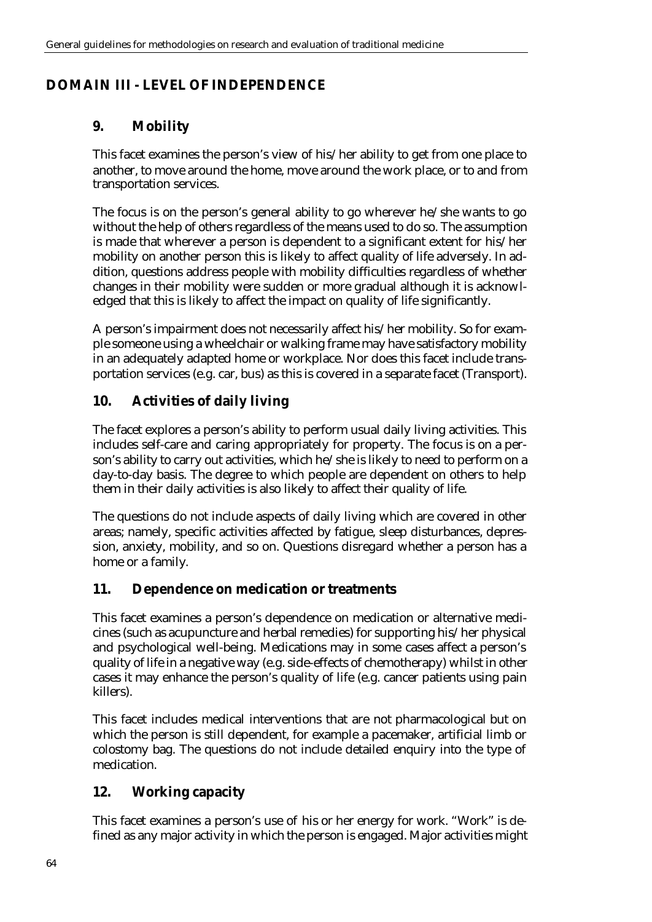## DOMAIN III - LEVEL OF INDEPENDENCE

### 9. Mobility

This facet examines the person's view of his/her ability to get from one place to another, to move around the home, move around the work place, or to and from transportation services.

The focus is on the person's general ability to go wherever he/she wants to go without the help of others regardless of the means used to do so. The assumption is made that wherever a person is dependent to a significant extent for his/her mobility on another person this is likely to affect quality of life adversely. In addition, questions address people with mobility difficulties regardless of whether changes in their mobility were sudden or more gradual although it is acknowledged that this is likely to affect the impact on quality of life significantly.

A person's impairment does not necessarily affect his/her mobility. So for example someone using a wheelchair or walking frame may have satisfactory mobility in an adequately adapted home or workplace. Nor does this facet include transportation services (e.g. car, bus) as this is covered in a separate facet (Transport).

### 10. Activities of daily living

The facet explores a person's ability to perform usual daily living activities. This includes self-care and caring appropriately for property. The focus is on a person's ability to carry out activities, which he/she is likely to need to perform on a day-to-day basis. The degree to which people are dependent on others to help them in their daily activities is also likely to affect their quality of life.

The questions do not include aspects of daily living which are covered in other areas; namely, specific activities affected by fatigue, sleep disturbances, depression, anxiety, mobility, and so on. Questions disregard whether a person has a home or a family.

### 11. Dependence on medication or treatments

This facet examines a person's dependence on medication or alternative medicines (such as acupuncture and herbal remedies) for supporting his/her physical and psychological well-being. Medications may in some cases affect a person's quality of life in a negative way (e.g. side-effects of chemotherapy) whilst in other cases it may enhance the person's quality of life (e.g. cancer patients using pain killers).

This facet includes medical interventions that are not pharmacological but on which the person is still dependent, for example a pacemaker, artificial limb or colostomy bag. The questions do not include detailed enquiry into the type of medication.

### 12. Working capacity

This facet examines a person's use of his or her energy for work. "Work" is defined as any major activity in which the person is engaged. Major activities might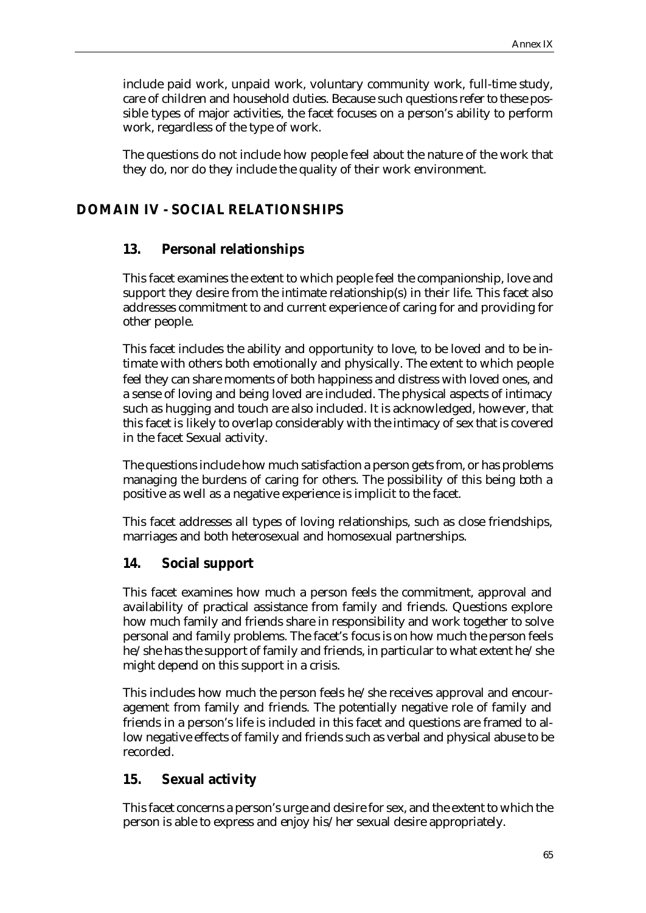include paid work, unpaid work, voluntary community work, full-time study, care of children and household duties. Because such questions refer to these possible types of major activities, the facet focuses on a person's ability to perform work, regardless of the type of work.

The questions do not include how people feel about the nature of the work that they do, nor do they include the quality of their work environment.

## DOMAIN IV - SOCIAL RELATIONSHIPS

### 13. Personal relationships

This facet examines the extent to which people feel the companionship, love and support they desire from the intimate relationship(s) in their life. This facet also addresses commitment to and current experience of caring for and providing for other people.

This facet includes the ability and opportunity to love, to be loved and to be intimate with others both emotionally and physically. The extent to which people feel they can share moments of both happiness and distress with loved ones, and a sense of loving and being loved are included. The physical aspects of intimacy such as hugging and touch are also included. It is acknowledged, however, that this facet is likely to overlap considerably with the intimacy of sex that is covered in the facet Sexual activity.

The questions include how much satisfaction a person gets from, or has problems managing the burdens of caring for others. The possibility of this being both a positive as well as a negative experience is implicit to the facet.

This facet addresses all types of loving relationships, such as close friendships, marriages and both heterosexual and homosexual partnerships.

### 14. Social support

This facet examines how much a person feels the commitment, approval and availability of practical assistance from family and friends. Questions explore how much family and friends share in responsibility and work together to solve personal and family problems. The facet's focus is on how much the person feels he/she has the support of family and friends, in particular to what extent he/she might depend on this support in a crisis.

This includes how much the person feels he/she receives approval and encouragement from family and friends. The potentially negative role of family and friends in a person's life is included in this facet and questions are framed to allow negative effects of family and friends such as verbal and physical abuse to be recorded.

### 15. Sexual activity

This facet concerns a person's urge and desire for sex, and the extent to which the person is able to express and enjoy his/her sexual desire appropriately.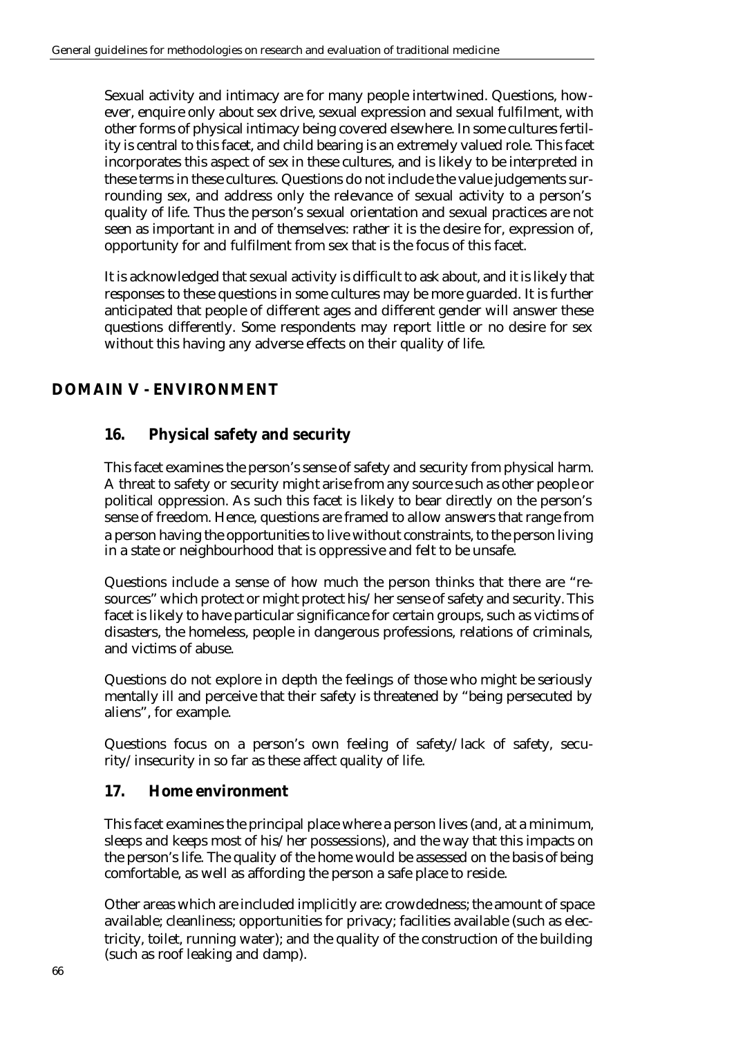Sexual activity and intimacy are for many people intertwined. Questions, however, enquire only about sex drive, sexual expression and sexual fulfilment, with other forms of physical intimacy being covered elsewhere. In some cultures fertility is central to this facet, and child bearing is an extremely valued role. This facet incorporates this aspect of sex in these cultures, and is likely to be interpreted in these terms in these cultures. Questions do not include the value judgements surrounding sex, and address only the relevance of sexual activity to a person's quality of life. Thus the person's sexual orientation and sexual practices are not seen as important in and of themselves: rather it is the desire for, expression of, opportunity for and fulfilment from sex that is the focus of this facet.

It is acknowledged that sexual activity is difficult to ask about, and it is likely that responses to these questions in some cultures may be more guarded. It is further anticipated that people of different ages and different gender will answer these questions differently. Some respondents may report little or no desire for sex without this having any adverse effects on their quality of life.

## DOMAIN V - ENVIRONMENT

### 16. Physical safety and security

This facet examines the person's sense of safety and security from physical harm. A threat to safety or security might arise from any source such as other people or political oppression. As such this facet is likely to bear directly on the person's sense of freedom. Hence, questions are framed to allow answers that range from a person having the opportunities to live without constraints, to the person living in a state or neighbourhood that is oppressive and felt to be unsafe.

Questions include a sense of how much the person thinks that there are "resources" which protect or might protect his/her sense of safety and security. This facet is likely to have particular significance for certain groups, such as victims of disasters, the homeless, people in dangerous professions, relations of criminals, and victims of abuse.

Questions do not explore in depth the feelings of those who might be seriously mentally ill and perceive that their safety is threatened by "being persecuted by aliens", for example.

Questions focus on a person's own feeling of safety/lack of safety, security/insecurity in so far as these affect quality of life.

### 17. Home environment

This facet examines the principal place where a person lives (and, at a minimum, sleeps and keeps most of his/her possessions), and the way that this impacts on the person's life. The quality of the home would be assessed on the basis of being comfortable, as well as affording the person a safe place to reside.

Other areas which are included implicitly are: crowdedness; the amount of space available; cleanliness; opportunities for privacy; facilities available (such as electricity, toilet, running water); and the quality of the construction of the building (such as roof leaking and damp).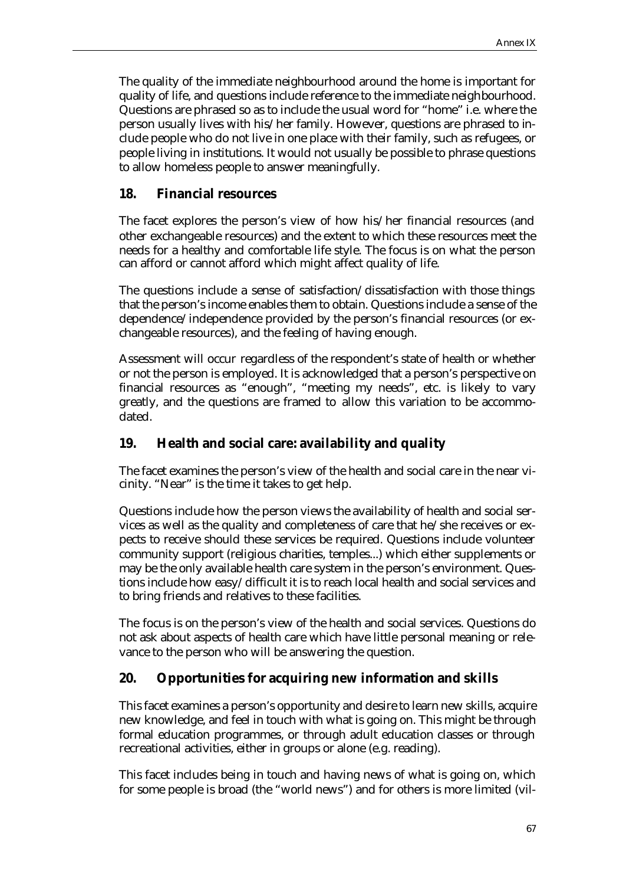The quality of the immediate neighbourhood around the home is important for quality of life, and questions include reference to the immediate neighbourhood. Questions are phrased so as to include the usual word for "home" i.e. where the person usually lives with his/her family. However, questions are phrased to include people who do not live in one place with their family, such as refugees, or people living in institutions. It would not usually be possible to phrase questions to allow homeless people to answer meaningfully.

## 18. Financial resources

The facet explores the person's view of how his/her financial resources (and other exchangeable resources) and the extent to which these resources meet the needs for a healthy and comfortable life style. The focus is on what the person can afford or cannot afford which might affect quality of life.

The questions include a sense of satisfaction/dissatisfaction with those things that the person's income enables them to obtain. Questions include a sense of the dependence/independence provided by the person's financial resources (or exchangeable resources), and the feeling of having enough.

Assessment will occur regardless of the respondent's state of health or whether or not the person is employed. It is acknowledged that a person's perspective on financial resources as "enough", "meeting my needs", etc. is likely to vary greatly, and the questions are framed to allow this variation to be accommodated.

## 19. Health and social care: availability and quality

The facet examines the person's view of the health and social care in the near vicinity. "Near" is the time it takes to get help.

Questions include how the person views the availability of health and social services as well as the quality and completeness of care that he/she receives or expects to receive should these services be required. Questions include volunteer community support (religious charities, temples...) which either supplements or may be the only available health care system in the person's environment. Questions include how easy/difficult it is to reach local health and social services and to bring friends and relatives to these facilities.

The focus is on the person's view of the health and social services. Questions do not ask about aspects of health care which have little personal meaning or relevance to the person who will be answering the question.

## 20. Opportunities for acquiring new information and skills

This facet examines a person's opportunity and desire to learn new skills, acquire new knowledge, and feel in touch with what is going on. This might be through formal education programmes, or through adult education classes or through recreational activities, either in groups or alone (e.g. reading).

This facet includes being in touch and having news of what is going on, which for some people is broad (the "world news") and for others is more limited (vil-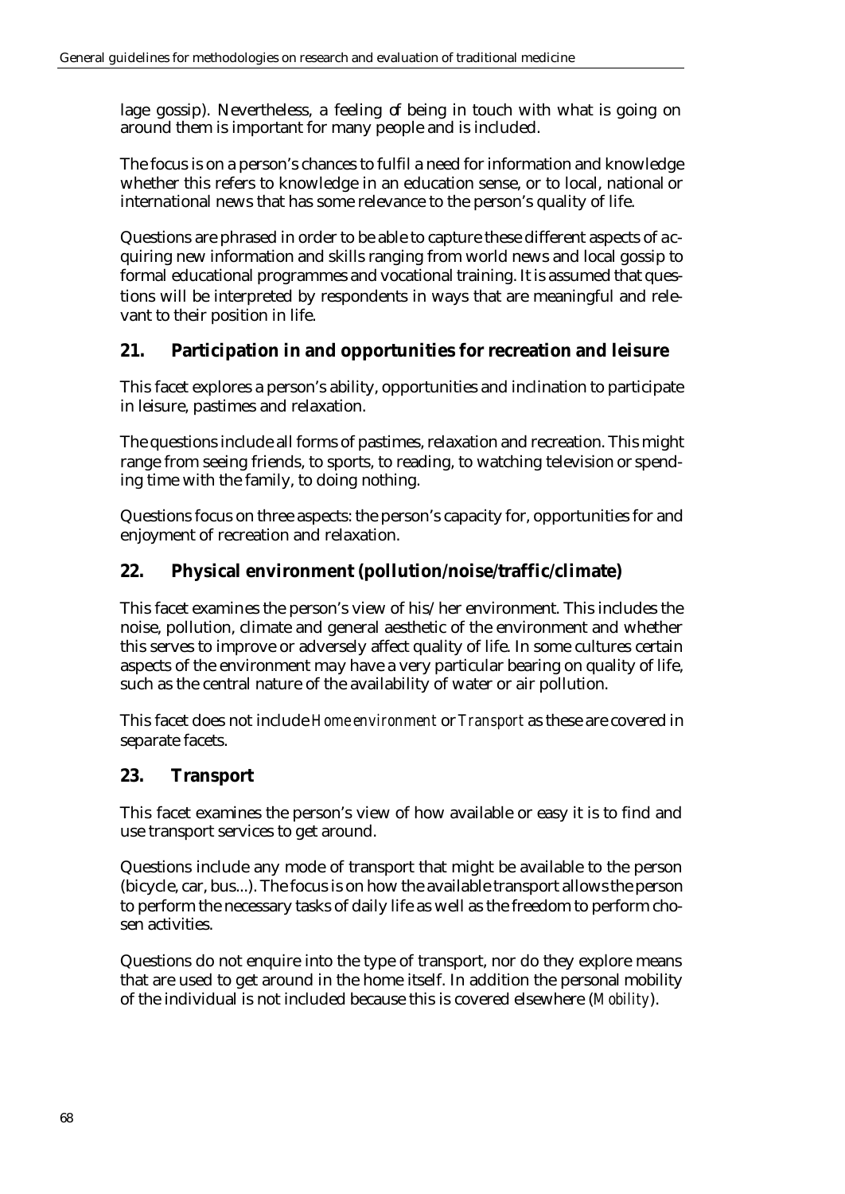lage gossip). Nevertheless, a feeling of being in touch with what is going on around them is important for many people and is included.

The focus is on a person's chances to fulfil a need for information and knowledge whether this refers to knowledge in an education sense, or to local, national or international news that has some relevance to the person's quality of life.

Questions are phrased in order to be able to capture these different aspects of acquiring new information and skills ranging from world news and local gossip to formal educational programmes and vocational training. It is assumed that questions will be interpreted by respondents in ways that are meaningful and relevant to their position in life.

## 21. Participation in and opportunities for recreation and leisure

This facet explores a person's ability, opportunities and inclination to participate in leisure, pastimes and relaxation.

The questions include all forms of pastimes, relaxation and recreation. This might range from seeing friends, to sports, to reading, to watching television or spending time with the family, to doing nothing.

Questions focus on three aspects: the person's capacity for, opportunities for and enjoyment of recreation and relaxation.

## 22. Physical environment (pollution/noise/traffic/climate)

This facet examines the person's view of his/her environment. This includes the noise, pollution, climate and general aesthetic of the environment and whether this serves to improve or adversely affect quality of life. In some cultures certain aspects of the environment may have a very particular bearing on quality of life, such as the central nature of the availability of water or air pollution.

This facet does not include *Home environment* or *Transport* as these are covered in separate facets.

## 23. Transport

This facet examines the person's view of how available or easy it is to find and use transport services to get around.

Questions include any mode of transport that might be available to the person (bicycle, car, bus...). The focus is on how the available transport allows the person to perform the necessary tasks of daily life as well as the freedom to perform chosen activities.

Questions do not enquire into the type of transport, nor do they explore means that are used to get around in the home itself. In addition the personal mobility of the individual is not included because this is covered elsewhere (*Mobility*).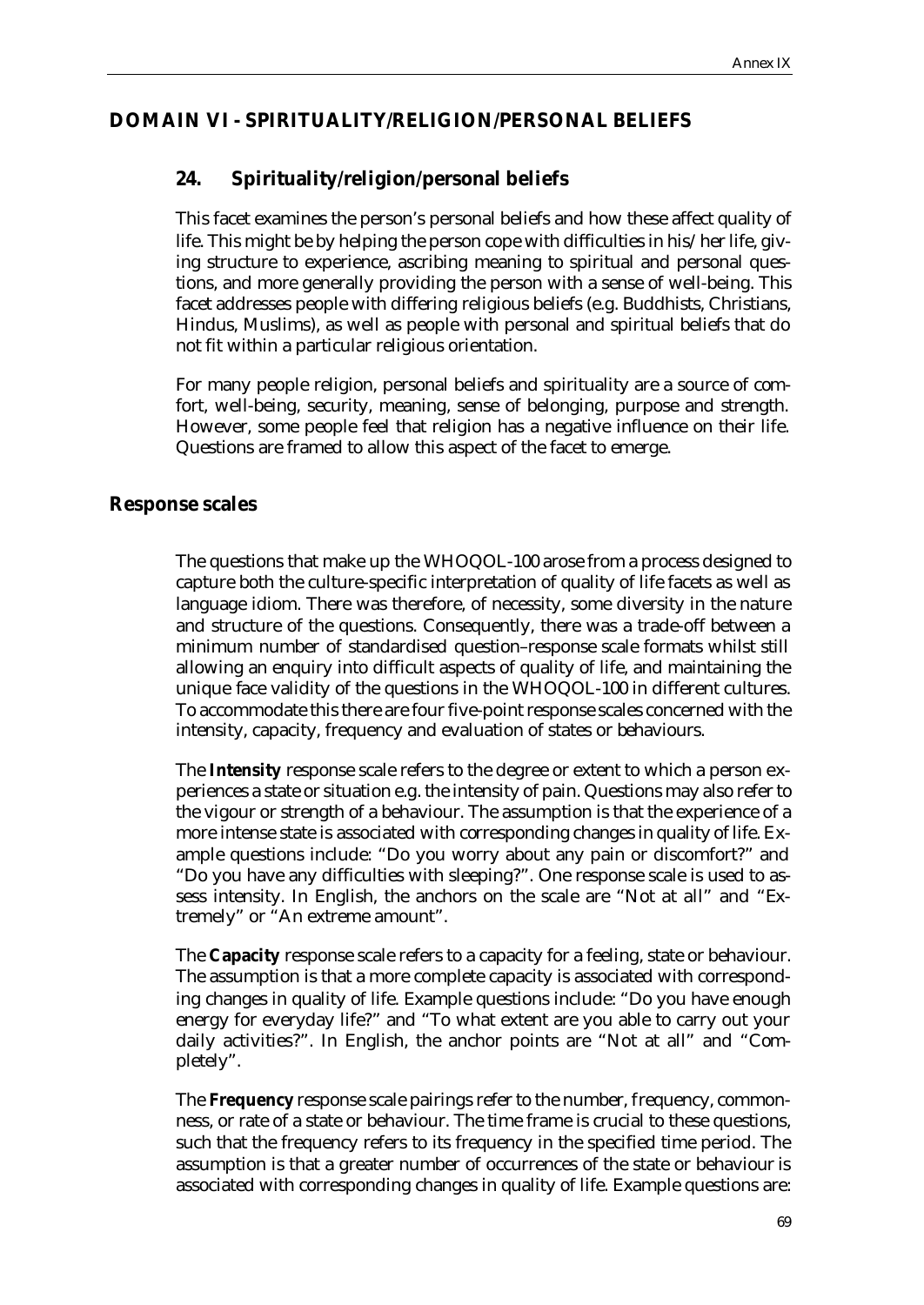## DOMAIN VI - SPIRITUALITY/RELIGION/PERSONAL BELIEFS

### 24. Spirituality/religion/personal beliefs

This facet examines the person's personal beliefs and how these affect quality of life. This might be by helping the person cope with difficulties in his/her life, giving structure to experience, ascribing meaning to spiritual and personal questions, and more generally providing the person with a sense of well-being. This facet addresses people with differing religious beliefs (e.g. Buddhists, Christians, Hindus, Muslims), as well as people with personal and spiritual beliefs that do not fit within a particular religious orientation.

For many people religion, personal beliefs and spirituality are a source of comfort, well-being, security, meaning, sense of belonging, purpose and strength. However, some people feel that religion has a negative influence on their life. Questions are framed to allow this aspect of the facet to emerge.

## Response scales

The questions that make up the WHOQOL-100 arose from a process designed to capture both the culture-specific interpretation of quality of life facets as well as language idiom. There was therefore, of necessity, some diversity in the nature and structure of the questions. Consequently, there was a trade-off between a minimum number of standardised question–response scale formats whilst still allowing an enquiry into difficult aspects of quality of life, and maintaining the unique face validity of the questions in the WHOQOL-100 in different cultures. To accommodate this there are four five-point response scales concerned with the intensity, capacity, frequency and evaluation of states or behaviours.

The **Intensity** response scale refers to the degree or extent to which a person experiences a state or situation e.g. the intensity of pain. Questions may also refer to the vigour or strength of a behaviour. The assumption is that the experience of a more intense state is associated with corresponding changes in quality of life. Example questions include: "Do you worry about any pain or discomfort?" and "Do you have any difficulties with sleeping?". One response scale is used to assess intensity. In English, the anchors on the scale are "Not at all" and "Extremely" or "An extreme amount".

The **Capacity** response scale refers to a capacity for a feeling, state or behaviour. The assumption is that a more complete capacity is associated with corresponding changes in quality of life. Example questions include: "Do you have enough energy for everyday life?" and "To what extent are you able to carry out your daily activities?". In English, the anchor points are "Not at all" and "Completely".

The **Frequency** response scale pairings refer to the number, frequency, commonness, or rate of a state or behaviour. The time frame is crucial to these questions, such that the frequency refers to its frequency in the specified time period. The assumption is that a greater number of occurrences of the state or behaviour is associated with corresponding changes in quality of life. Example questions are: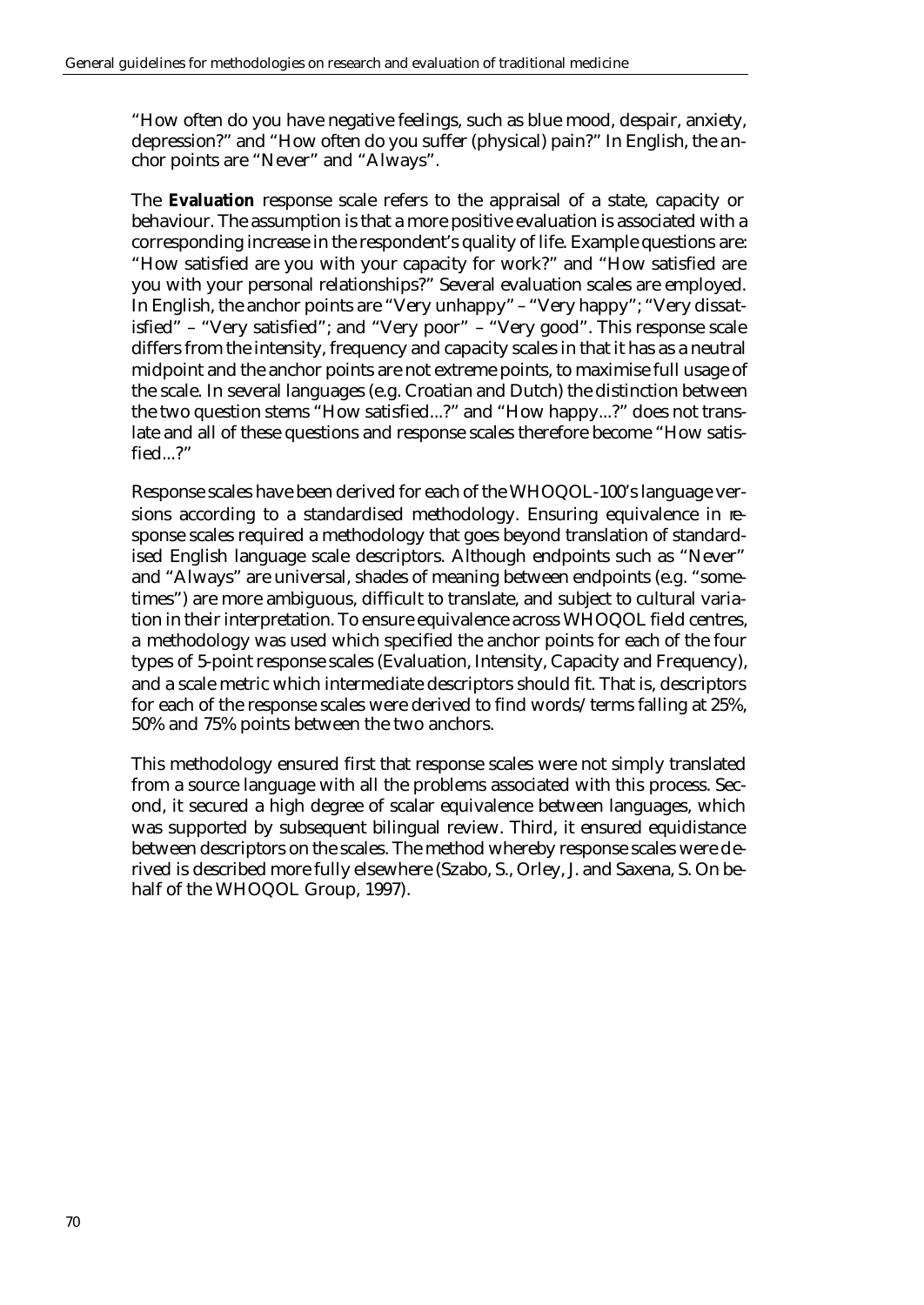"How often do you have negative feelings, such as blue mood, despair, anxiety, depression?" and "How often do you suffer (physical) pain?" In English, the anchor points are "Never" and "Always".

The **Evaluation** response scale refers to the appraisal of a state, capacity or behaviour. The assumption is that a more positive evaluation is associated with a corresponding increase in the respondent's quality of life. Example questions are: "How satisfied are you with your capacity for work?" and "How satisfied are you with your personal relationships?" Several evaluation scales are employed. In English, the anchor points are "Very unhappy" – "Very happy"; "Very dissatisfied" – "Very satisfied"; and "Very poor" – "Very good". This response scale differs from the intensity, frequency and capacity scales in that it has as a neutral midpoint and the anchor points are not extreme points, to maximise full usage of the scale. In several languages (e.g. Croatian and Dutch) the distinction between the two question stems "How satisfied...?" and "How happy...?" does not translate and all of these questions and response scales therefore become "How satisfied...?"

Response scales have been derived for each of the WHOQOL-100's language versions according to a standardised methodology. Ensuring equivalence in response scales required a methodology that goes beyond translation of standardised English language scale descriptors. Although endpoints such as "Never" and "Always" are universal, shades of meaning between endpoints (e.g. "sometimes") are more ambiguous, difficult to translate, and subject to cultural variation in their interpretation. To ensure equivalence across WHOQOL field centres, a methodology was used which specified the anchor points for each of the four types of 5-point response scales (Evaluation, Intensity, Capacity and Frequency), and a scale metric which intermediate descriptors should fit. That is, descriptors for each of the response scales were derived to find words/terms falling at 25%, 50% and 75% points between the two anchors.

This methodology ensured first that response scales were not simply translated from a source language with all the problems associated with this process. Second, it secured a high degree of scalar equivalence between languages, which was supported by subsequent bilingual review. Third, it ensured equidistance between descriptors on the scales. The method whereby response scales were derived is described more fully elsewhere (Szabo, S., Orley, J. and Saxena, S. On behalf of the WHOQOL Group, 1997).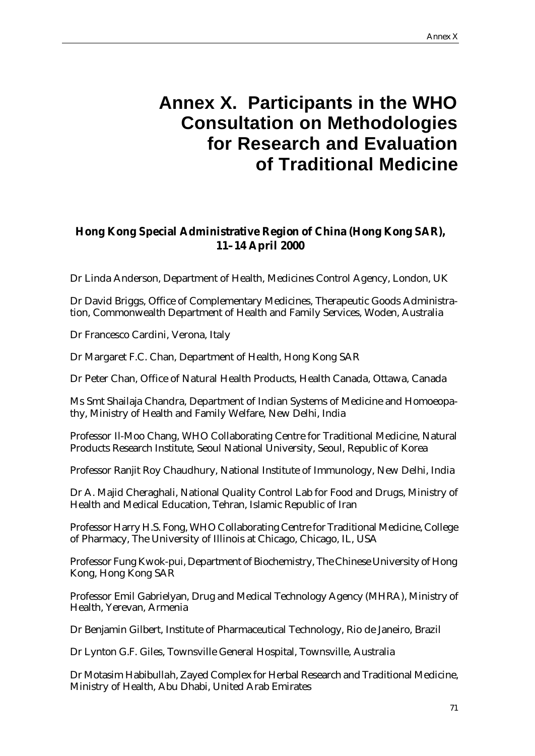# Annex X. Participants in the WHO Consultation on Methodologies for Research and Evaluation of Traditional Medicine

**Hong Kong Special Administrative Region of China (Hong Kong SAR), 11–14 April 2000**

Dr Linda Anderson, Department of Health, Medicines Control Agency, London, UK

Dr David Briggs, Office of Complementary Medicines, Therapeutic Goods Administration, Commonwealth Department of Health and Family Services, Woden, Australia

Dr Francesco Cardini, Verona, Italy

Dr Margaret F.C. Chan, Department of Health, Hong Kong SAR

Dr Peter Chan, Office of Natural Health Products, Health Canada, Ottawa, Canada

Ms Smt Shailaja Chandra, Department of Indian Systems of Medicine and Homoeopathy, Ministry of Health and Family Welfare, New Delhi, India

Professor Il-Moo Chang, WHO Collaborating Centre for Traditional Medicine, Natural Products Research Institute, Seoul National University, Seoul, Republic of Korea

Professor Ranjit Roy Chaudhury, National Institute of Immunology, New Delhi, India

Dr A. Majid Cheraghali, National Quality Control Lab for Food and Drugs, Ministry of Health and Medical Education, Tehran, Islamic Republic of Iran

Professor Harry H.S. Fong, WHO Collaborating Centre for Traditional Medicine, College of Pharmacy, The University of Illinois at Chicago, Chicago, IL, USA

Professor Fung Kwok-pui, Department of Biochemistry, The Chinese University of Hong Kong, Hong Kong SAR

Professor Emil Gabrielyan, Drug and Medical Technology Agency (MHRA), Ministry of Health, Yerevan, Armenia

Dr Benjamin Gilbert, Institute of Pharmaceutical Technology, Rio de Janeiro, Brazil

Dr Lynton G.F. Giles, Townsville General Hospital, Townsville, Australia

Dr Motasim Habibullah, Zayed Complex for Herbal Research and Traditional Medicine, Ministry of Health, Abu Dhabi, United Arab Emirates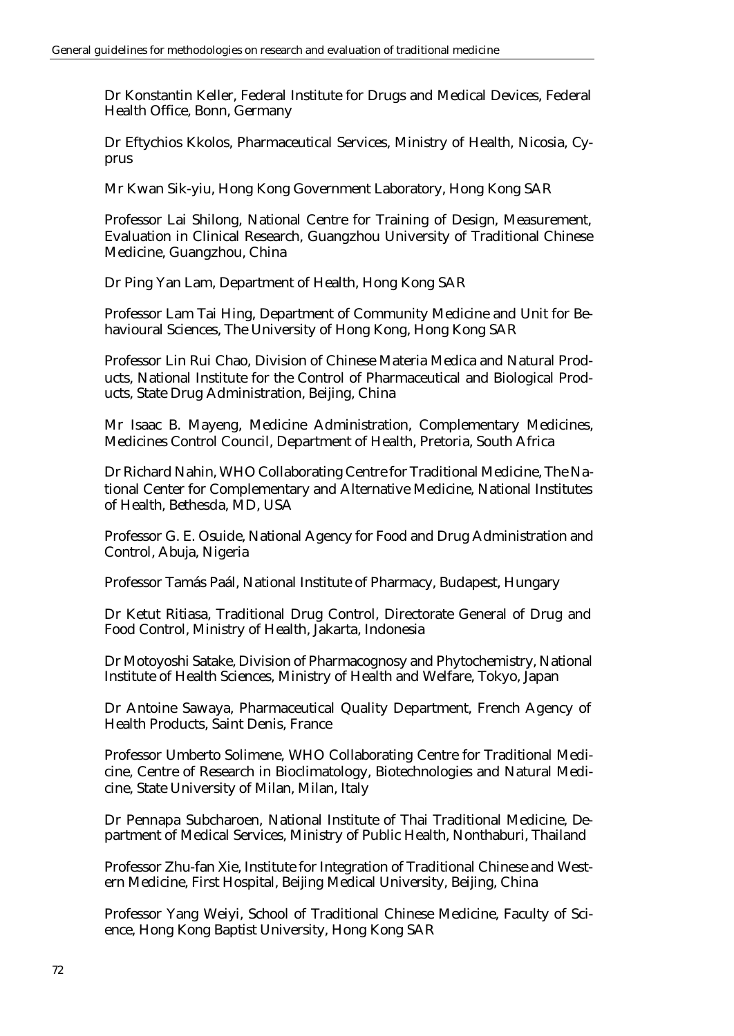Dr Konstantin Keller, Federal Institute for Drugs and Medical Devices, Federal Health Office, Bonn, Germany

Dr Eftychios Kkolos, Pharmaceutical Services, Ministry of Health, Nicosia, Cyprus

Mr Kwan Sik-yiu, Hong Kong Government Laboratory, Hong Kong SAR

Professor Lai Shilong, National Centre for Training of Design, Measurement, Evaluation in Clinical Research, Guangzhou University of Traditional Chinese Medicine, Guangzhou, China

Dr Ping Yan Lam, Department of Health, Hong Kong SAR

Professor Lam Tai Hing, Department of Community Medicine and Unit for Behavioural Sciences, The University of Hong Kong, Hong Kong SAR

Professor Lin Rui Chao, Division of Chinese Materia Medica and Natural Products, National Institute for the Control of Pharmaceutical and Biological Products, State Drug Administration, Beijing, China

Mr Isaac B. Mayeng, Medicine Administration, Complementary Medicines, Medicines Control Council, Department of Health, Pretoria, South Africa

Dr Richard Nahin, WHO Collaborating Centre for Traditional Medicine, The National Center for Complementary and Alternative Medicine, National Institutes of Health, Bethesda, MD, USA

Professor G. E. Osuide, National Agency for Food and Drug Administration and Control, Abuja, Nigeria

Professor Tamás Paál, National Institute of Pharmacy, Budapest, Hungary

Dr Ketut Ritiasa, Traditional Drug Control, Directorate General of Drug and Food Control, Ministry of Health, Jakarta, Indonesia

Dr Motoyoshi Satake, Division of Pharmacognosy and Phytochemistry, National Institute of Health Sciences, Ministry of Health and Welfare, Tokyo, Japan

Dr Antoine Sawaya, Pharmaceutical Quality Department, French Agency of Health Products, Saint Denis, France

Professor Umberto Solimene, WHO Collaborating Centre for Traditional Medicine, Centre of Research in Bioclimatology, Biotechnologies and Natural Medicine, State University of Milan, Milan, Italy

Dr Pennapa Subcharoen, National Institute of Thai Traditional Medicine, Department of Medical Services, Ministry of Public Health, Nonthaburi, Thailand

Professor Zhu-fan Xie, Institute for Integration of Traditional Chinese and Western Medicine, First Hospital, Beijing Medical University, Beijing, China

Professor Yang Weiyi, School of Traditional Chinese Medicine, Faculty of Science, Hong Kong Baptist University, Hong Kong SAR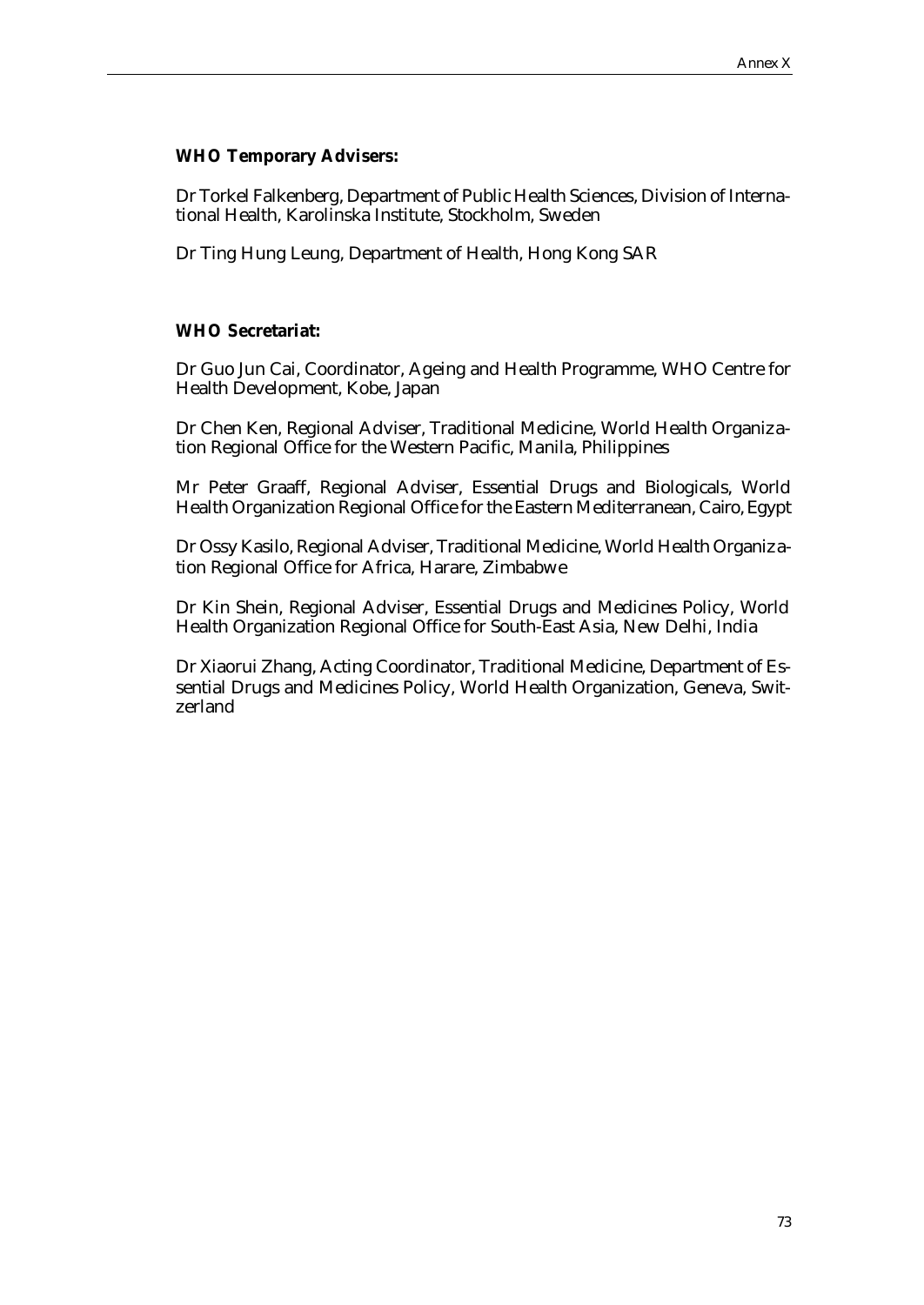**WHO Temporary Advisers:**

Dr Torkel Falkenberg, Department of Public Health Sciences, Division of International Health, Karolinska Institute, Stockholm, Sweden

Dr Ting Hung Leung, Department of Health, Hong Kong SAR

**WHO Secretariat:**

Dr Guo Jun Cai, Coordinator, Ageing and Health Programme, WHO Centre for Health Development, Kobe, Japan

Dr Chen Ken, Regional Adviser, Traditional Medicine, World Health Organization Regional Office for the Western Pacific, Manila, Philippines

Mr Peter Graaff, Regional Adviser, Essential Drugs and Biologicals, World Health Organization Regional Office for the Eastern Mediterranean, Cairo, Egypt

Dr Ossy Kasilo, Regional Adviser, Traditional Medicine, World Health Organization Regional Office for Africa, Harare, Zimbabwe

Dr Kin Shein, Regional Adviser, Essential Drugs and Medicines Policy, World Health Organization Regional Office for South-East Asia, New Delhi, India

Dr Xiaorui Zhang, Acting Coordinator, Traditional Medicine, Department of Essential Drugs and Medicines Policy, World Health Organization, Geneva, Switzerland